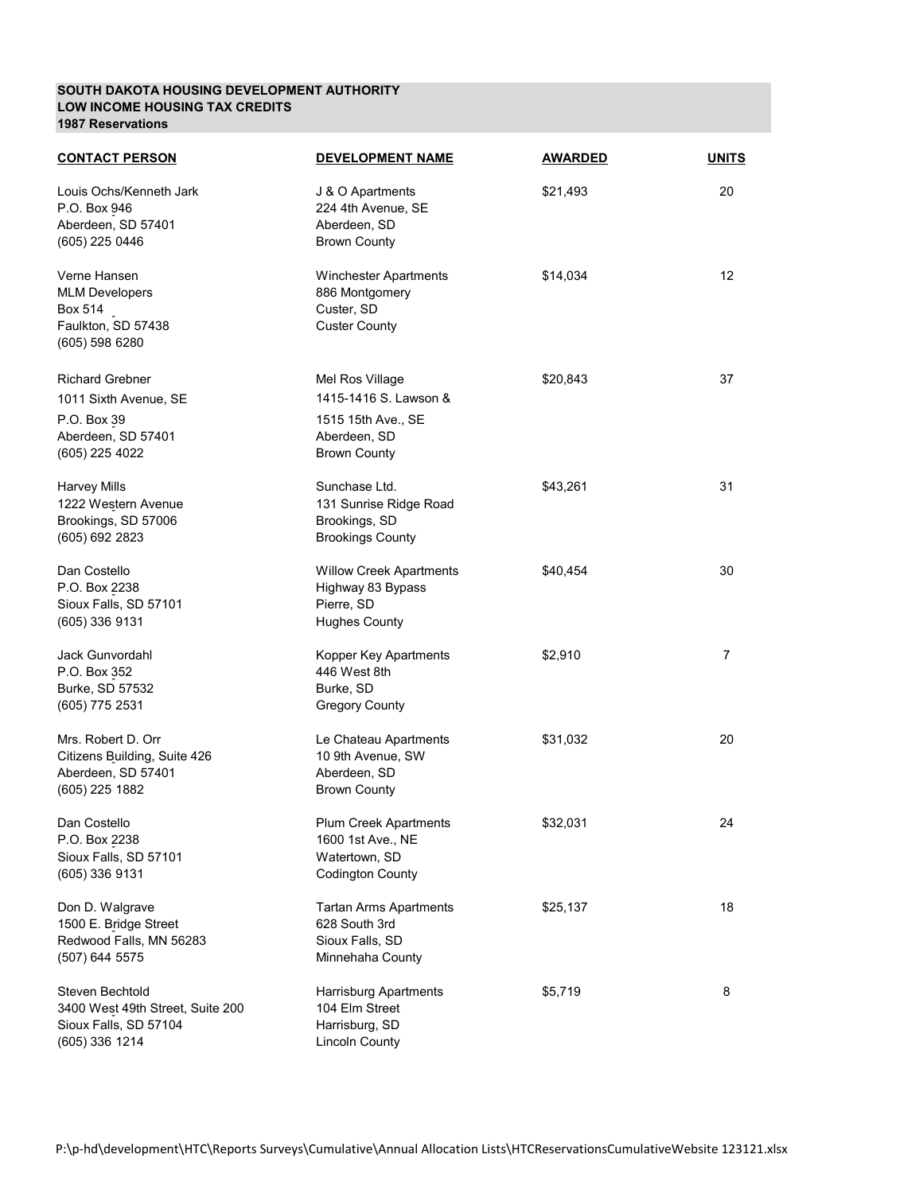**SOUTH DAKOTA HOUSING DEVELOPMENT AUTHORITY**
**LOW INCOME HOUSING TAX CREDITS**
**1987 Reservations**

| CONTACT PERSON | DEVELOPMENT NAME | AWARDED | UNITS |
|---|---|---|---|
| Louis Ochs/Kenneth Jark<br>P.O. Box 946<br>Aberdeen, SD 57401<br>(605) 225 0446 | J & O Apartments<br>224 4th Avenue, SE<br>Aberdeen, SD<br>Brown County | $21,493 | 20 |
| Verne Hansen<br>MLM Developers<br>Box 514<br>Faulkton, SD 57438<br>(605) 598 6280 | Winchester Apartments<br>886 Montgomery<br>Custer, SD<br>Custer County | $14,034 | 12 |
| Richard Grebner<br>1011 Sixth Avenue, SE<br>P.O. Box 39<br>Aberdeen, SD 57401<br>(605) 225 4022 | Mel Ros Village<br>1415-1416 S. Lawson &<br>1515 15th Ave., SE<br>Aberdeen, SD<br>Brown County | $20,843 | 37 |
| Harvey Mills<br>1222 Western Avenue<br>Brookings, SD 57006<br>(605) 692 2823 | Sunchase Ltd.<br>131 Sunrise Ridge Road<br>Brookings, SD<br>Brookings County | $43,261 | 31 |
| Dan Costello<br>P.O. Box 2238<br>Sioux Falls, SD 57101<br>(605) 336 9131 | Willow Creek Apartments<br>Highway 83 Bypass<br>Pierre, SD<br>Hughes County | $40,454 | 30 |
| Jack Gunvordahl<br>P.O. Box 352<br>Burke, SD 57532<br>(605) 775 2531 | Kopper Key Apartments<br>446 West 8th<br>Burke, SD<br>Gregory County | $2,910 | 7 |
| Mrs. Robert D. Orr<br>Citizens Building, Suite 426<br>Aberdeen, SD 57401<br>(605) 225 1882 | Le Chateau Apartments<br>10 9th Avenue, SW<br>Aberdeen, SD<br>Brown County | $31,032 | 20 |
| Dan Costello<br>P.O. Box 2238<br>Sioux Falls, SD 57101<br>(605) 336 9131 | Plum Creek Apartments<br>1600 1st Ave., NE<br>Watertown, SD<br>Codington County | $32,031 | 24 |
| Don D. Walgrave<br>1500 E. Bridge Street<br>Redwood Falls, MN 56283<br>(507) 644 5575 | Tartan Arms Apartments<br>628 South 3rd<br>Sioux Falls, SD<br>Minnehaha County | $25,137 | 18 |
| Steven Bechtold<br>3400 West 49th Street, Suite 200<br>Sioux Falls, SD 57104<br>(605) 336 1214 | Harrisburg Apartments<br>104 Elm Street<br>Harrisburg, SD<br>Lincoln County | $5,719 | 8 |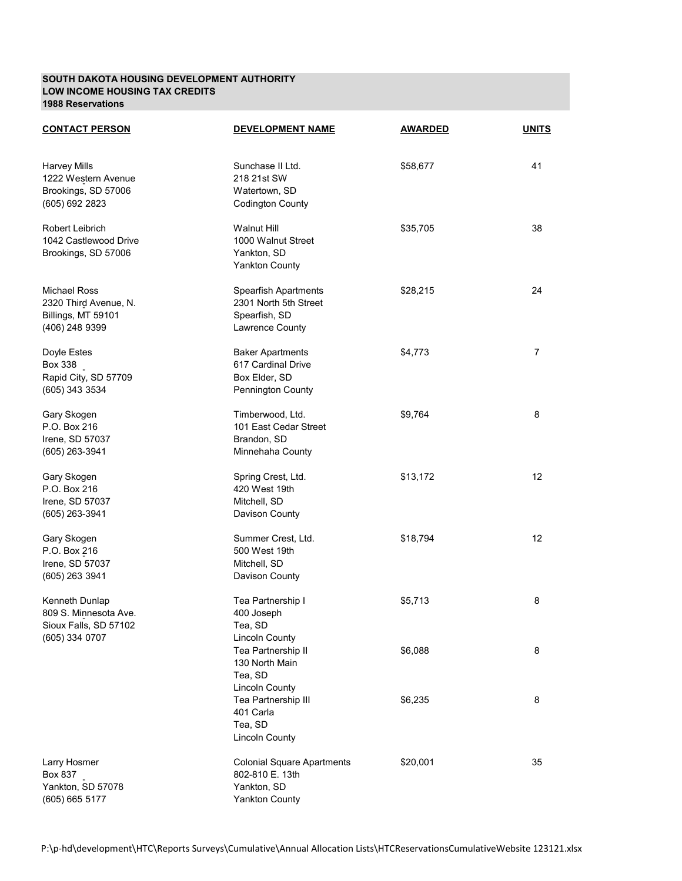**SOUTH DAKOTA HOUSING DEVELOPMENT AUTHORITY**
**LOW INCOME HOUSING TAX CREDITS**
**1988 Reservations**

| CONTACT PERSON | DEVELOPMENT NAME | AWARDED | UNITS |
|---|---|---|---|
| Harvey Mills<br>1222 Western Avenue<br>Brookings, SD 57006<br>(605) 692 2823 | Sunchase II Ltd.<br>218 21st SW<br>Watertown, SD<br>Codington County | \$58,677 | 41 |
| Robert Leibrich<br>1042 Castlewood Drive<br>Brookings, SD 57006 | Walnut Hill<br>1000 Walnut Street<br>Yankton, SD<br>Yankton County | \$35,705 | 38 |
| Michael Ross<br>2320 Third Avenue, N.<br>Billings, MT 59101<br>(406) 248 9399 | Spearfish Apartments<br>2301 North 5th Street<br>Spearfish, SD<br>Lawrence County | \$28,215 | 24 |
| Doyle Estes<br>Box 338<br>Rapid City, SD 57709<br>(605) 343 3534 | Baker Apartments<br>617 Cardinal Drive<br>Box Elder, SD<br>Pennington County | \$4,773 | 7 |
| Gary Skogen<br>P.O. Box 216<br>Irene, SD 57037<br>(605) 263-3941 | Timberwood, Ltd.<br>101 East Cedar Street<br>Brandon, SD<br>Minnehaha County | \$9,764 | 8 |
| Gary Skogen<br>P.O. Box 216<br>Irene, SD 57037<br>(605) 263-3941 | Spring Crest, Ltd.<br>420 West 19th<br>Mitchell, SD<br>Davison County | \$13,172 | 12 |
| Gary Skogen<br>P.O. Box 216<br>Irene, SD 57037<br>(605) 263 3941 | Summer Crest, Ltd.<br>500 West 19th<br>Mitchell, SD<br>Davison County | \$18,794 | 12 |
| Kenneth Dunlap<br>809 S. Minnesota Ave.<br>Sioux Falls, SD 57102<br>(605) 334 0707 | Tea Partnership I<br>400 Joseph<br>Tea, SD<br>Lincoln County | \$5,713 | 8 |
| | Tea Partnership II<br>130 North Main<br>Tea, SD<br>Lincoln County | \$6,088 | 8 |
| | Tea Partnership III<br>401 Carla<br>Tea, SD<br>Lincoln County | \$6,235 | 8 |
| Larry Hosmer<br>Box 837<br>Yankton, SD 57078<br>(605) 665 5177 | Colonial Square Apartments<br>802-810 E. 13th<br>Yankton, SD<br>Yankton County | \$20,001 | 35 |

P:\p-hd\development\HTC\Reports Surveys\Cumulative\Annual Allocation Lists\HTCReservationsCumulativeWebsite 123121.xlsx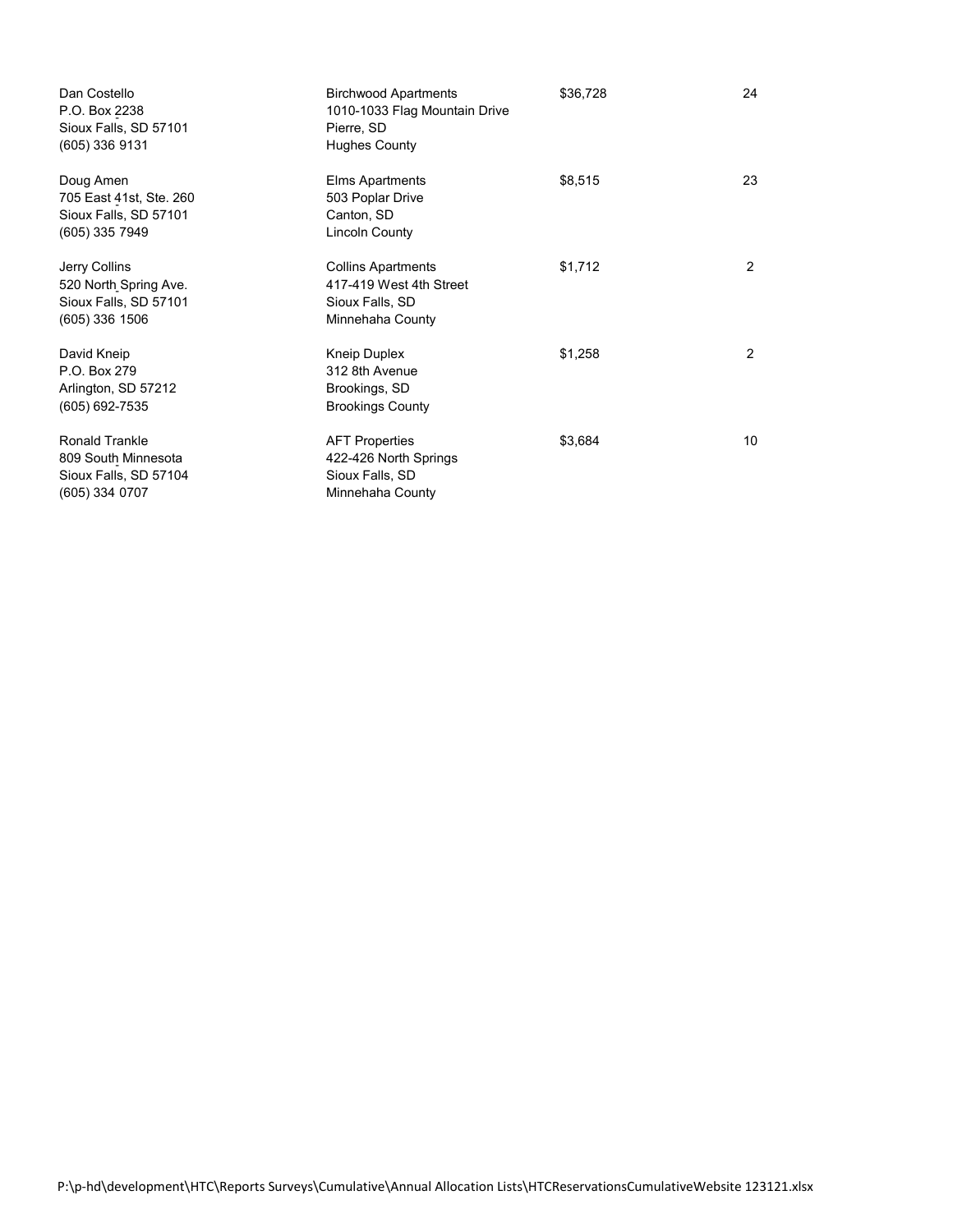| | | | |
|---|---|---|---|
| Dan Costello<br>P.O. Box 2238<br>Sioux Falls, SD 57101<br>(605) 336 9131 | Birchwood Apartments<br>1010-1033 Flag Mountain Drive<br>Pierre, SD<br>Hughes County | $36,728 | 24 |
| Doug Amen<br>705 East 41st, Ste. 260<br>Sioux Falls, SD 57101<br>(605) 335 7949 | Elms Apartments<br>503 Poplar Drive<br>Canton, SD<br>Lincoln County | $8,515 | 23 |
| Jerry Collins<br>520 North Spring Ave.<br>Sioux Falls, SD 57101<br>(605) 336 1506 | Collins Apartments<br>417-419 West 4th Street<br>Sioux Falls, SD<br>Minnehaha County | $1,712 | 2 |
| David Kneip<br>P.O. Box 279<br>Arlington, SD 57212<br>(605) 692-7535 | Kneip Duplex<br>312 8th Avenue<br>Brookings, SD<br>Brookings County | $1,258 | 2 |
| Ronald Trankle<br>809 South Minnesota<br>Sioux Falls, SD 57104<br>(605) 334 0707 | AFT Properties<br>422-426 North Springs<br>Sioux Falls, SD<br>Minnehaha County | $3,684 | 10 |

P:\p-hd\development\HTC\Reports Surveys\Cumulative\Annual Allocation Lists\HTCReservationsCumulativeWebsite 123121.xlsx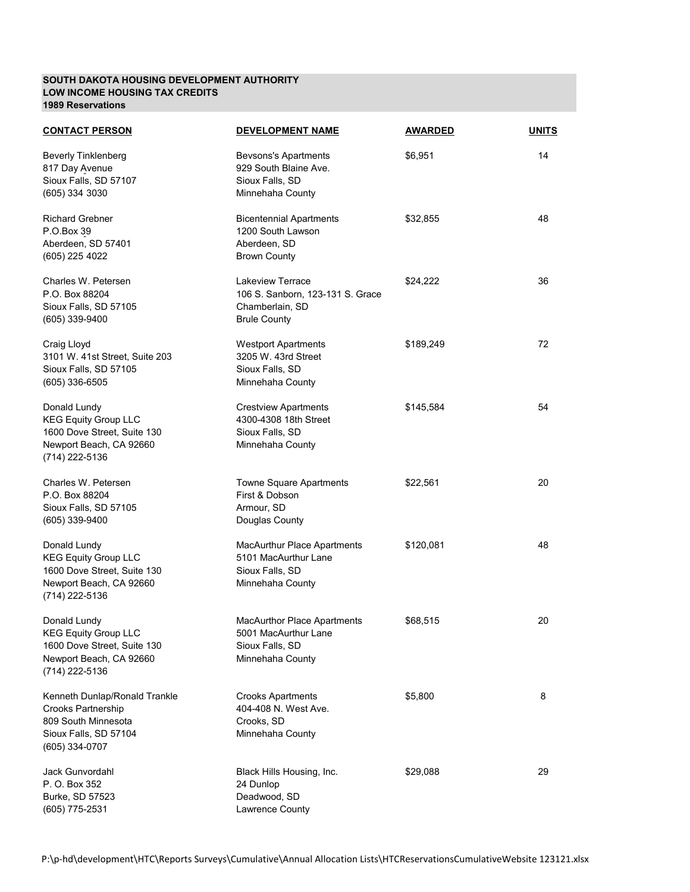**SOUTH DAKOTA HOUSING DEVELOPMENT AUTHORITY**
**LOW INCOME HOUSING TAX CREDITS**
**1989 Reservations**

| CONTACT PERSON | DEVELOPMENT NAME | AWARDED | UNITS |
|---|---|---|---|
| Beverly Tinklenberg<br>817 Day Avenue<br>Sioux Falls, SD 57107<br>(605) 334 3030 | Bevsons's Apartments<br>929 South Blaine Ave.<br>Sioux Falls, SD<br>Minnehaha County | $6,951 | 14 |
| Richard Grebner<br>P.O.Box 39<br>Aberdeen, SD 57401<br>(605) 225 4022 | Bicentennial Apartments<br>1200 South Lawson<br>Aberdeen, SD<br>Brown County | $32,855 | 48 |
| Charles W. Petersen<br>P.O. Box 88204<br>Sioux Falls, SD 57105<br>(605) 339-9400 | Lakeview Terrace<br>106 S. Sanborn, 123-131 S. Grace<br>Chamberlain, SD<br>Brule County | $24,222 | 36 |
| Craig Lloyd<br>3101 W. 41st Street, Suite 203<br>Sioux Falls, SD 57105<br>(605) 336-6505 | Westport Apartments<br>3205 W. 43rd Street<br>Sioux Falls, SD<br>Minnehaha County | $189,249 | 72 |
| Donald Lundy<br>KEG Equity Group LLC<br>1600 Dove Street, Suite 130<br>Newport Beach, CA 92660<br>(714) 222-5136 | Crestview Apartments<br>4300-4308 18th Street<br>Sioux Falls, SD<br>Minnehaha County | $145,584 | 54 |
| Charles W. Petersen<br>P.O. Box 88204<br>Sioux Falls, SD 57105<br>(605) 339-9400 | Towne Square Apartments<br>First & Dobson<br>Armour, SD<br>Douglas County | $22,561 | 20 |
| Donald Lundy<br>KEG Equity Group LLC<br>1600 Dove Street, Suite 130<br>Newport Beach, CA 92660<br>(714) 222-5136 | MacAurthur Place Apartments<br>5101 MacAurthur Lane<br>Sioux Falls, SD<br>Minnehaha County | $120,081 | 48 |
| Donald Lundy<br>KEG Equity Group LLC<br>1600 Dove Street, Suite 130<br>Newport Beach, CA 92660<br>(714) 222-5136 | MacAurthor Place Apartments<br>5001 MacAurthur Lane<br>Sioux Falls, SD<br>Minnehaha County | $68,515 | 20 |
| Kenneth Dunlap/Ronald Trankle<br>Crooks Partnership<br>809 South Minnesota<br>Sioux Falls, SD 57104<br>(605) 334-0707 | Crooks Apartments<br>404-408 N. West Ave.<br>Crooks, SD<br>Minnehaha County | $5,800 | 8 |
| Jack Gunvordahl<br>P. O. Box 352<br>Burke, SD 57523<br>(605) 775-2531 | Black Hills Housing, Inc.<br>24 Dunlop<br>Deadwood, SD<br>Lawrence County | $29,088 | 29 |

P:\p-hd\development\HTC\Reports Surveys\Cumulative\Annual Allocation Lists\HTCReservationsCumulativeWebsite 123121.xlsx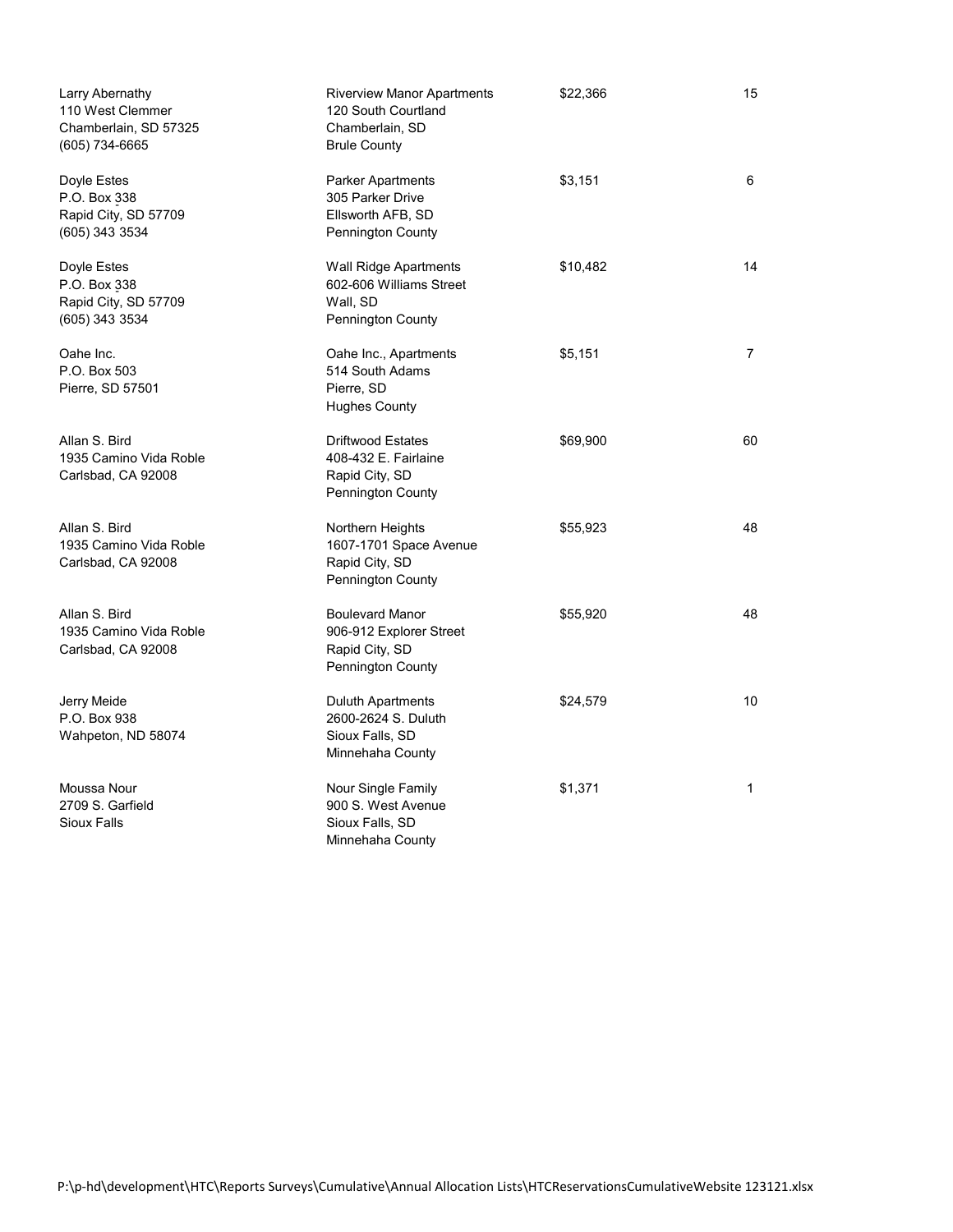| | | | |
|---|---|---|---|
| Larry Abernathy<br>110 West Clemmer<br>Chamberlain, SD 57325<br>(605) 734-6665 | Riverview Manor Apartments<br>120 South Courtland<br>Chamberlain, SD<br>Brule County | $22,366 | 15 |
| Doyle Estes<br>P.O. Box 338<br>Rapid City, SD 57709<br>(605) 343 3534 | Parker Apartments<br>305 Parker Drive<br>Ellsworth AFB, SD<br>Pennington County | $3,151 | 6 |
| Doyle Estes<br>P.O. Box 338<br>Rapid City, SD 57709<br>(605) 343 3534 | Wall Ridge Apartments<br>602-606 Williams Street<br>Wall, SD<br>Pennington County | $10,482 | 14 |
| Oahe Inc.<br>P.O. Box 503<br>Pierre, SD 57501 | Oahe Inc., Apartments<br>514 South Adams<br>Pierre, SD<br>Hughes County | $5,151 | 7 |
| Allan S. Bird<br>1935 Camino Vida Roble<br>Carlsbad, CA 92008 | Driftwood Estates<br>408-432 E. Fairlaine<br>Rapid City, SD<br>Pennington County | $69,900 | 60 |
| Allan S. Bird<br>1935 Camino Vida Roble<br>Carlsbad, CA 92008 | Northern Heights<br>1607-1701 Space Avenue<br>Rapid City, SD<br>Pennington County | $55,923 | 48 |
| Allan S. Bird<br>1935 Camino Vida Roble<br>Carlsbad, CA 92008 | Boulevard Manor<br>906-912 Explorer Street<br>Rapid City, SD<br>Pennington County | $55,920 | 48 |
| Jerry Meide<br>P.O. Box 938<br>Wahpeton, ND 58074 | Duluth Apartments<br>2600-2624 S. Duluth<br>Sioux Falls, SD<br>Minnehaha County | $24,579 | 10 |
| Moussa Nour<br>2709 S. Garfield<br>Sioux Falls | Nour Single Family<br>900 S. West Avenue<br>Sioux Falls, SD<br>Minnehaha County | $1,371 | 1 |

P:\p-hd\development\HTC\Reports Surveys\Cumulative\Annual Allocation Lists\HTCReservationsCumulativeWebsite 123121.xlsx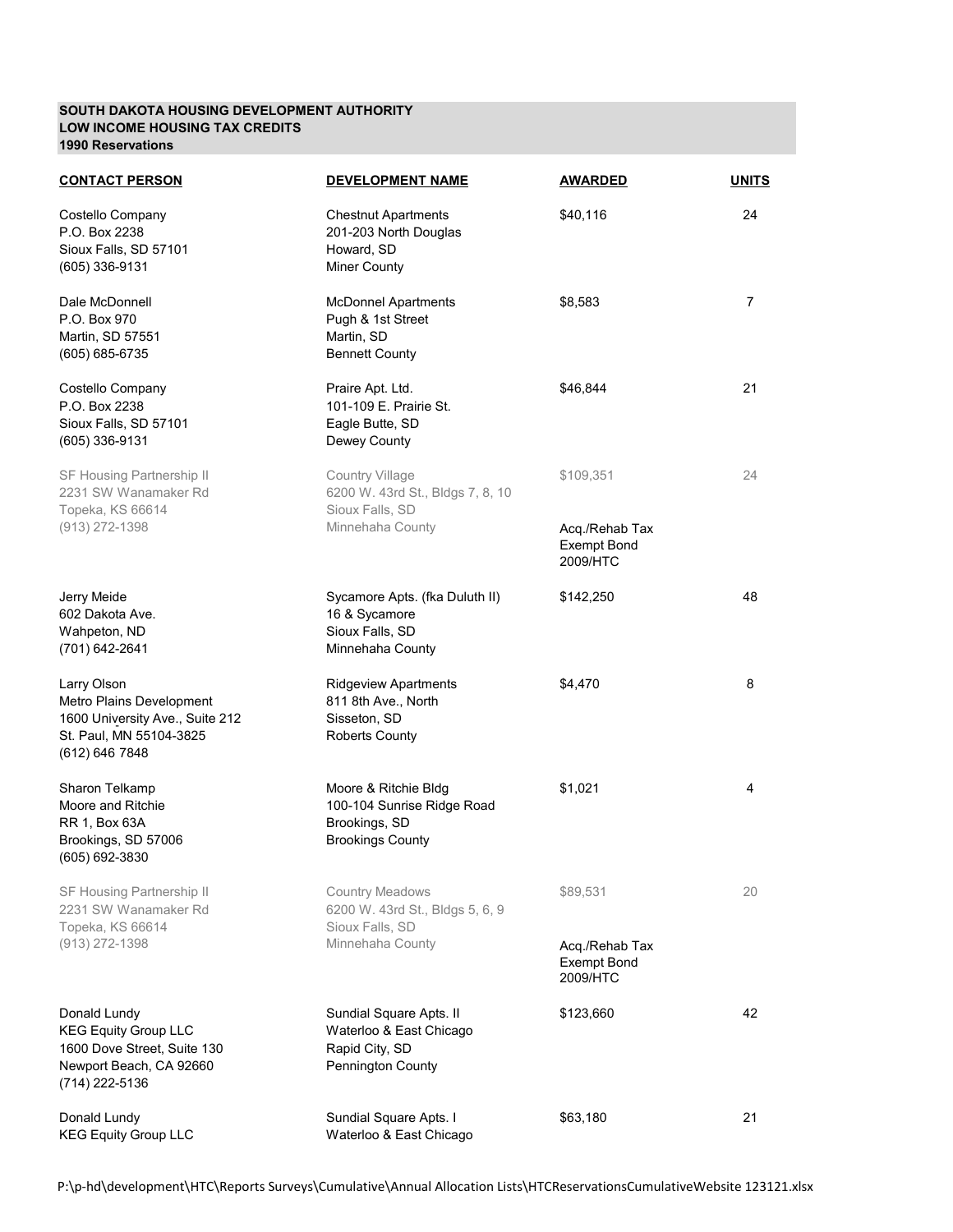**SOUTH DAKOTA HOUSING DEVELOPMENT AUTHORITY**
**LOW INCOME HOUSING TAX CREDITS**
**1990 Reservations**

| CONTACT PERSON | DEVELOPMENT NAME | AWARDED | UNITS |
|---|---|---|---|
| Costello Company<br>P.O. Box 2238<br>Sioux Falls, SD 57101<br>(605) 336-9131 | Chestnut Apartments<br>201-203 North Douglas<br>Howard, SD<br>Miner County | $40,116 | 24 |
| Dale McDonnell<br>P.O. Box 970<br>Martin, SD 57551<br>(605) 685-6735 | McDonnel Apartments<br>Pugh & 1st Street<br>Martin, SD<br>Bennett County | $8,583 | 7 |
| Costello Company<br>P.O. Box 2238<br>Sioux Falls, SD 57101<br>(605) 336-9131 | Praire Apt. Ltd.<br>101-109 E. Prairie St.<br>Eagle Butte, SD<br>Dewey County | $46,844 | 21 |
| SF Housing Partnership II<br>2231 SW Wanamaker Rd<br>Topeka, KS 66614<br>(913) 272-1398 | Country Village<br>6200 W. 43rd St., Bldgs 7, 8, 10<br>Sioux Falls, SD<br>Minnehaha County | $109,351<br><br>Acq./Rehab Tax Exempt Bond 2009/HTC | 24 |
| Jerry Meide<br>602 Dakota Ave.<br>Wahpeton, ND<br>(701) 642-2641 | Sycamore Apts. (fka Duluth II)<br>16 & Sycamore<br>Sioux Falls, SD<br>Minnehaha County | $142,250 | 48 |
| Larry Olson<br>Metro Plains Development<br>1600 University Ave., Suite 212<br>St. Paul, MN 55104-3825<br>(612) 646 7848 | Ridgeview Apartments<br>811 8th Ave., North<br>Sisseton, SD<br>Roberts County | $4,470 | 8 |
| Sharon Telkamp<br>Moore and Ritchie<br>RR 1, Box 63A<br>Brookings, SD 57006<br>(605) 692-3830 | Moore & Ritchie Bldg<br>100-104 Sunrise Ridge Road<br>Brookings, SD<br>Brookings County | $1,021 | 4 |
| SF Housing Partnership II<br>2231 SW Wanamaker Rd<br>Topeka, KS 66614<br>(913) 272-1398 | Country Meadows<br>6200 W. 43rd St., Bldgs 5, 6, 9<br>Sioux Falls, SD<br>Minnehaha County | $89,531<br><br>Acq./Rehab Tax Exempt Bond 2009/HTC | 20 |
| Donald Lundy<br>KEG Equity Group LLC<br>1600 Dove Street, Suite 130<br>Newport Beach, CA 92660<br>(714) 222-5136 | Sundial Square Apts. II<br>Waterloo & East Chicago<br>Rapid City, SD<br>Pennington County | $123,660 | 42 |
| Donald Lundy<br>KEG Equity Group LLC | Sundial Square Apts. I<br>Waterloo & East Chicago | $63,180 | 21 |

P:\p-hd\development\HTC\Reports Surveys\Cumulative\Annual Allocation Lists\HTCReservationsCumulativeWebsite 123121.xlsx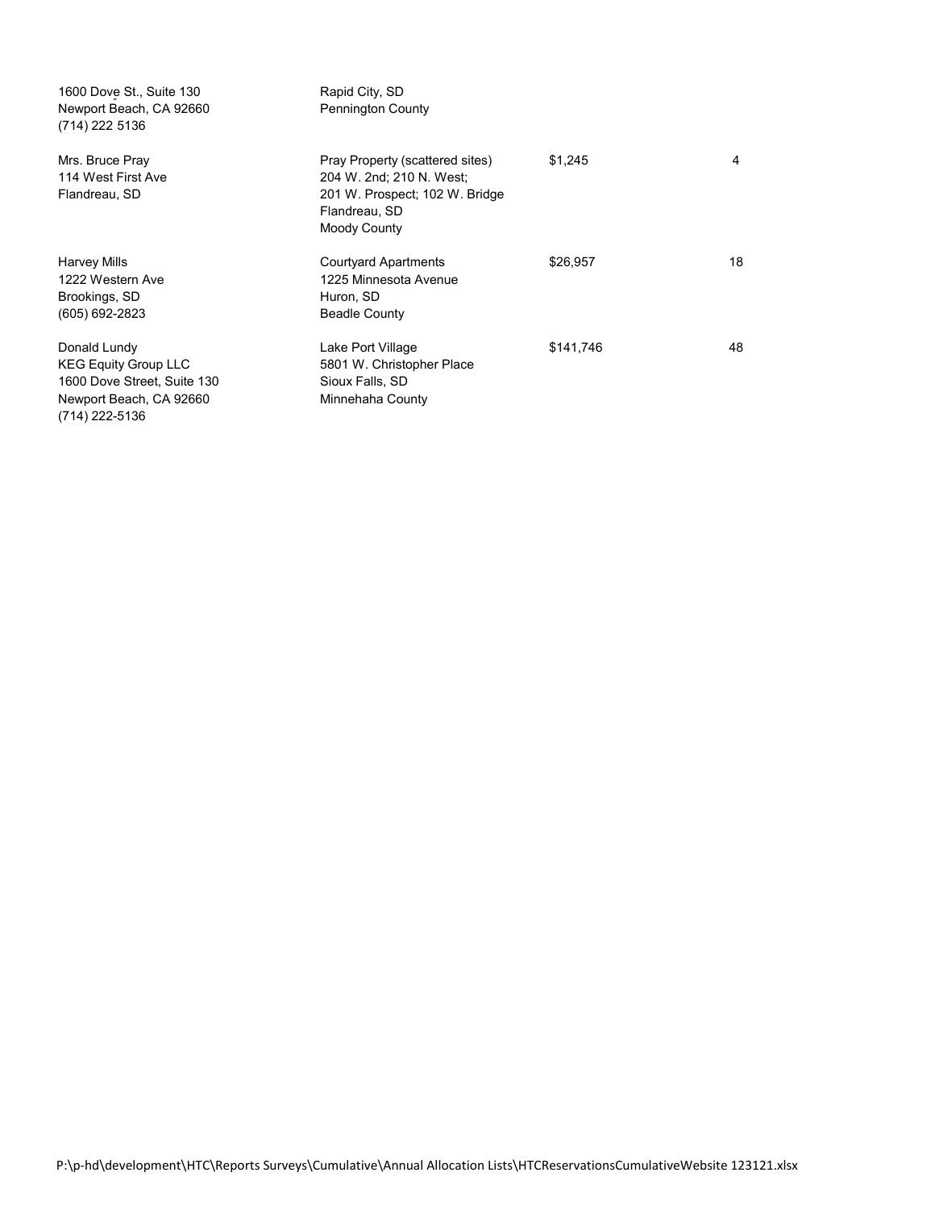| | | | |
|---|---|---|---|
| 1600 Dove St., Suite 130<br>Newport Beach, CA 92660<br>(714) 222 5136 | Rapid City, SD<br>Pennington County | | |
| Mrs. Bruce Pray<br>114 West First Ave<br>Flandreau, SD | Pray Property (scattered sites)<br>204 W. 2nd; 210 N. West;<br>201 W. Prospect; 102 W. Bridge<br>Flandreau, SD<br>Moody County | $1,245 | 4 |
| Harvey Mills<br>1222 Western Ave<br>Brookings, SD<br>(605) 692-2823 | Courtyard Apartments<br>1225 Minnesota Avenue<br>Huron, SD<br>Beadle County | $26,957 | 18 |
| Donald Lundy<br>KEG Equity Group LLC<br>1600 Dove Street, Suite 130<br>Newport Beach, CA 92660<br>(714) 222-5136 | Lake Port Village<br>5801 W. Christopher Place<br>Sioux Falls, SD<br>Minnehaha County | $141,746 | 48 |

P:\p-hd\development\HTC\Reports Surveys\Cumulative\Annual Allocation Lists\HTCReservationsCumulativeWebsite 123121.xlsx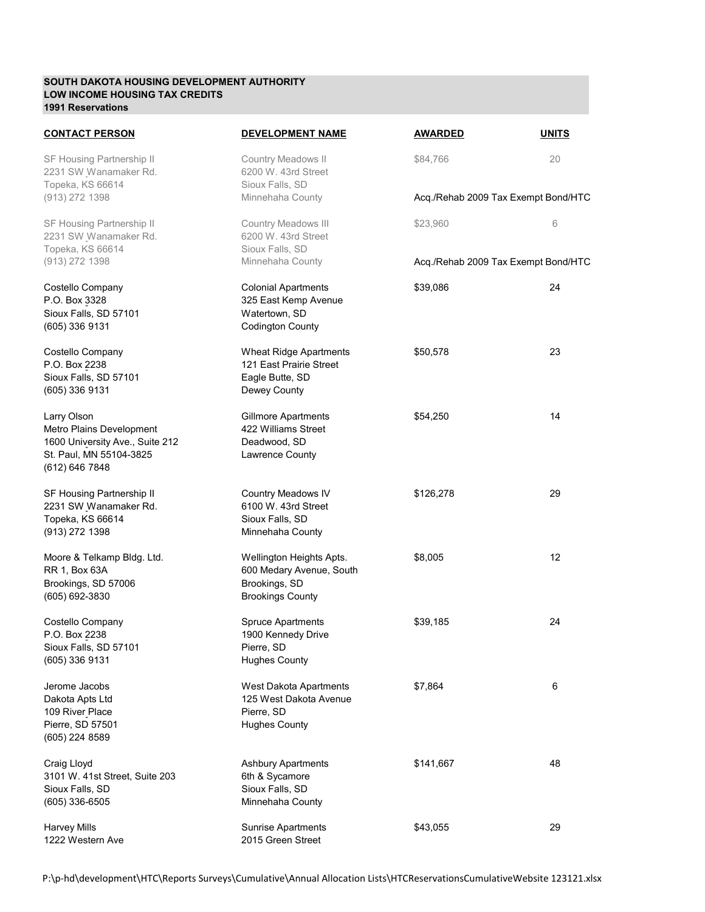**SOUTH DAKOTA HOUSING DEVELOPMENT AUTHORITY**
**LOW INCOME HOUSING TAX CREDITS**
**1991 Reservations**

| CONTACT PERSON | DEVELOPMENT NAME | AWARDED | UNITS |
|---|---|---|---|
| SF Housing Partnership II<br>2231 SW Wanamaker Rd.<br>Topeka, KS 66614<br>(913) 272 1398 | Country Meadows II<br>6200 W. 43rd Street<br>Sioux Falls, SD<br>Minnehaha County | $84,766<br><br>Acq./Rehab 2009 Tax Exempt Bond/HTC | 20 |
| SF Housing Partnership II<br>2231 SW Wanamaker Rd.<br>Topeka, KS 66614<br>(913) 272 1398 | Country Meadows III<br>6200 W. 43rd Street<br>Sioux Falls, SD<br>Minnehaha County | $23,960<br><br>Acq./Rehab 2009 Tax Exempt Bond/HTC | 6 |
| Costello Company<br>P.O. Box 3328<br>Sioux Falls, SD 57101<br>(605) 336 9131 | Colonial Apartments<br>325 East Kemp Avenue<br>Watertown, SD<br>Codington County | $39,086 | 24 |
| Costello Company<br>P.O. Box 2238<br>Sioux Falls, SD 57101<br>(605) 336 9131 | Wheat Ridge Apartments<br>121 East Prairie Street<br>Eagle Butte, SD<br>Dewey County | $50,578 | 23 |
| Larry Olson<br>Metro Plains Development<br>1600 University Ave., Suite 212<br>St. Paul, MN 55104-3825<br>(612) 646 7848 | Gillmore Apartments<br>422 Williams Street<br>Deadwood, SD<br>Lawrence County | $54,250 | 14 |
| SF Housing Partnership II<br>2231 SW Wanamaker Rd.<br>Topeka, KS 66614<br>(913) 272 1398 | Country Meadows IV<br>6100 W. 43rd Street<br>Sioux Falls, SD<br>Minnehaha County | $126,278 | 29 |
| Moore & Telkamp Bldg. Ltd.<br>RR 1, Box 63A<br>Brookings, SD 57006<br>(605) 692-3830 | Wellington Heights Apts.<br>600 Medary Avenue, South<br>Brookings, SD<br>Brookings County | $8,005 | 12 |
| Costello Company<br>P.O. Box 2238<br>Sioux Falls, SD 57101<br>(605) 336 9131 | Spruce Apartments<br>1900 Kennedy Drive<br>Pierre, SD<br>Hughes County | $39,185 | 24 |
| Jerome Jacobs<br>Dakota Apts Ltd<br>109 River Place<br>Pierre, SD 57501<br>(605) 224 8589 | West Dakota Apartments<br>125 West Dakota Avenue<br>Pierre, SD<br>Hughes County | $7,864 | 6 |
| Craig Lloyd<br>3101 W. 41st Street, Suite 203<br>Sioux Falls, SD<br>(605) 336-6505 | Ashbury Apartments<br>6th & Sycamore<br>Sioux Falls, SD<br>Minnehaha County | $141,667 | 48 |
| Harvey Mills<br>1222 Western Ave | Sunrise Apartments<br>2015 Green Street | $43,055 | 29 |

P:\p-hd\development\HTC\Reports Surveys\Cumulative\Annual Allocation Lists\HTCReservationsCumulativeWebsite 123121.xlsx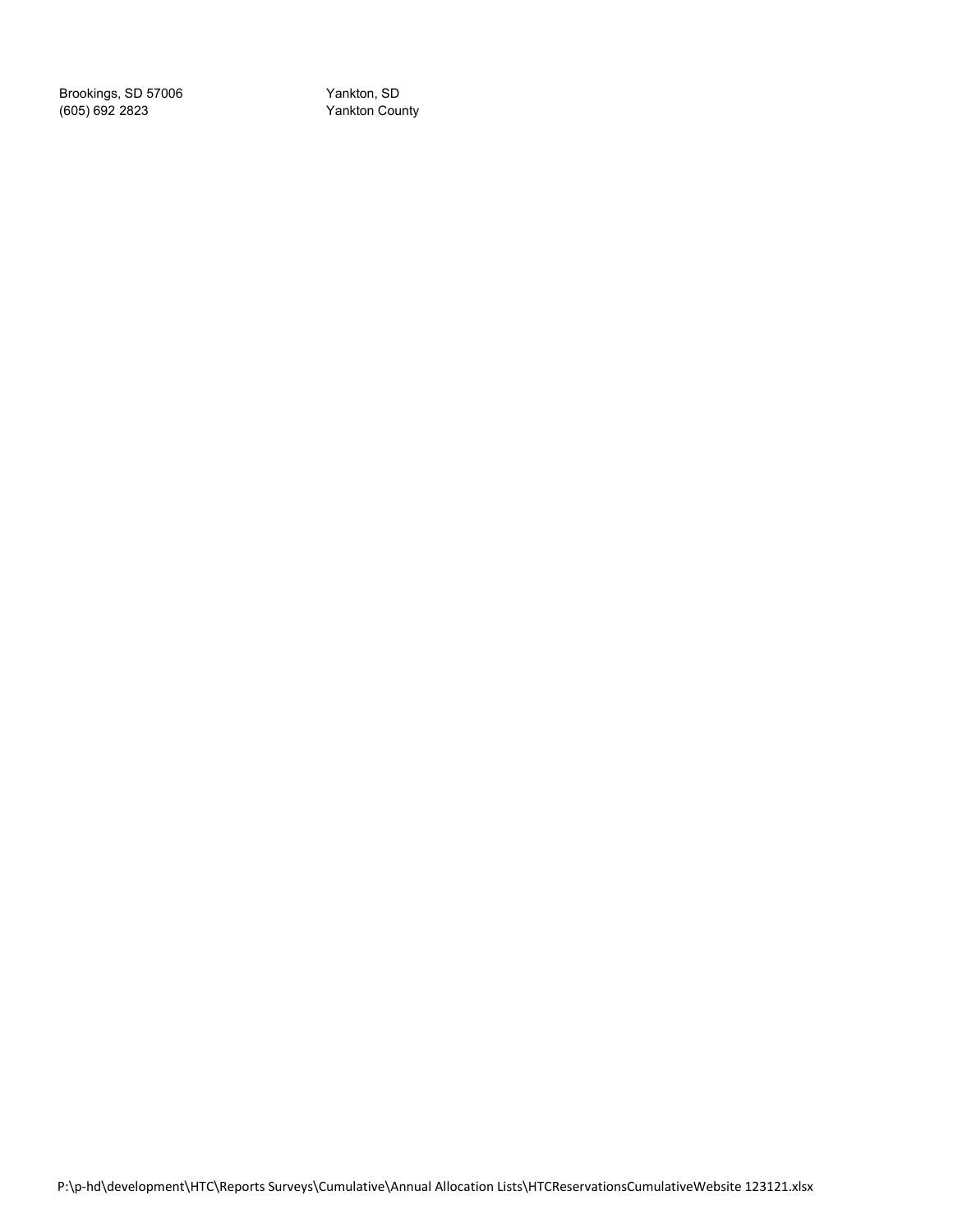| | |
|---|---|
| Brookings, SD 57006 | Yankton, SD |
| (605) 692 2823 | Yankton County |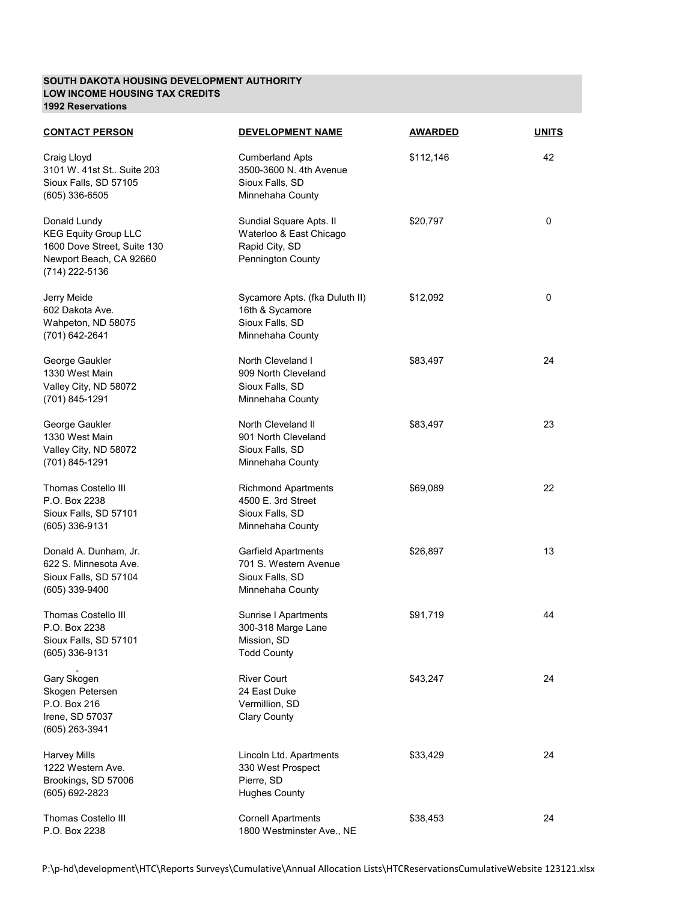**SOUTH DAKOTA HOUSING DEVELOPMENT AUTHORITY**
**LOW INCOME HOUSING TAX CREDITS**
**1992 Reservations**

| CONTACT PERSON | DEVELOPMENT NAME | AWARDED | UNITS |
|---|---|---|---|
| Craig Lloyd<br>3101 W. 41st St.. Suite 203<br>Sioux Falls, SD 57105<br>(605) 336-6505 | Cumberland Apts<br>3500-3600 N. 4th Avenue<br>Sioux Falls, SD<br>Minnehaha County | $112,146 | 42 |
| Donald Lundy<br>KEG Equity Group LLC<br>1600 Dove Street, Suite 130<br>Newport Beach, CA 92660<br>(714) 222-5136 | Sundial Square Apts. II<br>Waterloo & East Chicago<br>Rapid City, SD<br>Pennington County | $20,797 | 0 |
| Jerry Meide<br>602 Dakota Ave.<br>Wahpeton, ND 58075<br>(701) 642-2641 | Sycamore Apts. (fka Duluth II)<br>16th & Sycamore<br>Sioux Falls, SD<br>Minnehaha County | $12,092 | 0 |
| George Gaukler<br>1330 West Main<br>Valley City, ND 58072<br>(701) 845-1291 | North Cleveland I<br>909 North Cleveland<br>Sioux Falls, SD<br>Minnehaha County | $83,497 | 24 |
| George Gaukler<br>1330 West Main<br>Valley City, ND 58072<br>(701) 845-1291 | North Cleveland II<br>901 North Cleveland<br>Sioux Falls, SD<br>Minnehaha County | $83,497 | 23 |
| Thomas Costello III<br>P.O. Box 2238<br>Sioux Falls, SD 57101<br>(605) 336-9131 | Richmond Apartments<br>4500 E. 3rd Street<br>Sioux Falls, SD<br>Minnehaha County | $69,089 | 22 |
| Donald A. Dunham, Jr.<br>622 S. Minnesota Ave.<br>Sioux Falls, SD 57104<br>(605) 339-9400 | Garfield Apartments<br>701 S. Western Avenue<br>Sioux Falls, SD<br>Minnehaha County | $26,897 | 13 |
| Thomas Costello III<br>P.O. Box 2238<br>Sioux Falls, SD 57101<br>(605) 336-9131 | Sunrise I Apartments<br>300-318 Marge Lane<br>Mission, SD<br>Todd County | $91,719 | 44 |
| Gary Skogen<br>Skogen Petersen<br>P.O. Box 216<br>Irene, SD 57037<br>(605) 263-3941 | River Court<br>24 East Duke<br>Vermillion, SD<br>Clary County | $43,247 | 24 |
| Harvey Mills<br>1222 Western Ave.<br>Brookings, SD 57006<br>(605) 692-2823 | Lincoln Ltd. Apartments<br>330 West Prospect<br>Pierre, SD<br>Hughes County | $33,429 | 24 |
| Thomas Costello III<br>P.O. Box 2238 | Cornell Apartments<br>1800 Westminster Ave., NE | $38,453 | 24 |

P:\p-hd\development\HTC\Reports Surveys\Cumulative\Annual Allocation Lists\HTCReservationsCumulativeWebsite 123121.xlsx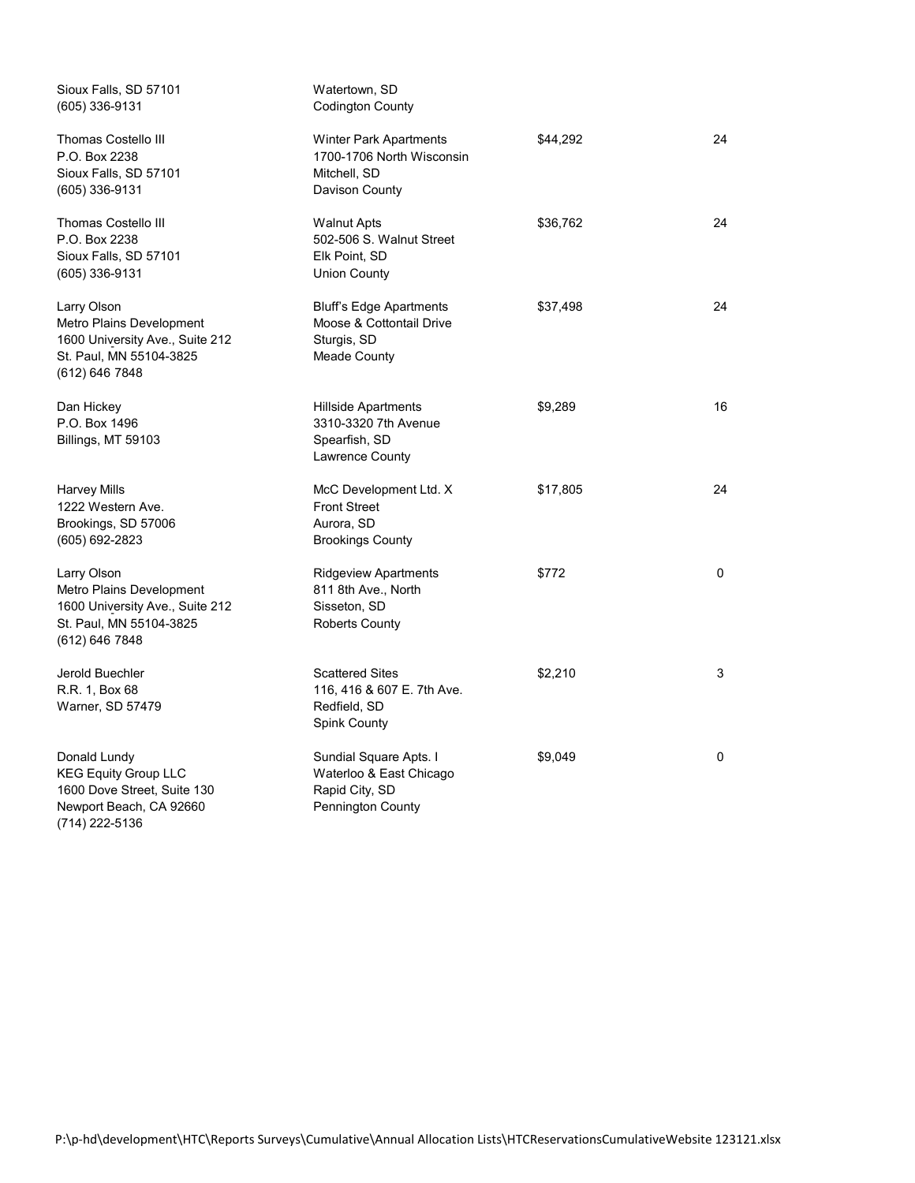| | | | |
|---|---|---|---|
| Sioux Falls, SD 57101<br>(605) 336-9131 | Watertown, SD<br>Codington County | | |
| Thomas Costello III<br>P.O. Box 2238<br>Sioux Falls, SD 57101<br>(605) 336-9131 | Winter Park Apartments<br>1700-1706 North Wisconsin<br>Mitchell, SD<br>Davison County | $44,292 | 24 |
| Thomas Costello III<br>P.O. Box 2238<br>Sioux Falls, SD 57101<br>(605) 336-9131 | Walnut Apts<br>502-506 S. Walnut Street<br>Elk Point, SD<br>Union County | $36,762 | 24 |
| Larry Olson<br>Metro Plains Development<br>1600 University Ave., Suite 212<br>St. Paul, MN 55104-3825<br>(612) 646 7848 | Bluff's Edge Apartments<br>Moose & Cottontail Drive<br>Sturgis, SD<br>Meade County | $37,498 | 24 |
| Dan Hickey<br>P.O. Box 1496<br>Billings, MT 59103 | Hillside Apartments<br>3310-3320 7th Avenue<br>Spearfish, SD<br>Lawrence County | $9,289 | 16 |
| Harvey Mills<br>1222 Western Ave.<br>Brookings, SD 57006<br>(605) 692-2823 | McC Development Ltd. X<br>Front Street<br>Aurora, SD<br>Brookings County | $17,805 | 24 |
| Larry Olson<br>Metro Plains Development<br>1600 University Ave., Suite 212<br>St. Paul, MN 55104-3825<br>(612) 646 7848 | Ridgeview Apartments<br>811 8th Ave., North<br>Sisseton, SD<br>Roberts County | $772 | 0 |
| Jerold Buechler<br>R.R. 1, Box 68<br>Warner, SD 57479 | Scattered Sites<br>116, 416 & 607 E. 7th Ave.<br>Redfield, SD<br>Spink County | $2,210 | 3 |
| Donald Lundy<br>KEG Equity Group LLC<br>1600 Dove Street, Suite 130<br>Newport Beach, CA 92660<br>(714) 222-5136 | Sundial Square Apts. I<br>Waterloo & East Chicago<br>Rapid City, SD<br>Pennington County | $9,049 | 0 |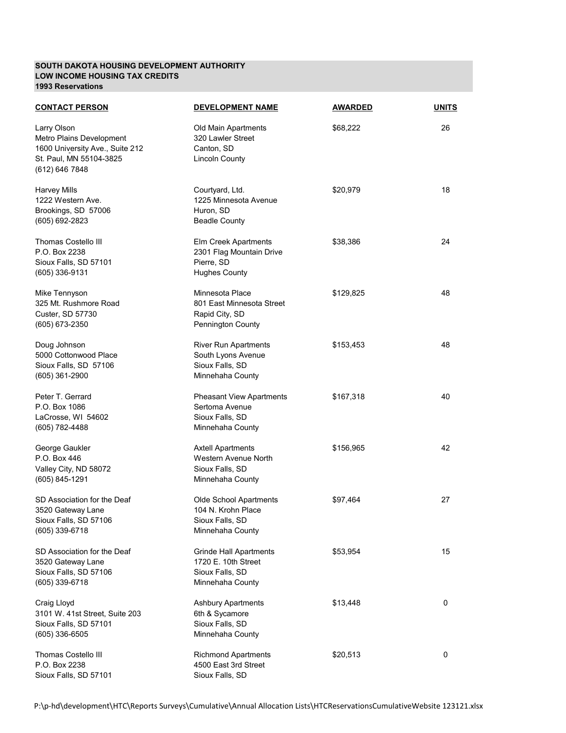**SOUTH DAKOTA HOUSING DEVELOPMENT AUTHORITY**
**LOW INCOME HOUSING TAX CREDITS**
**1993 Reservations**

| CONTACT PERSON | DEVELOPMENT NAME | AWARDED | UNITS |
|---|---|---|---|
| Larry Olson<br>Metro Plains Development<br>1600 University Ave., Suite 212<br>St. Paul, MN 55104-3825<br>(612) 646 7848 | Old Main Apartments<br>320 Lawler Street<br>Canton, SD<br>Lincoln County | $68,222 | 26 |
| Harvey Mills<br>1222 Western Ave.<br>Brookings, SD 57006<br>(605) 692-2823 | Courtyard, Ltd.<br>1225 Minnesota Avenue<br>Huron, SD<br>Beadle County | $20,979 | 18 |
| Thomas Costello III<br>P.O. Box 2238<br>Sioux Falls, SD 57101<br>(605) 336-9131 | Elm Creek Apartments<br>2301 Flag Mountain Drive<br>Pierre, SD<br>Hughes County | $38,386 | 24 |
| Mike Tennyson<br>325 Mt. Rushmore Road<br>Custer, SD 57730<br>(605) 673-2350 | Minnesota Place<br>801 East Minnesota Street<br>Rapid City, SD<br>Pennington County | $129,825 | 48 |
| Doug Johnson<br>5000 Cottonwood Place<br>Sioux Falls, SD 57106<br>(605) 361-2900 | River Run Apartments<br>South Lyons Avenue<br>Sioux Falls, SD<br>Minnehaha County | $153,453 | 48 |
| Peter T. Gerrard<br>P.O. Box 1086<br>LaCrosse, WI 54602<br>(605) 782-4488 | Pheasant View Apartments<br>Sertoma Avenue<br>Sioux Falls, SD<br>Minnehaha County | $167,318 | 40 |
| George Gaukler<br>P.O. Box 446<br>Valley City, ND 58072<br>(605) 845-1291 | Axtell Apartments<br>Western Avenue North<br>Sioux Falls, SD<br>Minnehaha County | $156,965 | 42 |
| SD Association for the Deaf<br>3520 Gateway Lane<br>Sioux Falls, SD 57106<br>(605) 339-6718 | Olde School Apartments<br>104 N. Krohn Place<br>Sioux Falls, SD<br>Minnehaha County | $97,464 | 27 |
| SD Association for the Deaf<br>3520 Gateway Lane<br>Sioux Falls, SD 57106<br>(605) 339-6718 | Grinde Hall Apartments<br>1720 E. 10th Street<br>Sioux Falls, SD<br>Minnehaha County | $53,954 | 15 |
| Craig Lloyd<br>3101 W. 41st Street, Suite 203<br>Sioux Falls, SD 57101<br>(605) 336-6505 | Ashbury Apartments<br>6th & Sycamore<br>Sioux Falls, SD<br>Minnehaha County | $13,448 | 0 |
| Thomas Costello III<br>P.O. Box 2238<br>Sioux Falls, SD 57101 | Richmond Apartments<br>4500 East 3rd Street<br>Sioux Falls, SD | $20,513 | 0 |

P:\p-hd\development\HTC\Reports Surveys\Cumulative\Annual Allocation Lists\HTCReservationsCumulativeWebsite 123121.xlsx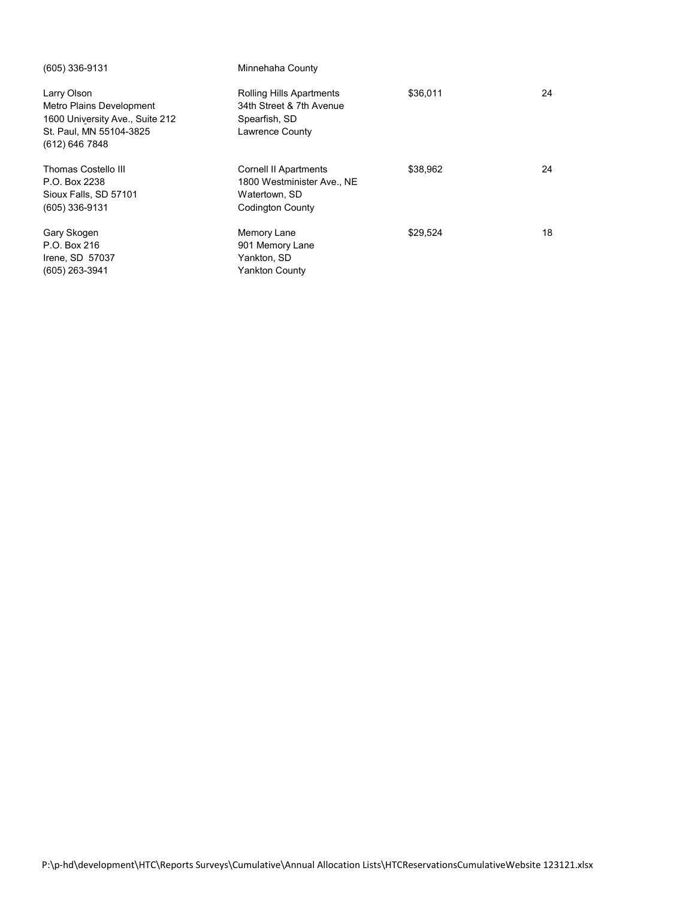| | | | |
|---|---|---|---|
| (605) 336-9131 | Minnehaha County | | |
| Larry Olson<br>Metro Plains Development<br>1600 University Ave., Suite 212<br>St. Paul, MN 55104-3825<br>(612) 646 7848 | Rolling Hills Apartments<br>34th Street & 7th Avenue<br>Spearfish, SD<br>Lawrence County | $36,011 | 24 |
| Thomas Costello III<br>P.O. Box 2238<br>Sioux Falls, SD 57101<br>(605) 336-9131 | Cornell II Apartments<br>1800 Westminister Ave., NE<br>Watertown, SD<br>Codington County | $38,962 | 24 |
| Gary Skogen<br>P.O. Box 216<br>Irene, SD 57037<br>(605) 263-3941 | Memory Lane<br>901 Memory Lane<br>Yankton, SD<br>Yankton County | $29,524 | 18 |

P:\p-hd\development\HTC\Reports Surveys\Cumulative\Annual Allocation Lists\HTCReservationsCumulativeWebsite 123121.xlsx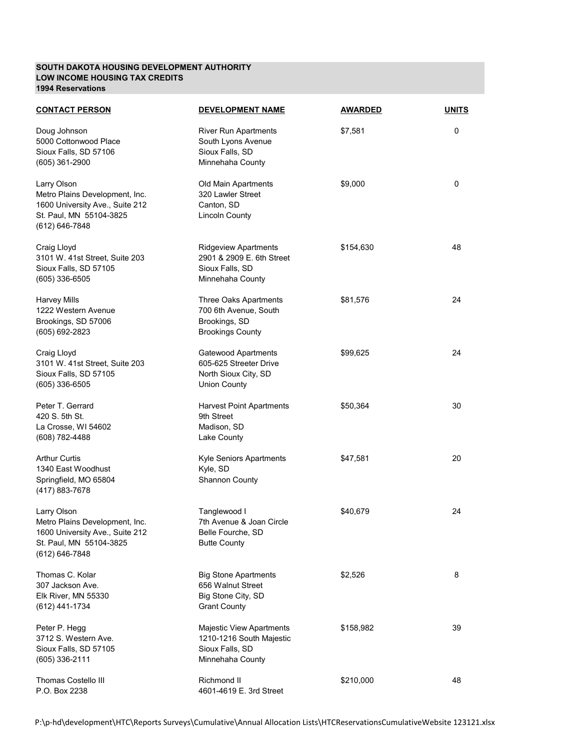**SOUTH DAKOTA HOUSING DEVELOPMENT AUTHORITY**
**LOW INCOME HOUSING TAX CREDITS**
**1994 Reservations**

| CONTACT PERSON | DEVELOPMENT NAME | AWARDED | UNITS |
|---|---|---|---|
| Doug Johnson<br>5000 Cottonwood Place<br>Sioux Falls, SD 57106<br>(605) 361-2900 | River Run Apartments<br>South Lyons Avenue<br>Sioux Falls, SD<br>Minnehaha County | $7,581 | 0 |
| Larry Olson<br>Metro Plains Development, Inc.<br>1600 University Ave., Suite 212<br>St. Paul, MN 55104-3825<br>(612) 646-7848 | Old Main Apartments<br>320 Lawler Street<br>Canton, SD<br>Lincoln County | $9,000 | 0 |
| Craig Lloyd<br>3101 W. 41st Street, Suite 203<br>Sioux Falls, SD 57105<br>(605) 336-6505 | Ridgeview Apartments<br>2901 & 2909 E. 6th Street<br>Sioux Falls, SD<br>Minnehaha County | $154,630 | 48 |
| Harvey Mills<br>1222 Western Avenue<br>Brookings, SD 57006<br>(605) 692-2823 | Three Oaks Apartments<br>700 6th Avenue, South<br>Brookings, SD<br>Brookings County | $81,576 | 24 |
| Craig Lloyd<br>3101 W. 41st Street, Suite 203<br>Sioux Falls, SD 57105<br>(605) 336-6505 | Gatewood Apartments<br>605-625 Streeter Drive<br>North Sioux City, SD<br>Union County | $99,625 | 24 |
| Peter T. Gerrard<br>420 S. 5th St.<br>La Crosse, WI 54602<br>(608) 782-4488 | Harvest Point Apartments<br>9th Street<br>Madison, SD<br>Lake County | $50,364 | 30 |
| Arthur Curtis<br>1340 East Woodhust<br>Springfield, MO 65804<br>(417) 883-7678 | Kyle Seniors Apartments<br>Kyle, SD<br>Shannon County | $47,581 | 20 |
| Larry Olson<br>Metro Plains Development, Inc.<br>1600 University Ave., Suite 212<br>St. Paul, MN 55104-3825<br>(612) 646-7848 | Tanglewood I<br>7th Avenue & Joan Circle<br>Belle Fourche, SD<br>Butte County | $40,679 | 24 |
| Thomas C. Kolar<br>307 Jackson Ave.<br>Elk River, MN 55330<br>(612) 441-1734 | Big Stone Apartments<br>656 Walnut Street<br>Big Stone City, SD<br>Grant County | $2,526 | 8 |
| Peter P. Hegg<br>3712 S. Western Ave.<br>Sioux Falls, SD 57105<br>(605) 336-2111 | Majestic View Apartments<br>1210-1216 South Majestic<br>Sioux Falls, SD<br>Minnehaha County | $158,982 | 39 |
| Thomas Costello III<br>P.O. Box 2238 | Richmond II<br>4601-4619 E. 3rd Street | $210,000 | 48 |

P:\p-hd\development\HTC\Reports Surveys\Cumulative\Annual Allocation Lists\HTCReservationsCumulativeWebsite 123121.xlsx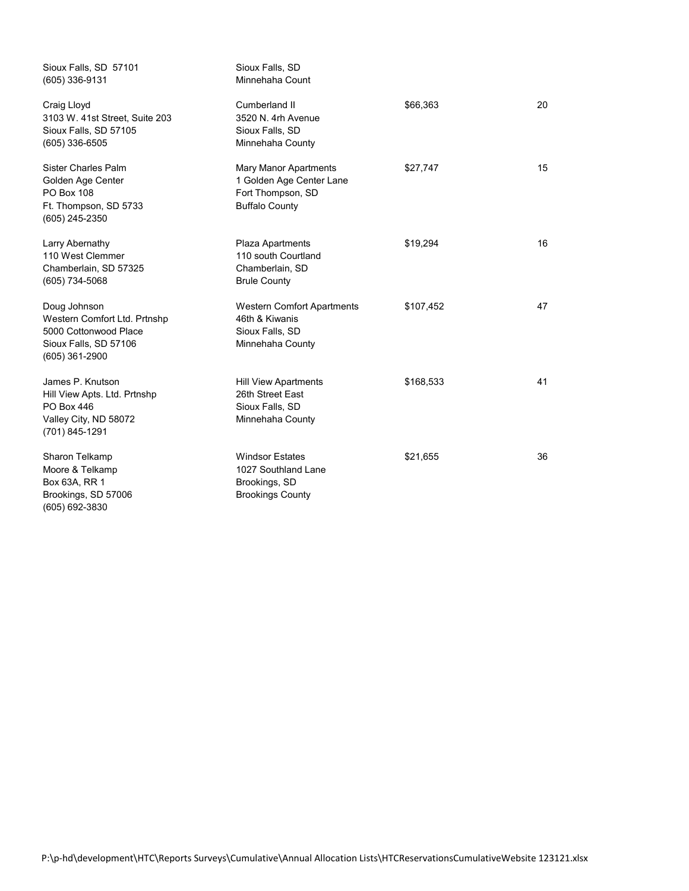| | | | |
|---|---|---|---|
| Sioux Falls, SD 57101<br>(605) 336-9131 | Sioux Falls, SD<br>Minnehaha Count | | |
| Craig Lloyd<br>3103 W. 41st Street, Suite 203<br>Sioux Falls, SD 57105<br>(605) 336-6505 | Cumberland II<br>3520 N. 4rh Avenue<br>Sioux Falls, SD<br>Minnehaha County | $66,363 | 20 |
| Sister Charles Palm<br>Golden Age Center<br>PO Box 108<br>Ft. Thompson, SD 5733<br>(605) 245-2350 | Mary Manor Apartments<br>1 Golden Age Center Lane<br>Fort Thompson, SD<br>Buffalo County | $27,747 | 15 |
| Larry Abernathy<br>110 West Clemmer<br>Chamberlain, SD 57325<br>(605) 734-5068 | Plaza Apartments<br>110 south Courtland<br>Chamberlain, SD<br>Brule County | $19,294 | 16 |
| Doug Johnson<br>Western Comfort Ltd. Prtnshp<br>5000 Cottonwood Place<br>Sioux Falls, SD 57106<br>(605) 361-2900 | Western Comfort Apartments<br>46th & Kiwanis<br>Sioux Falls, SD<br>Minnehaha County | $107,452 | 47 |
| James P. Knutson<br>Hill View Apts. Ltd. Prtnshp<br>PO Box 446<br>Valley City, ND 58072<br>(701) 845-1291 | Hill View Apartments<br>26th Street East<br>Sioux Falls, SD<br>Minnehaha County | $168,533 | 41 |
| Sharon Telkamp<br>Moore & Telkamp<br>Box 63A, RR 1<br>Brookings, SD 57006<br>(605) 692-3830 | Windsor Estates<br>1027 Southland Lane<br>Brookings, SD<br>Brookings County | $21,655 | 36 |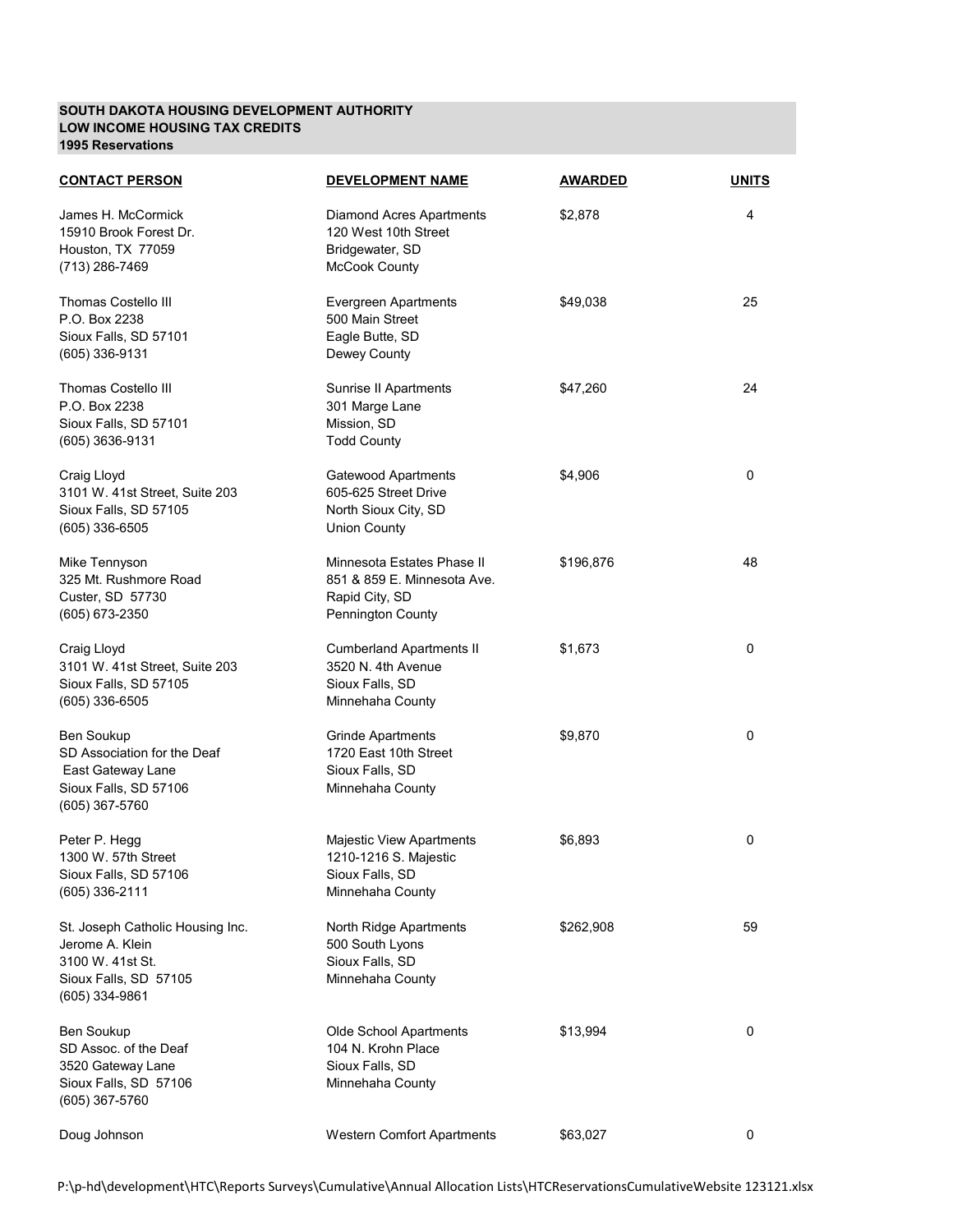**SOUTH DAKOTA HOUSING DEVELOPMENT AUTHORITY**
**LOW INCOME HOUSING TAX CREDITS**
**1995 Reservations**

| CONTACT PERSON | DEVELOPMENT NAME | AWARDED | UNITS |
|---|---|---|---|
| James H. McCormick<br>15910 Brook Forest Dr.<br>Houston, TX 77059<br>(713) 286-7469 | Diamond Acres Apartments<br>120 West 10th Street<br>Bridgewater, SD<br>McCook County | $2,878 | 4 |
| Thomas Costello III<br>P.O. Box 2238<br>Sioux Falls, SD 57101<br>(605) 336-9131 | Evergreen Apartments<br>500 Main Street<br>Eagle Butte, SD<br>Dewey County | $49,038 | 25 |
| Thomas Costello III<br>P.O. Box 2238<br>Sioux Falls, SD 57101<br>(605) 3636-9131 | Sunrise II Apartments<br>301 Marge Lane<br>Mission, SD<br>Todd County | $47,260 | 24 |
| Craig Lloyd<br>3101 W. 41st Street, Suite 203<br>Sioux Falls, SD 57105<br>(605) 336-6505 | Gatewood Apartments<br>605-625 Street Drive<br>North Sioux City, SD<br>Union County | $4,906 | 0 |
| Mike Tennyson<br>325 Mt. Rushmore Road<br>Custer, SD 57730<br>(605) 673-2350 | Minnesota Estates Phase II<br>851 & 859 E. Minnesota Ave.<br>Rapid City, SD<br>Pennington County | $196,876 | 48 |
| Craig Lloyd<br>3101 W. 41st Street, Suite 203<br>Sioux Falls, SD 57105<br>(605) 336-6505 | Cumberland Apartments II<br>3520 N. 4th Avenue<br>Sioux Falls, SD<br>Minnehaha County | $1,673 | 0 |
| Ben Soukup<br>SD Association for the Deaf<br>East Gateway Lane<br>Sioux Falls, SD 57106<br>(605) 367-5760 | Grinde Apartments<br>1720 East 10th Street<br>Sioux Falls, SD<br>Minnehaha County | $9,870 | 0 |
| Peter P. Hegg<br>1300 W. 57th Street<br>Sioux Falls, SD 57106<br>(605) 336-2111 | Majestic View Apartments<br>1210-1216 S. Majestic<br>Sioux Falls, SD<br>Minnehaha County | $6,893 | 0 |
| St. Joseph Catholic Housing Inc.<br>Jerome A. Klein<br>3100 W. 41st St.<br>Sioux Falls, SD 57105<br>(605) 334-9861 | North Ridge Apartments<br>500 South Lyons<br>Sioux Falls, SD<br>Minnehaha County | $262,908 | 59 |
| Ben Soukup<br>SD Assoc. of the Deaf<br>3520 Gateway Lane<br>Sioux Falls, SD 57106<br>(605) 367-5760 | Olde School Apartments<br>104 N. Krohn Place<br>Sioux Falls, SD<br>Minnehaha County | $13,994 | 0 |
| Doug Johnson | Western Comfort Apartments | $63,027 | 0 |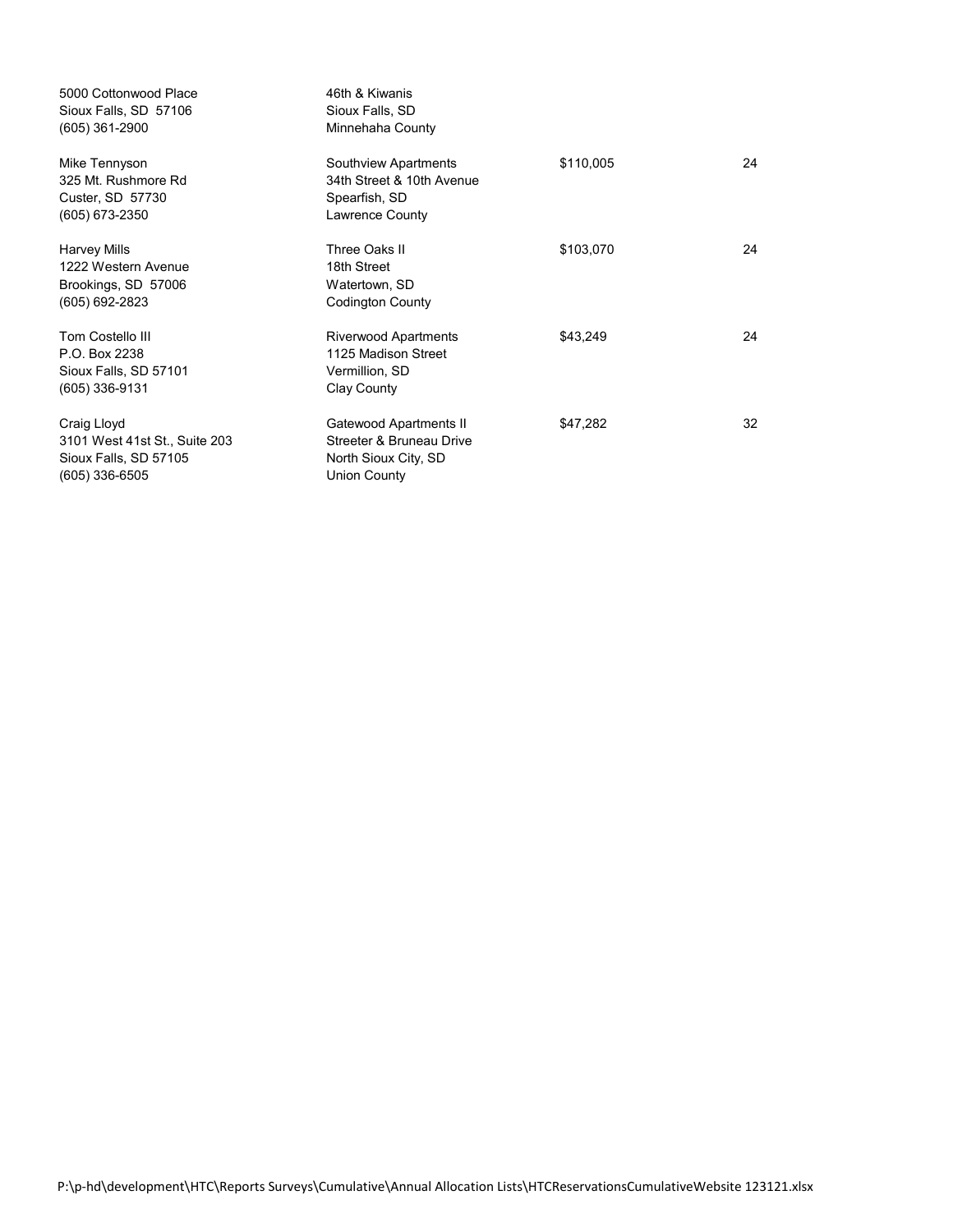| | | | |
|---|---|---|---|
| 5000 Cottonwood Place<br>Sioux Falls, SD 57106<br>(605) 361-2900 | 46th & Kiwanis<br>Sioux Falls, SD<br>Minnehaha County | | |
| Mike Tennyson<br>325 Mt. Rushmore Rd<br>Custer, SD 57730<br>(605) 673-2350 | Southview Apartments<br>34th Street & 10th Avenue<br>Spearfish, SD<br>Lawrence County | $110,005 | 24 |
| Harvey Mills<br>1222 Western Avenue<br>Brookings, SD 57006<br>(605) 692-2823 | Three Oaks II<br>18th Street<br>Watertown, SD<br>Codington County | $103,070 | 24 |
| Tom Costello III<br>P.O. Box 2238<br>Sioux Falls, SD 57101<br>(605) 336-9131 | Riverwood Apartments<br>1125 Madison Street<br>Vermillion, SD<br>Clay County | $43,249 | 24 |
| Craig Lloyd<br>3101 West 41st St., Suite 203<br>Sioux Falls, SD 57105<br>(605) 336-6505 | Gatewood Apartments II<br>Streeter & Bruneau Drive<br>North Sioux City, SD<br>Union County | $47,282 | 32 |

P:\p-hd\development\HTC\Reports Surveys\Cumulative\Annual Allocation Lists\HTCReservationsCumulativeWebsite 123121.xlsx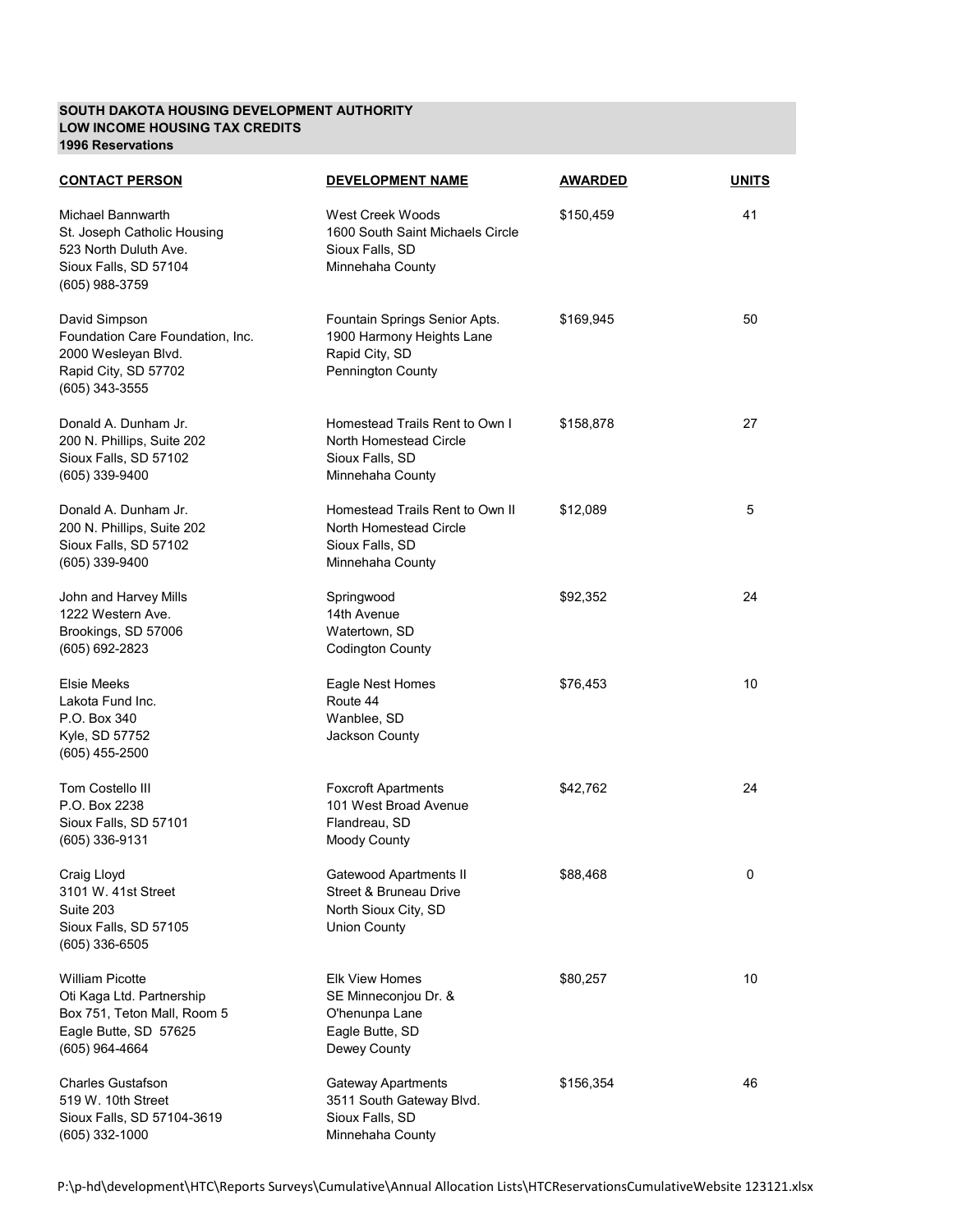**SOUTH DAKOTA HOUSING DEVELOPMENT AUTHORITY**
**LOW INCOME HOUSING TAX CREDITS**
**1996 Reservations**

| CONTACT PERSON | DEVELOPMENT NAME | AWARDED | UNITS |
|---|---|---|---|
| Michael Bannwarth<br>St. Joseph Catholic Housing<br>523 North Duluth Ave.<br>Sioux Falls, SD 57104<br>(605) 988-3759 | West Creek Woods<br>1600 South Saint Michaels Circle<br>Sioux Falls, SD<br>Minnehaha County | $150,459 | 41 |
| David Simpson<br>Foundation Care Foundation, Inc.<br>2000 Wesleyan Blvd.<br>Rapid City, SD 57702<br>(605) 343-3555 | Fountain Springs Senior Apts.<br>1900 Harmony Heights Lane<br>Rapid City, SD<br>Pennington County | $169,945 | 50 |
| Donald A. Dunham Jr.<br>200 N. Phillips, Suite 202<br>Sioux Falls, SD 57102<br>(605) 339-9400 | Homestead Trails Rent to Own I<br>North Homestead Circle<br>Sioux Falls, SD<br>Minnehaha County | $158,878 | 27 |
| Donald A. Dunham Jr.<br>200 N. Phillips, Suite 202<br>Sioux Falls, SD 57102<br>(605) 339-9400 | Homestead Trails Rent to Own II<br>North Homestead Circle<br>Sioux Falls, SD<br>Minnehaha County | $12,089 | 5 |
| John and Harvey Mills<br>1222 Western Ave.<br>Brookings, SD 57006<br>(605) 692-2823 | Springwood<br>14th Avenue<br>Watertown, SD<br>Codington County | $92,352 | 24 |
| Elsie Meeks<br>Lakota Fund Inc.<br>P.O. Box 340<br>Kyle, SD 57752<br>(605) 455-2500 | Eagle Nest Homes<br>Route 44<br>Wanblee, SD<br>Jackson County | $76,453 | 10 |
| Tom Costello III<br>P.O. Box 2238<br>Sioux Falls, SD 57101<br>(605) 336-9131 | Foxcroft Apartments<br>101 West Broad Avenue<br>Flandreau, SD<br>Moody County | $42,762 | 24 |
| Craig Lloyd<br>3101 W. 41st Street<br>Suite 203<br>Sioux Falls, SD 57105<br>(605) 336-6505 | Gatewood Apartments II<br>Street & Bruneau Drive<br>North Sioux City, SD<br>Union County | $88,468 | 0 |
| William Picotte<br>Oti Kaga Ltd. Partnership<br>Box 751, Teton Mall, Room 5<br>Eagle Butte, SD 57625<br>(605) 964-4664 | Elk View Homes<br>SE Minneconjou Dr. &<br>O'henunpa Lane<br>Eagle Butte, SD<br>Dewey County | $80,257 | 10 |
| Charles Gustafson<br>519 W. 10th Street<br>Sioux Falls, SD 57104-3619<br>(605) 332-1000 | Gateway Apartments<br>3511 South Gateway Blvd.<br>Sioux Falls, SD<br>Minnehaha County | $156,354 | 46 |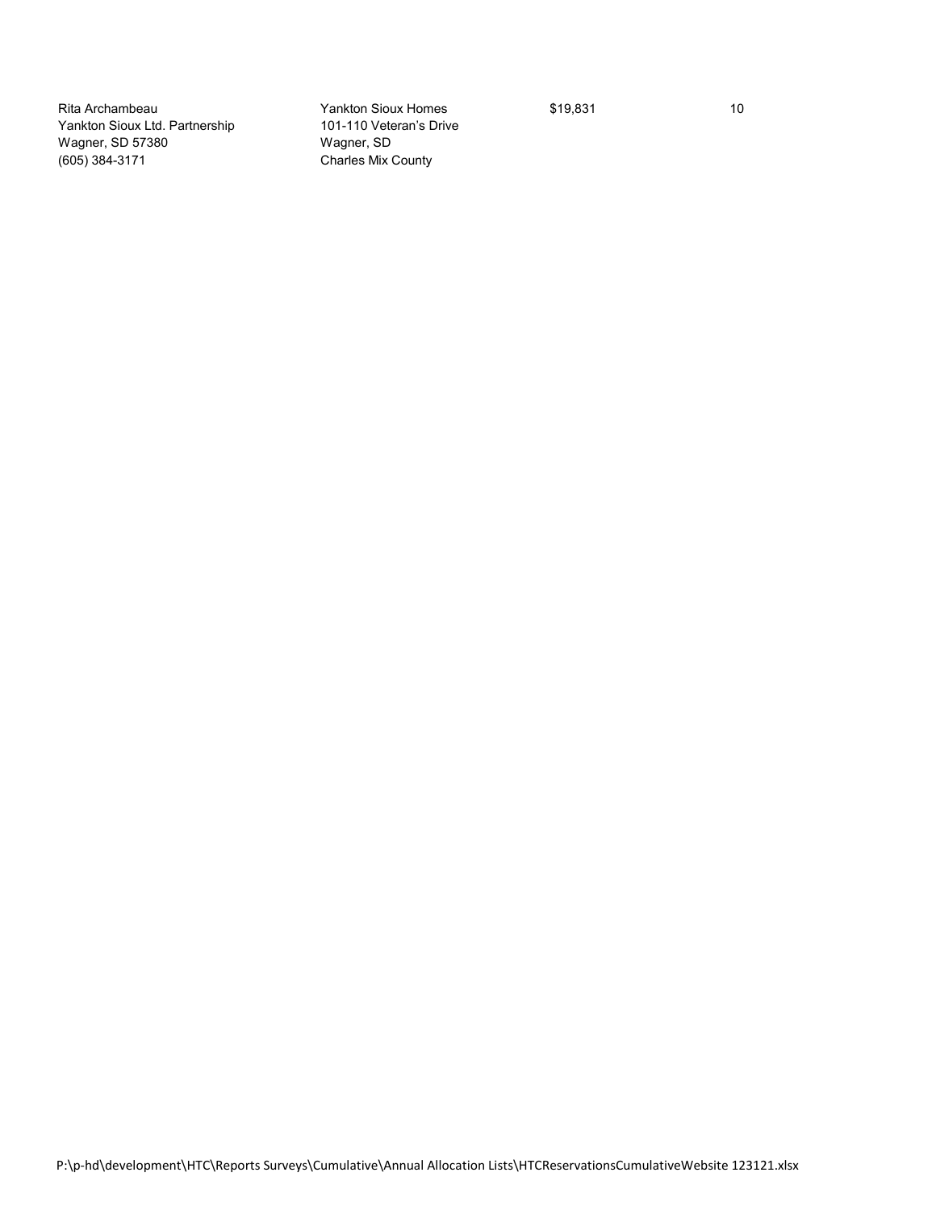| | | | |
|---|---|---|---|
| Rita Archambeau<br>Yankton Sioux Ltd. Partnership<br>Wagner, SD 57380<br>(605) 384-3171 | Yankton Sioux Homes<br>101-110 Veteran's Drive<br>Wagner, SD<br>Charles Mix County | $19,831 | 10 |

P:\p-hd\development\HTC\Reports Surveys\Cumulative\Annual Allocation Lists\HTCReservationsCumulativeWebsite 123121.xlsx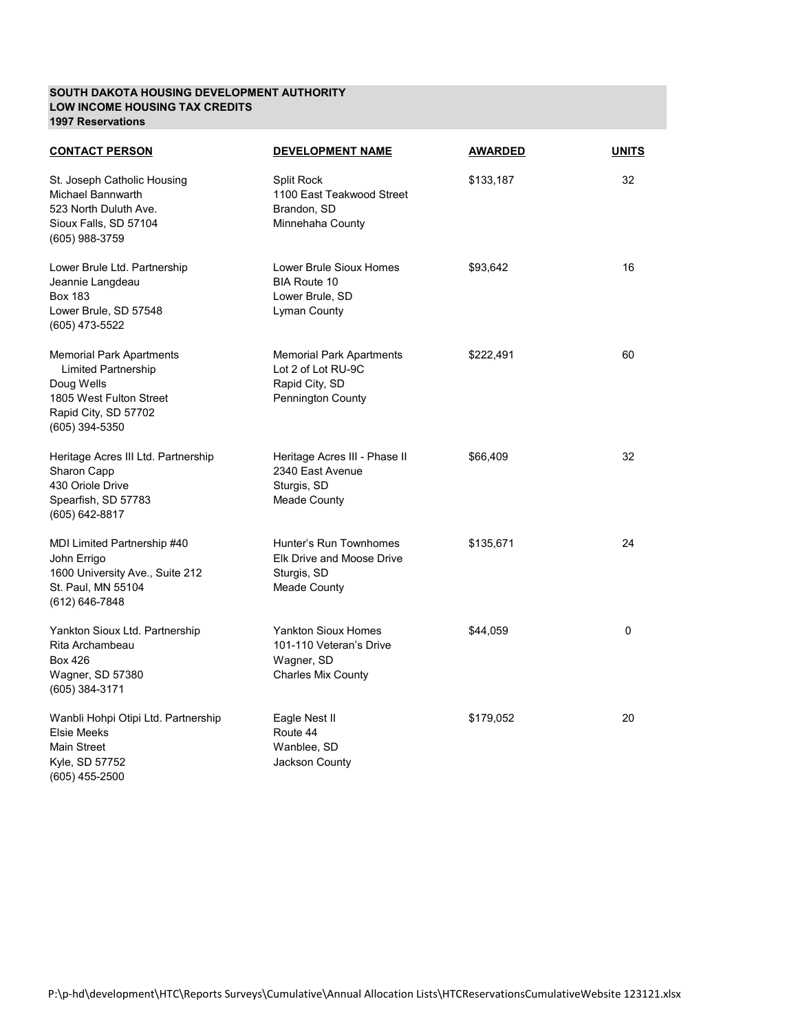**SOUTH DAKOTA HOUSING DEVELOPMENT AUTHORITY**
**LOW INCOME HOUSING TAX CREDITS**
**1997 Reservations**

| CONTACT PERSON | DEVELOPMENT NAME | AWARDED | UNITS |
|---|---|---|---|
| St. Joseph Catholic Housing<br>Michael Bannwarth<br>523 North Duluth Ave.<br>Sioux Falls, SD 57104<br>(605) 988-3759 | Split Rock<br>1100 East Teakwood Street<br>Brandon, SD<br>Minnehaha County | \$133,187 | 32 |
| Lower Brule Ltd. Partnership<br>Jeannie Langdeau<br>Box 183<br>Lower Brule, SD 57548<br>(605) 473-5522 | Lower Brule Sioux Homes<br>BIA Route 10<br>Lower Brule, SD<br>Lyman County | \$93,642 | 16 |
| Memorial Park Apartments<br>Limited Partnership<br>Doug Wells<br>1805 West Fulton Street<br>Rapid City, SD 57702<br>(605) 394-5350 | Memorial Park Apartments<br>Lot 2 of Lot RU-9C<br>Rapid City, SD<br>Pennington County | \$222,491 | 60 |
| Heritage Acres III Ltd. Partnership<br>Sharon Capp<br>430 Oriole Drive<br>Spearfish, SD 57783<br>(605) 642-8817 | Heritage Acres III - Phase II<br>2340 East Avenue<br>Sturgis, SD<br>Meade County | \$66,409 | 32 |
| MDI Limited Partnership #40<br>John Errigo<br>1600 University Ave., Suite 212<br>St. Paul, MN 55104<br>(612) 646-7848 | Hunter's Run Townhomes<br>Elk Drive and Moose Drive<br>Sturgis, SD<br>Meade County | \$135,671 | 24 |
| Yankton Sioux Ltd. Partnership<br>Rita Archambeau<br>Box 426<br>Wagner, SD 57380<br>(605) 384-3171 | Yankton Sioux Homes<br>101-110 Veteran's Drive<br>Wagner, SD<br>Charles Mix County | \$44,059 | 0 |
| Wanbli Hohpi Otipi Ltd. Partnership<br>Elsie Meeks<br>Main Street<br>Kyle, SD 57752<br>(605) 455-2500 | Eagle Nest II<br>Route 44<br>Wanblee, SD<br>Jackson County | \$179,052 | 20 |

P:\p-hd\development\HTC\Reports Surveys\Cumulative\Annual Allocation Lists\HTCReservationsCumulativeWebsite 123121.xlsx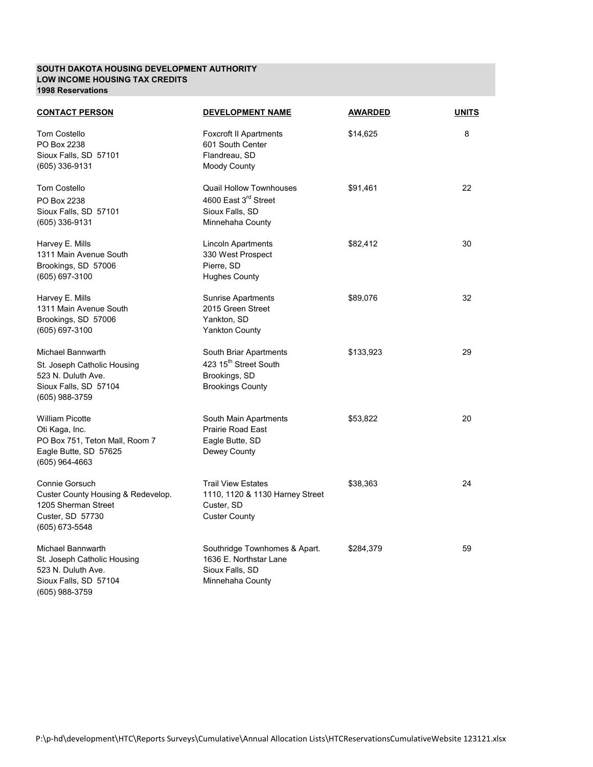**SOUTH DAKOTA HOUSING DEVELOPMENT AUTHORITY**
**LOW INCOME HOUSING TAX CREDITS**
**1998 Reservations**

| CONTACT PERSON | DEVELOPMENT NAME | AWARDED | UNITS |
|---|---|---|---|
| Tom Costello<br>PO Box 2238<br>Sioux Falls, SD 57101<br>(605) 336-9131 | Foxcroft II Apartments<br>601 South Center<br>Flandreau, SD<br>Moody County | \$14,625 | 8 |
| Tom Costello<br>PO Box 2238<br>Sioux Falls, SD 57101<br>(605) 336-9131 | Quail Hollow Townhouses<br>4600 East 3rd Street<br>Sioux Falls, SD<br>Minnehaha County | \$91,461 | 22 |
| Harvey E. Mills<br>1311 Main Avenue South<br>Brookings, SD 57006<br>(605) 697-3100 | Lincoln Apartments<br>330 West Prospect<br>Pierre, SD<br>Hughes County | \$82,412 | 30 |
| Harvey E. Mills<br>1311 Main Avenue South<br>Brookings, SD 57006<br>(605) 697-3100 | Sunrise Apartments<br>2015 Green Street<br>Yankton, SD<br>Yankton County | \$89,076 | 32 |
| Michael Bannwarth<br>St. Joseph Catholic Housing<br>523 N. Duluth Ave.<br>Sioux Falls, SD 57104<br>(605) 988-3759 | South Briar Apartments<br>423 15th Street South<br>Brookings, SD<br>Brookings County | \$133,923 | 29 |
| William Picotte<br>Oti Kaga, Inc.<br>PO Box 751, Teton Mall, Room 7<br>Eagle Butte, SD 57625<br>(605) 964-4663 | South Main Apartments<br>Prairie Road East<br>Eagle Butte, SD<br>Dewey County | \$53,822 | 20 |
| Connie Gorsuch<br>Custer County Housing & Redevelop.<br>1205 Sherman Street<br>Custer, SD 57730<br>(605) 673-5548 | Trail View Estates<br>1110, 1120 & 1130 Harney Street<br>Custer, SD<br>Custer County | \$38,363 | 24 |
| Michael Bannwarth<br>St. Joseph Catholic Housing<br>523 N. Duluth Ave.<br>Sioux Falls, SD 57104<br>(605) 988-3759 | Southridge Townhomes & Apart.<br>1636 E. Northstar Lane<br>Sioux Falls, SD<br>Minnehaha County | \$284,379 | 59 |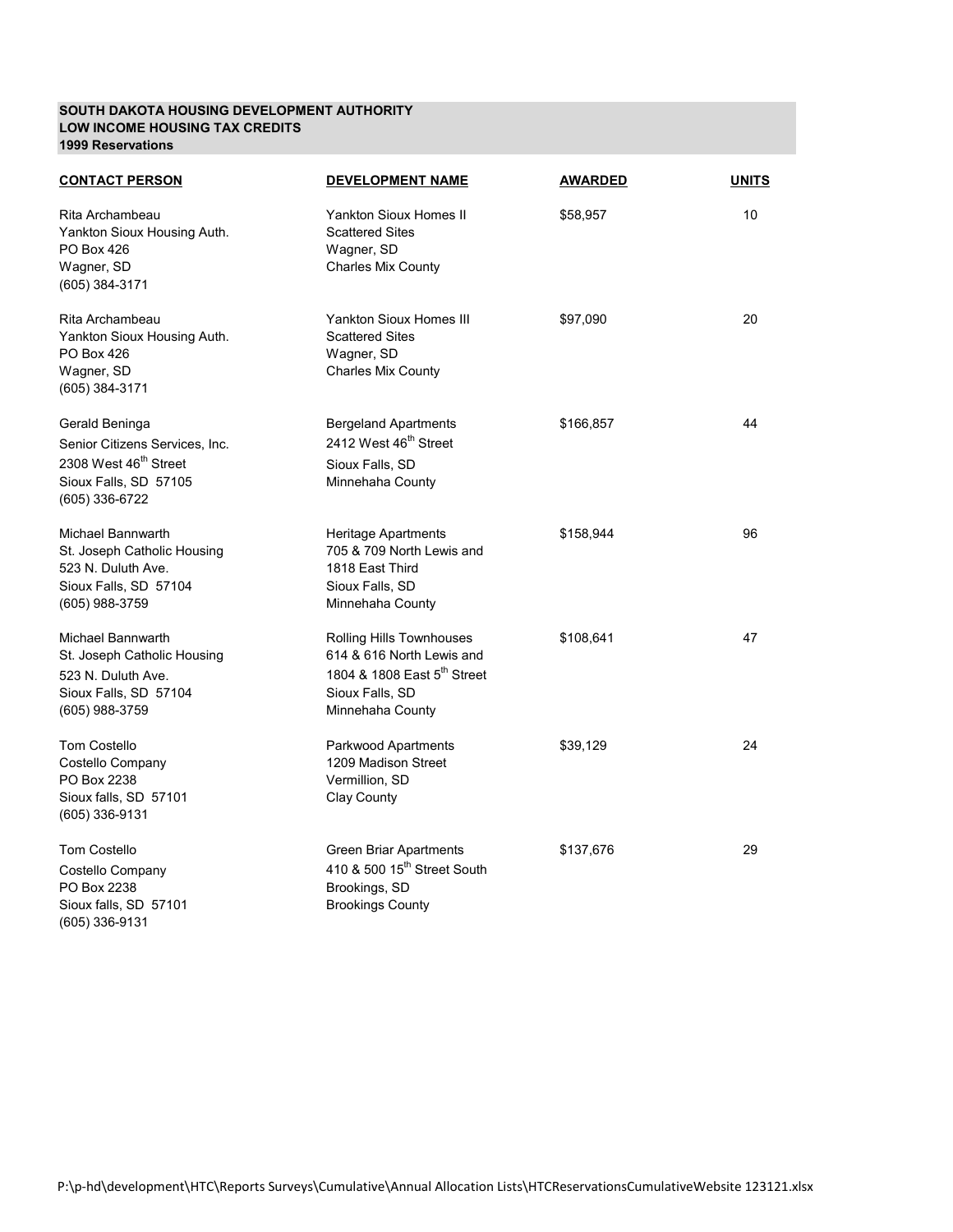**SOUTH DAKOTA HOUSING DEVELOPMENT AUTHORITY**
**LOW INCOME HOUSING TAX CREDITS**
**1999 Reservations**

| CONTACT PERSON | DEVELOPMENT NAME | AWARDED | UNITS |
|---|---|---|---|
| Rita Archambeau<br>Yankton Sioux Housing Auth.<br>PO Box 426<br>Wagner, SD<br>(605) 384-3171 | Yankton Sioux Homes II<br>Scattered Sites<br>Wagner, SD<br>Charles Mix County | \$58,957 | 10 |
| Rita Archambeau<br>Yankton Sioux Housing Auth.<br>PO Box 426<br>Wagner, SD<br>(605) 384-3171 | Yankton Sioux Homes III<br>Scattered Sites<br>Wagner, SD<br>Charles Mix County | \$97,090 | 20 |
| Gerald Beninga<br>Senior Citizens Services, Inc.<br>2308 West 46th Street<br>Sioux Falls, SD 57105<br>(605) 336-6722 | Bergeland Apartments<br>2412 West 46th Street<br>Sioux Falls, SD<br>Minnehaha County | \$166,857 | 44 |
| Michael Bannwarth<br>St. Joseph Catholic Housing<br>523 N. Duluth Ave.<br>Sioux Falls, SD 57104<br>(605) 988-3759 | Heritage Apartments<br>705 & 709 North Lewis and<br>1818 East Third<br>Sioux Falls, SD<br>Minnehaha County | \$158,944 | 96 |
| Michael Bannwarth<br>St. Joseph Catholic Housing<br>523 N. Duluth Ave.<br>Sioux Falls, SD 57104<br>(605) 988-3759 | Rolling Hills Townhouses<br>614 & 616 North Lewis and<br>1804 & 1808 East 5th Street<br>Sioux Falls, SD<br>Minnehaha County | \$108,641 | 47 |
| Tom Costello<br>Costello Company<br>PO Box 2238<br>Sioux falls, SD 57101<br>(605) 336-9131 | Parkwood Apartments<br>1209 Madison Street<br>Vermillion, SD<br>Clay County | \$39,129 | 24 |
| Tom Costello<br>Costello Company<br>PO Box 2238<br>Sioux falls, SD 57101<br>(605) 336-9131 | Green Briar Apartments<br>410 & 500 15th Street South<br>Brookings, SD<br>Brookings County | \$137,676 | 29 |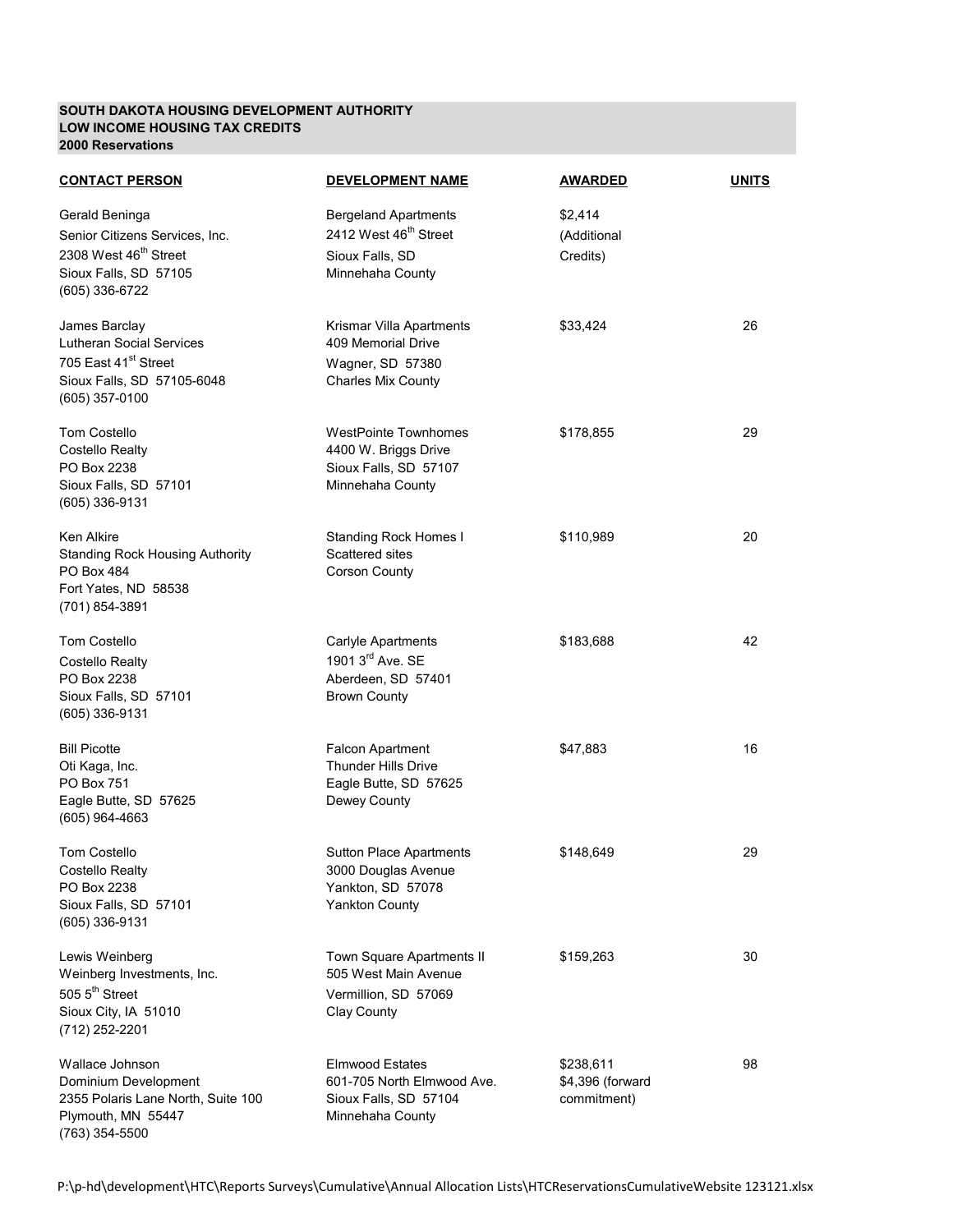**SOUTH DAKOTA HOUSING DEVELOPMENT AUTHORITY**
**LOW INCOME HOUSING TAX CREDITS**
**2000 Reservations**

| CONTACT PERSON | DEVELOPMENT NAME | AWARDED | UNITS |
|---|---|---|---|
| Gerald Beninga<br>Senior Citizens Services, Inc.<br>2308 West 46th Street<br>Sioux Falls, SD 57105<br>(605) 336-6722 | Bergeland Apartments<br>2412 West 46th Street<br>Sioux Falls, SD<br>Minnehaha County | \$2,414<br>(Additional<br>Credits) | |
| James Barclay<br>Lutheran Social Services<br>705 East 41st Street<br>Sioux Falls, SD 57105-6048<br>(605) 357-0100 | Krismar Villa Apartments<br>409 Memorial Drive<br>Wagner, SD 57380<br>Charles Mix County | \$33,424 | 26 |
| Tom Costello<br>Costello Realty<br>PO Box 2238<br>Sioux Falls, SD 57101<br>(605) 336-9131 | WestPointe Townhomes<br>4400 W. Briggs Drive<br>Sioux Falls, SD 57107<br>Minnehaha County | \$178,855 | 29 |
| Ken Alkire<br>Standing Rock Housing Authority<br>PO Box 484<br>Fort Yates, ND 58538<br>(701) 854-3891 | Standing Rock Homes I<br>Scattered sites<br>Corson County | \$110,989 | 20 |
| Tom Costello<br>Costello Realty<br>PO Box 2238<br>Sioux Falls, SD 57101<br>(605) 336-9131 | Carlyle Apartments<br>1901 3rd Ave. SE<br>Aberdeen, SD 57401<br>Brown County | \$183,688 | 42 |
| Bill Picotte<br>Oti Kaga, Inc.<br>PO Box 751<br>Eagle Butte, SD 57625<br>(605) 964-4663 | Falcon Apartment<br>Thunder Hills Drive<br>Eagle Butte, SD 57625<br>Dewey County | \$47,883 | 16 |
| Tom Costello<br>Costello Realty<br>PO Box 2238<br>Sioux Falls, SD 57101<br>(605) 336-9131 | Sutton Place Apartments<br>3000 Douglas Avenue<br>Yankton, SD 57078<br>Yankton County | \$148,649 | 29 |
| Lewis Weinberg<br>Weinberg Investments, Inc.<br>505 5th Street<br>Sioux City, IA 51010<br>(712) 252-2201 | Town Square Apartments II<br>505 West Main Avenue<br>Vermillion, SD 57069<br>Clay County | \$159,263 | 30 |
| Wallace Johnson<br>Dominium Development<br>2355 Polaris Lane North, Suite 100<br>Plymouth, MN 55447<br>(763) 354-5500 | Elmwood Estates<br>601-705 North Elmwood Ave.<br>Sioux Falls, SD 57104<br>Minnehaha County | \$238,611<br>\$4,396 (forward<br>commitment) | 98 |

P:\p-hd\development\HTC\Reports Surveys\Cumulative\Annual Allocation Lists\HTCReservationsCumulativeWebsite 123121.xlsx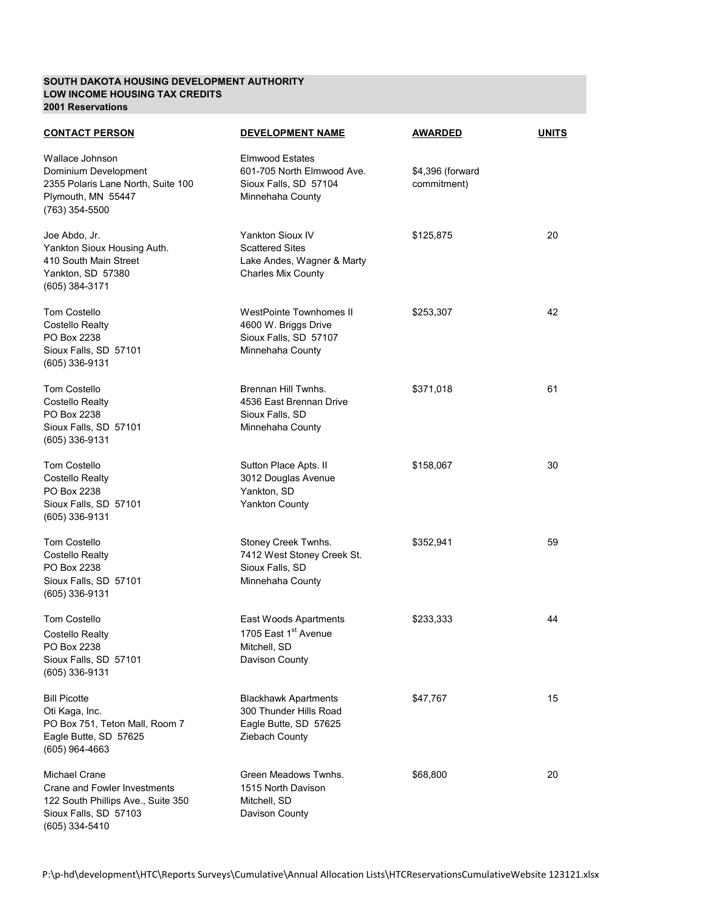**SOUTH DAKOTA HOUSING DEVELOPMENT AUTHORITY**
**LOW INCOME HOUSING TAX CREDITS**
**2001 Reservations**

| CONTACT PERSON | DEVELOPMENT NAME | AWARDED | UNITS |
|---|---|---|---|
| Wallace Johnson<br>Dominium Development<br>2355 Polaris Lane North, Suite 100<br>Plymouth, MN 55447<br>(763) 354-5500 | Elmwood Estates<br>601-705 North Elmwood Ave.<br>Sioux Falls, SD 57104<br>Minnehaha County | $4,396 (forward commitment) | |
| Joe Abdo, Jr.<br>Yankton Sioux Housing Auth.<br>410 South Main Street<br>Yankton, SD 57380<br>(605) 384-3171 | Yankton Sioux IV<br>Scattered Sites<br>Lake Andes, Wagner & Marty<br>Charles Mix County | $125,875 | 20 |
| Tom Costello<br>Costello Realty<br>PO Box 2238<br>Sioux Falls, SD 57101<br>(605) 336-9131 | WestPointe Townhomes II<br>4600 W. Briggs Drive<br>Sioux Falls, SD 57107<br>Minnehaha County | $253,307 | 42 |
| Tom Costello<br>Costello Realty<br>PO Box 2238<br>Sioux Falls, SD 57101<br>(605) 336-9131 | Brennan Hill Twnhs.<br>4536 East Brennan Drive<br>Sioux Falls, SD<br>Minnehaha County | $371,018 | 61 |
| Tom Costello<br>Costello Realty<br>PO Box 2238<br>Sioux Falls, SD 57101<br>(605) 336-9131 | Sutton Place Apts. II<br>3012 Douglas Avenue<br>Yankton, SD<br>Yankton County | $158,067 | 30 |
| Tom Costello<br>Costello Realty<br>PO Box 2238<br>Sioux Falls, SD 57101<br>(605) 336-9131 | Stoney Creek Twnhs.<br>7412 West Stoney Creek St.<br>Sioux Falls, SD<br>Minnehaha County | $352,941 | 59 |
| Tom Costello<br>Costello Realty<br>PO Box 2238<br>Sioux Falls, SD 57101<br>(605) 336-9131 | East Woods Apartments<br>1705 East 1st Avenue<br>Mitchell, SD<br>Davison County | $233,333 | 44 |
| Bill Picotte<br>Oti Kaga, Inc.<br>PO Box 751, Teton Mall, Room 7<br>Eagle Butte, SD 57625<br>(605) 964-4663 | Blackhawk Apartments<br>300 Thunder Hills Road<br>Eagle Butte, SD 57625<br>Ziebach County | $47,767 | 15 |
| Michael Crane<br>Crane and Fowler Investments<br>122 South Phillips Ave., Suite 350<br>Sioux Falls, SD 57103<br>(605) 334-5410 | Green Meadows Twnhs.<br>1515 North Davison<br>Mitchell, SD<br>Davison County | $68,800 | 20 |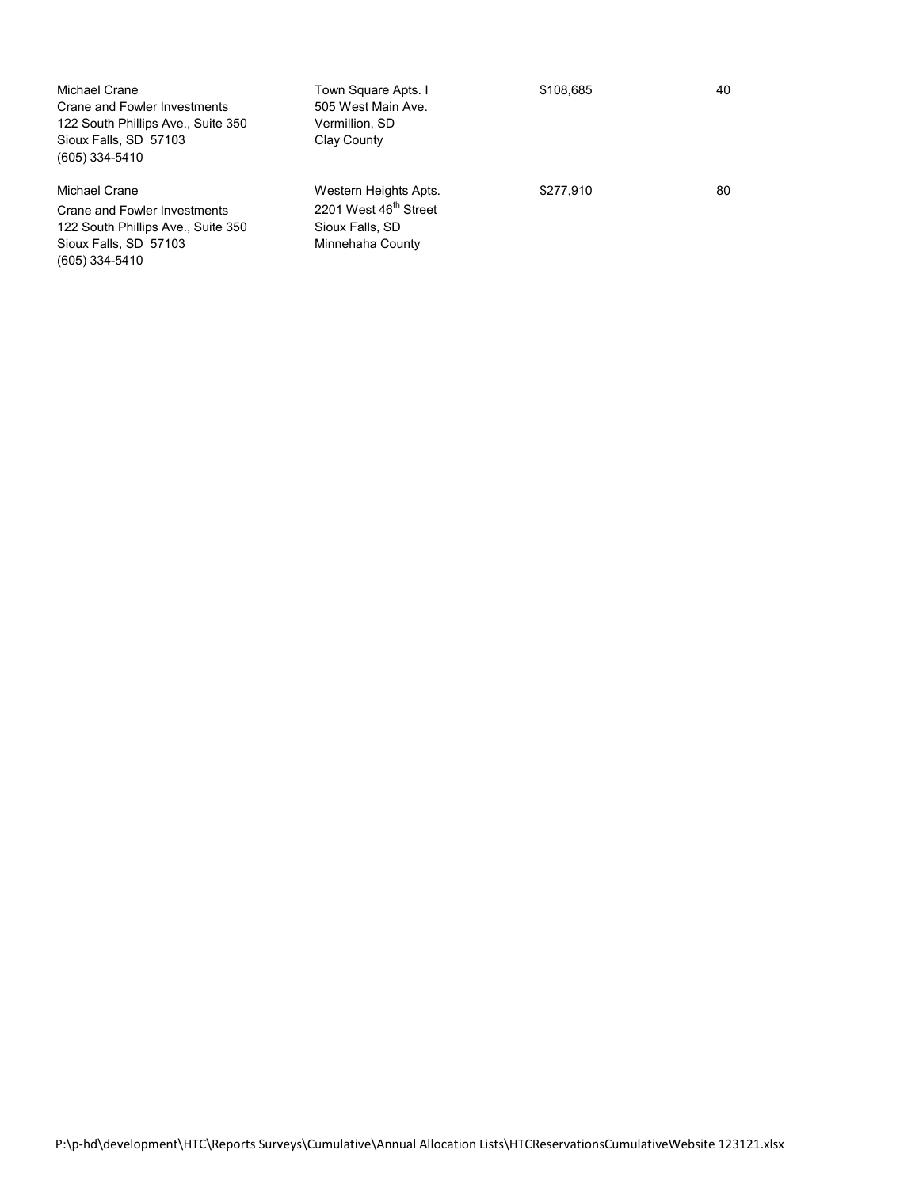| | | | |
|---|---|---|---|
| Michael Crane<br>Crane and Fowler Investments<br>122 South Phillips Ave., Suite 350<br>Sioux Falls, SD 57103<br>(605) 334-5410 | Town Square Apts. I<br>505 West Main Ave.<br>Vermillion, SD<br>Clay County | \$108,685 | 40 |
| Michael Crane<br>Crane and Fowler Investments<br>122 South Phillips Ave., Suite 350<br>Sioux Falls, SD 57103<br>(605) 334-5410 | Western Heights Apts.<br>2201 West 46th Street<br>Sioux Falls, SD<br>Minnehaha County | \$277,910 | 80 |

P:\p-hd\development\HTC\Reports Surveys\Cumulative\Annual Allocation Lists\HTCReservationsCumulativeWebsite 123121.xlsx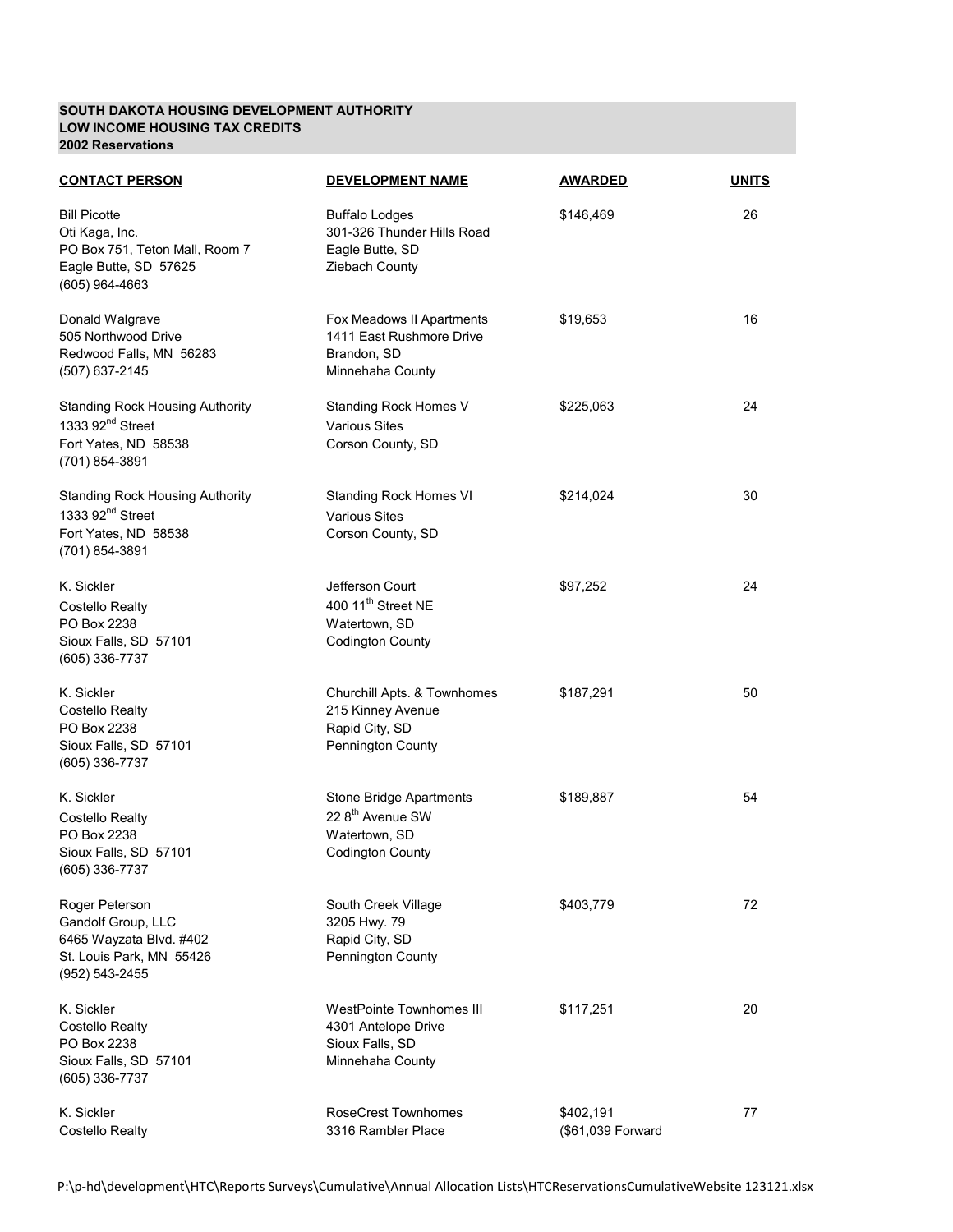**SOUTH DAKOTA HOUSING DEVELOPMENT AUTHORITY**
**LOW INCOME HOUSING TAX CREDITS**
**2002 Reservations**

| CONTACT PERSON | DEVELOPMENT NAME | AWARDED | UNITS |
|---|---|---|---|
| Bill Picotte<br>Oti Kaga, Inc.<br>PO Box 751, Teton Mall, Room 7<br>Eagle Butte, SD 57625<br>(605) 964-4663 | Buffalo Lodges<br>301-326 Thunder Hills Road<br>Eagle Butte, SD<br>Ziebach County | $146,469 | 26 |
| Donald Walgrave<br>505 Northwood Drive<br>Redwood Falls, MN 56283<br>(507) 637-2145 | Fox Meadows II Apartments<br>1411 East Rushmore Drive<br>Brandon, SD<br>Minnehaha County | $19,653 | 16 |
| Standing Rock Housing Authority<br>1333 92nd Street<br>Fort Yates, ND 58538<br>(701) 854-3891 | Standing Rock Homes V<br>Various Sites<br>Corson County, SD | $225,063 | 24 |
| Standing Rock Housing Authority<br>1333 92nd Street<br>Fort Yates, ND 58538<br>(701) 854-3891 | Standing Rock Homes VI<br>Various Sites<br>Corson County, SD | $214,024 | 30 |
| K. Sickler<br>Costello Realty<br>PO Box 2238<br>Sioux Falls, SD 57101<br>(605) 336-7737 | Jefferson Court<br>400 11th Street NE<br>Watertown, SD<br>Codington County | $97,252 | 24 |
| K. Sickler<br>Costello Realty<br>PO Box 2238<br>Sioux Falls, SD 57101<br>(605) 336-7737 | Churchill Apts. & Townhomes<br>215 Kinney Avenue<br>Rapid City, SD<br>Pennington County | $187,291 | 50 |
| K. Sickler<br>Costello Realty<br>PO Box 2238<br>Sioux Falls, SD 57101<br>(605) 336-7737 | Stone Bridge Apartments<br>22 8th Avenue SW<br>Watertown, SD<br>Codington County | $189,887 | 54 |
| Roger Peterson<br>Gandolf Group, LLC<br>6465 Wayzata Blvd. #402<br>St. Louis Park, MN 55426<br>(952) 543-2455 | South Creek Village<br>3205 Hwy. 79<br>Rapid City, SD<br>Pennington County | $403,779 | 72 |
| K. Sickler<br>Costello Realty<br>PO Box 2238<br>Sioux Falls, SD 57101<br>(605) 336-7737 | WestPointe Townhomes III<br>4301 Antelope Drive<br>Sioux Falls, SD<br>Minnehaha County | $117,251 | 20 |
| K. Sickler<br>Costello Realty | RoseCrest Townhomes<br>3316 Rambler Place | $402,191<br>($61,039 Forward | 77 |

P:\p-hd\development\HTC\Reports Surveys\Cumulative\Annual Allocation Lists\HTCReservationsCumulativeWebsite 123121.xlsx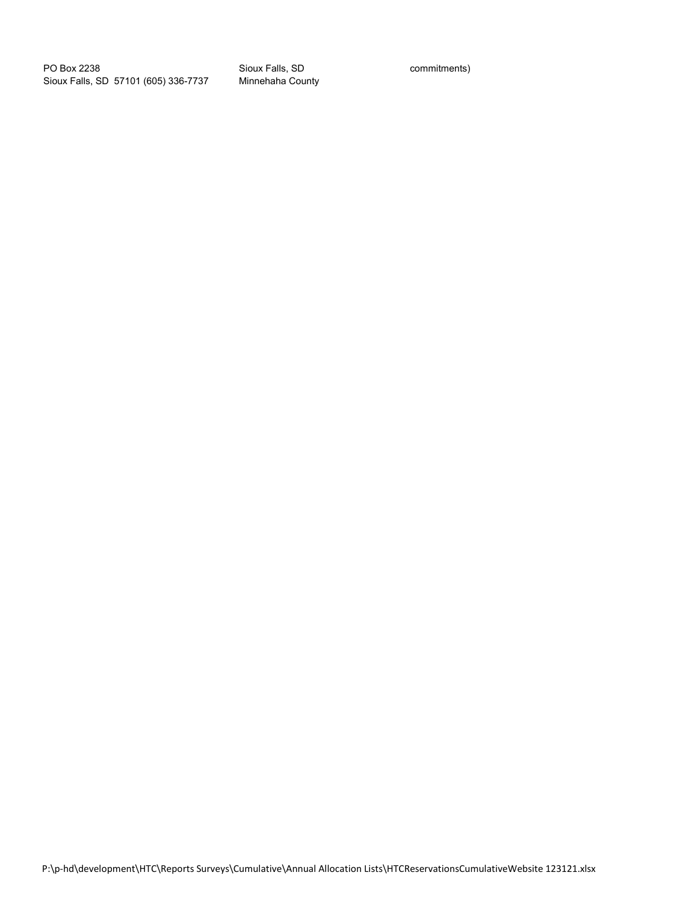| | | |
|---|---|---|
| PO Box 2238<br>Sioux Falls, SD 57101 (605) 336-7737 | Sioux Falls, SD<br>Minnehaha County | commitments) |

P:\p-hd\development\HTC\Reports Surveys\Cumulative\Annual Allocation Lists\HTCReservationsCumulativeWebsite 123121.xlsx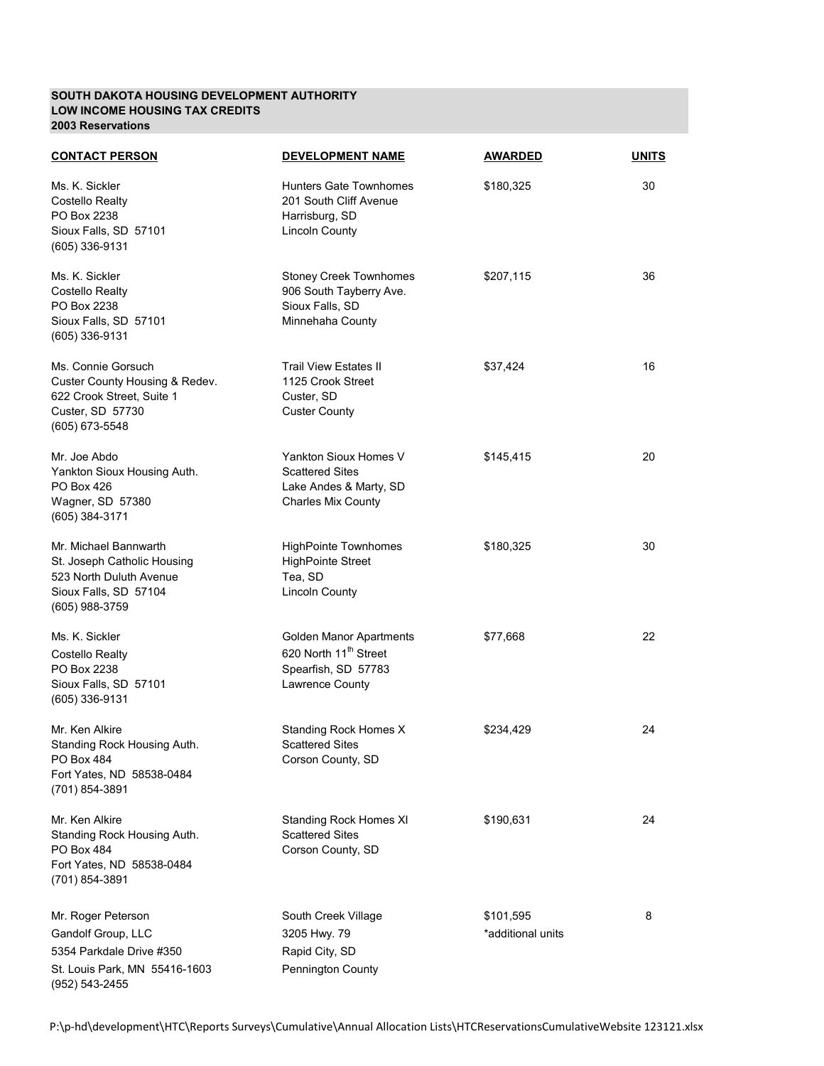**SOUTH DAKOTA HOUSING DEVELOPMENT AUTHORITY**
**LOW INCOME HOUSING TAX CREDITS**
**2003 Reservations**

| CONTACT PERSON | DEVELOPMENT NAME | AWARDED | UNITS |
|---|---|---|---|
| Ms. K. Sickler<br>Costello Realty<br>PO Box 2238<br>Sioux Falls, SD 57101<br>(605) 336-9131 | Hunters Gate Townhomes<br>201 South Cliff Avenue<br>Harrisburg, SD<br>Lincoln County | $180,325 | 30 |
| Ms. K. Sickler<br>Costello Realty<br>PO Box 2238<br>Sioux Falls, SD 57101<br>(605) 336-9131 | Stoney Creek Townhomes<br>906 South Tayberry Ave.<br>Sioux Falls, SD<br>Minnehaha County | $207,115 | 36 |
| Ms. Connie Gorsuch<br>Custer County Housing & Redev.<br>622 Crook Street, Suite 1<br>Custer, SD 57730<br>(605) 673-5548 | Trail View Estates II<br>1125 Crook Street<br>Custer, SD<br>Custer County | $37,424 | 16 |
| Mr. Joe Abdo<br>Yankton Sioux Housing Auth.<br>PO Box 426<br>Wagner, SD 57380<br>(605) 384-3171 | Yankton Sioux Homes V<br>Scattered Sites<br>Lake Andes & Marty, SD<br>Charles Mix County | $145,415 | 20 |
| Mr. Michael Bannwarth<br>St. Joseph Catholic Housing<br>523 North Duluth Avenue<br>Sioux Falls, SD 57104<br>(605) 988-3759 | HighPointe Townhomes<br>HighPointe Street<br>Tea, SD<br>Lincoln County | $180,325 | 30 |
| Ms. K. Sickler<br>Costello Realty<br>PO Box 2238<br>Sioux Falls, SD 57101<br>(605) 336-9131 | Golden Manor Apartments<br>620 North 11th Street<br>Spearfish, SD 57783<br>Lawrence County | $77,668 | 22 |
| Mr. Ken Alkire<br>Standing Rock Housing Auth.<br>PO Box 484<br>Fort Yates, ND 58538-0484<br>(701) 854-3891 | Standing Rock Homes X<br>Scattered Sites<br>Corson County, SD | $234,429 | 24 |
| Mr. Ken Alkire<br>Standing Rock Housing Auth.<br>PO Box 484<br>Fort Yates, ND 58538-0484<br>(701) 854-3891 | Standing Rock Homes XI<br>Scattered Sites<br>Corson County, SD | $190,631 | 24 |
| Mr. Roger Peterson<br>Gandolf Group, LLC<br>5354 Parkdale Drive #350<br>St. Louis Park, MN 55416-1603<br>(952) 543-2455 | South Creek Village<br>3205 Hwy. 79<br>Rapid City, SD<br>Pennington County | $101,595<br>*additional units | 8 |

P:\p-hd\development\HTC\Reports Surveys\Cumulative\Annual Allocation Lists\HTCReservationsCumulativeWebsite 123121.xlsx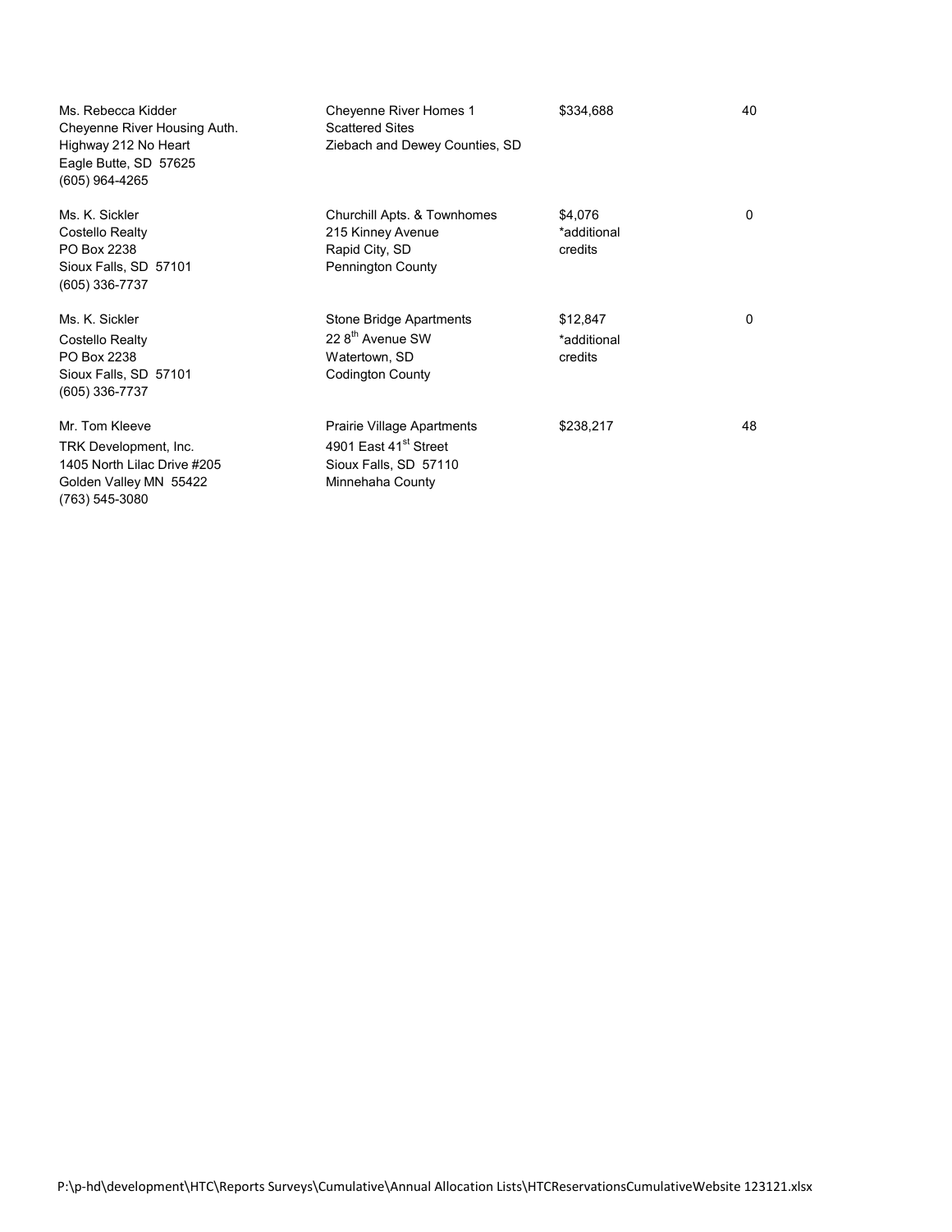| | | | |
|---|---|---|---|
| Ms. Rebecca Kidder<br>Cheyenne River Housing Auth.<br>Highway 212 No Heart<br>Eagle Butte, SD 57625<br>(605) 964-4265 | Cheyenne River Homes 1<br>Scattered Sites<br>Ziebach and Dewey Counties, SD | $334,688 | 40 |
| Ms. K. Sickler<br>Costello Realty<br>PO Box 2238<br>Sioux Falls, SD 57101<br>(605) 336-7737 | Churchill Apts. & Townhomes<br>215 Kinney Avenue<br>Rapid City, SD<br>Pennington County | $4,076<br>*additional credits | 0 |
| Ms. K. Sickler<br>Costello Realty<br>PO Box 2238<br>Sioux Falls, SD 57101<br>(605) 336-7737 | Stone Bridge Apartments<br>22 8th Avenue SW<br>Watertown, SD<br>Codington County | $12,847<br>*additional credits | 0 |
| Mr. Tom Kleeve<br>TRK Development, Inc.<br>1405 North Lilac Drive #205<br>Golden Valley MN 55422<br>(763) 545-3080 | Prairie Village Apartments<br>4901 East 41st Street<br>Sioux Falls, SD 57110<br>Minnehaha County | $238,217 | 48 |

P:\p-hd\development\HTC\Reports Surveys\Cumulative\Annual Allocation Lists\HTCReservationsCumulativeWebsite 123121.xlsx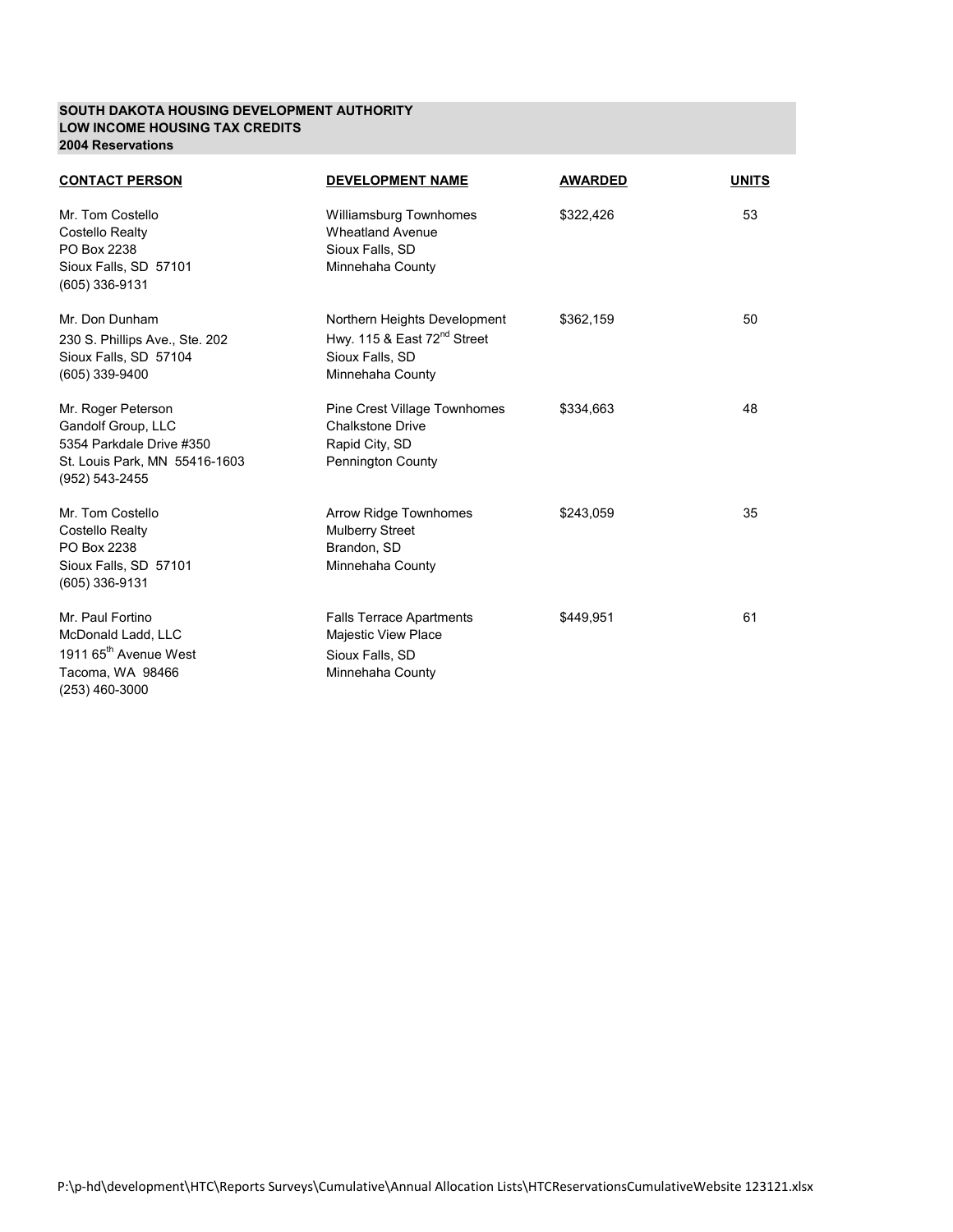**SOUTH DAKOTA HOUSING DEVELOPMENT AUTHORITY**
**LOW INCOME HOUSING TAX CREDITS**
**2004 Reservations**

| CONTACT PERSON | DEVELOPMENT NAME | AWARDED | UNITS |
|---|---|---|---|
| Mr. Tom Costello<br>Costello Realty<br>PO Box 2238<br>Sioux Falls, SD 57101<br>(605) 336-9131 | Williamsburg Townhomes<br>Wheatland Avenue<br>Sioux Falls, SD<br>Minnehaha County | $322,426 | 53 |
| Mr. Don Dunham<br>230 S. Phillips Ave., Ste. 202<br>Sioux Falls, SD 57104<br>(605) 339-9400 | Northern Heights Development<br>Hwy. 115 & East 72nd Street<br>Sioux Falls, SD<br>Minnehaha County | $362,159 | 50 |
| Mr. Roger Peterson<br>Gandolf Group, LLC<br>5354 Parkdale Drive #350<br>St. Louis Park, MN 55416-1603<br>(952) 543-2455 | Pine Crest Village Townhomes<br>Chalkstone Drive<br>Rapid City, SD<br>Pennington County | $334,663 | 48 |
| Mr. Tom Costello<br>Costello Realty<br>PO Box 2238<br>Sioux Falls, SD 57101<br>(605) 336-9131 | Arrow Ridge Townhomes<br>Mulberry Street<br>Brandon, SD<br>Minnehaha County | $243,059 | 35 |
| Mr. Paul Fortino<br>McDonald Ladd, LLC<br>1911 65th Avenue West<br>Tacoma, WA 98466<br>(253) 460-3000 | Falls Terrace Apartments<br>Majestic View Place<br>Sioux Falls, SD<br>Minnehaha County | $449,951 | 61 |

P:\p-hd\development\HTC\Reports Surveys\Cumulative\Annual Allocation Lists\HTCReservationsCumulativeWebsite 123121.xlsx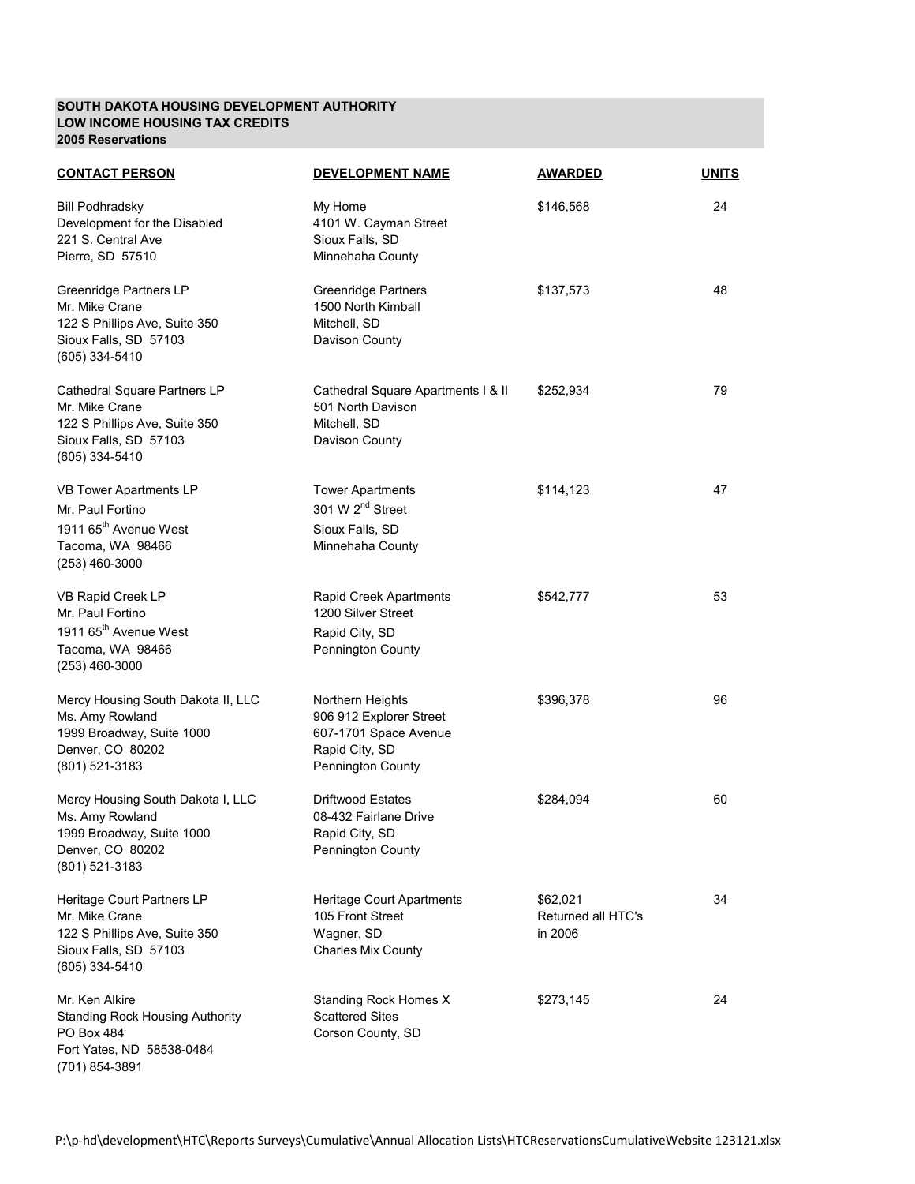**SOUTH DAKOTA HOUSING DEVELOPMENT AUTHORITY**
**LOW INCOME HOUSING TAX CREDITS**
**2005 Reservations**

| CONTACT PERSON | DEVELOPMENT NAME | AWARDED | UNITS |
|---|---|---|---|
| Bill Podhradsky<br>Development for the Disabled<br>221 S. Central Ave<br>Pierre, SD 57510 | My Home<br>4101 W. Cayman Street<br>Sioux Falls, SD<br>Minnehaha County | $146,568 | 24 |
| Greenridge Partners LP<br>Mr. Mike Crane<br>122 S Phillips Ave, Suite 350<br>Sioux Falls, SD 57103<br>(605) 334-5410 | Greenridge Partners<br>1500 North Kimball<br>Mitchell, SD<br>Davison County | $137,573 | 48 |
| Cathedral Square Partners LP<br>Mr. Mike Crane<br>122 S Phillips Ave, Suite 350<br>Sioux Falls, SD 57103<br>(605) 334-5410 | Cathedral Square Apartments I & II<br>501 North Davison<br>Mitchell, SD<br>Davison County | $252,934 | 79 |
| VB Tower Apartments LP<br>Mr. Paul Fortino<br>1911 65th Avenue West<br>Tacoma, WA 98466<br>(253) 460-3000 | Tower Apartments<br>301 W 2nd Street<br>Sioux Falls, SD<br>Minnehaha County | $114,123 | 47 |
| VB Rapid Creek LP<br>Mr. Paul Fortino<br>1911 65th Avenue West<br>Tacoma, WA 98466<br>(253) 460-3000 | Rapid Creek Apartments<br>1200 Silver Street<br>Rapid City, SD<br>Pennington County | $542,777 | 53 |
| Mercy Housing South Dakota II, LLC<br>Ms. Amy Rowland<br>1999 Broadway, Suite 1000<br>Denver, CO 80202<br>(801) 521-3183 | Northern Heights<br>906 912 Explorer Street<br>607-1701 Space Avenue<br>Rapid City, SD<br>Pennington County | $396,378 | 96 |
| Mercy Housing South Dakota I, LLC<br>Ms. Amy Rowland<br>1999 Broadway, Suite 1000<br>Denver, CO 80202<br>(801) 521-3183 | Driftwood Estates<br>08-432 Fairlane Drive<br>Rapid City, SD<br>Pennington County | $284,094 | 60 |
| Heritage Court Partners LP<br>Mr. Mike Crane<br>122 S Phillips Ave, Suite 350<br>Sioux Falls, SD 57103<br>(605) 334-5410 | Heritage Court Apartments<br>105 Front Street<br>Wagner, SD<br>Charles Mix County | $62,021<br>Returned all HTC's<br>in 2006 | 34 |
| Mr. Ken Alkire<br>Standing Rock Housing Authority<br>PO Box 484<br>Fort Yates, ND 58538-0484<br>(701) 854-3891 | Standing Rock Homes X<br>Scattered Sites<br>Corson County, SD | $273,145 | 24 |

P:\p-hd\development\HTC\Reports Surveys\Cumulative\Annual Allocation Lists\HTCReservationsCumulativeWebsite 123121.xlsx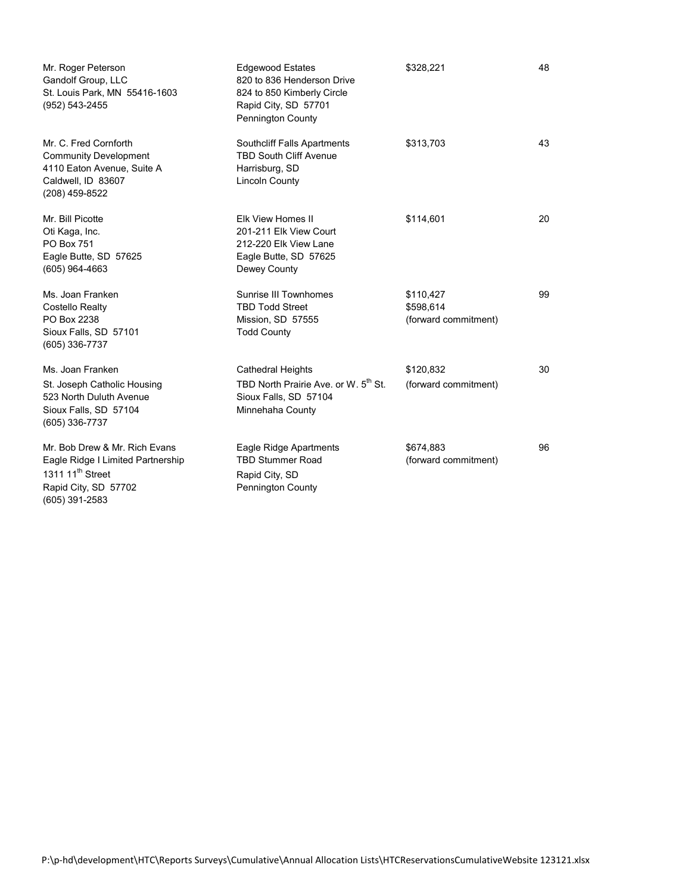| | | | |
|---|---|---|---|
| Mr. Roger Peterson<br>Gandolf Group, LLC<br>St. Louis Park, MN 55416-1603<br>(952) 543-2455 | Edgewood Estates<br>820 to 836 Henderson Drive<br>824 to 850 Kimberly Circle<br>Rapid City, SD 57701<br>Pennington County | \$328,221 | 48 |
| Mr. C. Fred Cornforth<br>Community Development<br>4110 Eaton Avenue, Suite A<br>Caldwell, ID 83607<br>(208) 459-8522 | Southcliff Falls Apartments<br>TBD South Cliff Avenue<br>Harrisburg, SD<br>Lincoln County | \$313,703 | 43 |
| Mr. Bill Picotte<br>Oti Kaga, Inc.<br>PO Box 751<br>Eagle Butte, SD 57625<br>(605) 964-4663 | Elk View Homes II<br>201-211 Elk View Court<br>212-220 Elk View Lane<br>Eagle Butte, SD 57625<br>Dewey County | \$114,601 | 20 |
| Ms. Joan Franken<br>Costello Realty<br>PO Box 2238<br>Sioux Falls, SD 57101<br>(605) 336-7737 | Sunrise III Townhomes<br>TBD Todd Street<br>Mission, SD 57555<br>Todd County | \$110,427<br>\$598,614<br>(forward commitment) | 99 |
| Ms. Joan Franken<br>St. Joseph Catholic Housing<br>523 North Duluth Avenue<br>Sioux Falls, SD 57104<br>(605) 336-7737 | Cathedral Heights<br>TBD North Prairie Ave. or W. 5th St.<br>Sioux Falls, SD 57104<br>Minnehaha County | \$120,832<br>(forward commitment) | 30 |
| Mr. Bob Drew & Mr. Rich Evans<br>Eagle Ridge I Limited Partnership<br>1311 11th Street<br>Rapid City, SD 57702<br>(605) 391-2583 | Eagle Ridge Apartments<br>TBD Stummer Road<br>Rapid City, SD<br>Pennington County | \$674,883<br>(forward commitment) | 96 |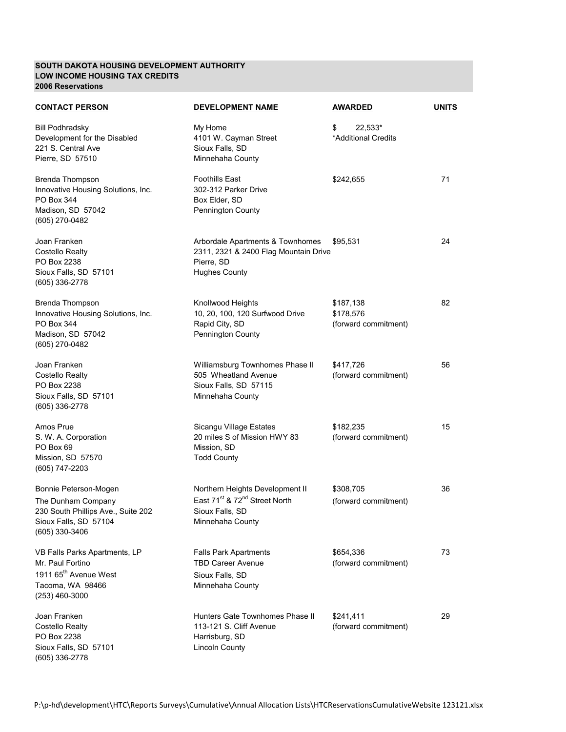**SOUTH DAKOTA HOUSING DEVELOPMENT AUTHORITY**
**LOW INCOME HOUSING TAX CREDITS**
**2006 Reservations**

| CONTACT PERSON | DEVELOPMENT NAME | AWARDED | UNITS |
|---|---|---|---|
| Bill Podhradsky<br>Development for the Disabled<br>221 S. Central Ave<br>Pierre, SD 57510 | My Home<br>4101 W. Cayman Street<br>Sioux Falls, SD<br>Minnehaha County | $ 22,533*<br>*Additional Credits | |
| Brenda Thompson<br>Innovative Housing Solutions, Inc.<br>PO Box 344<br>Madison, SD 57042<br>(605) 270-0482 | Foothills East<br>302-312 Parker Drive<br>Box Elder, SD<br>Pennington County | $242,655 | 71 |
| Joan Franken<br>Costello Realty<br>PO Box 2238<br>Sioux Falls, SD 57101<br>(605) 336-2778 | Arbordale Apartments & Townhomes<br>2311, 2321 & 2400 Flag Mountain Drive<br>Pierre, SD<br>Hughes County | $95,531 | 24 |
| Brenda Thompson<br>Innovative Housing Solutions, Inc.<br>PO Box 344<br>Madison, SD 57042<br>(605) 270-0482 | Knollwood Heights<br>10, 20, 100, 120 Surfwood Drive<br>Rapid City, SD<br>Pennington County | $187,138<br>$178,576<br>(forward commitment) | 82 |
| Joan Franken<br>Costello Realty<br>PO Box 2238<br>Sioux Falls, SD 57101<br>(605) 336-2778 | Williamsburg Townhomes Phase II<br>505 Wheatland Avenue<br>Sioux Falls, SD 57115<br>Minnehaha County | $417,726<br>(forward commitment) | 56 |
| Amos Prue<br>S. W. A. Corporation<br>PO Box 69<br>Mission, SD 57570<br>(605) 747-2203 | Sicangu Village Estates<br>20 miles S of Mission HWY 83<br>Mission, SD<br>Todd County | $182,235<br>(forward commitment) | 15 |
| Bonnie Peterson-Mogen<br>The Dunham Company<br>230 South Phillips Ave., Suite 202<br>Sioux Falls, SD 57104<br>(605) 330-3406 | Northern Heights Development II<br>East 71st & 72nd Street North<br>Sioux Falls, SD<br>Minnehaha County | $308,705<br>(forward commitment) | 36 |
| VB Falls Parks Apartments, LP<br>Mr. Paul Fortino<br>1911 65th Avenue West<br>Tacoma, WA 98466<br>(253) 460-3000 | Falls Park Apartments<br>TBD Career Avenue<br>Sioux Falls, SD<br>Minnehaha County | $654,336<br>(forward commitment) | 73 |
| Joan Franken<br>Costello Realty<br>PO Box 2238<br>Sioux Falls, SD 57101<br>(605) 336-2778 | Hunters Gate Townhomes Phase II<br>113-121 S. Cliff Avenue<br>Harrisburg, SD<br>Lincoln County | $241,411<br>(forward commitment) | 29 |

P:\p-hd\development\HTC\Reports Surveys\Cumulative\Annual Allocation Lists\HTCReservationsCumulativeWebsite 123121.xlsx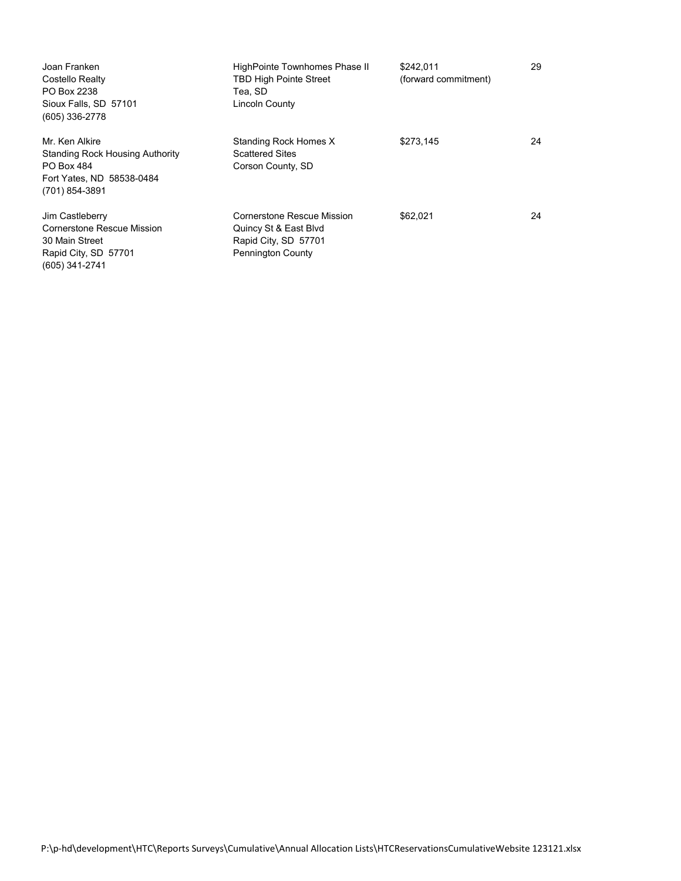| | | | |
|---|---|---|---|
| Joan Franken<br>Costello Realty<br>PO Box 2238<br>Sioux Falls, SD 57101<br>(605) 336-2778 | HighPointe Townhomes Phase II<br>TBD High Pointe Street<br>Tea, SD<br>Lincoln County | $242,011<br>(forward commitment) | 29 |
| Mr. Ken Alkire<br>Standing Rock Housing Authority<br>PO Box 484<br>Fort Yates, ND 58538-0484<br>(701) 854-3891 | Standing Rock Homes X<br>Scattered Sites<br>Corson County, SD | $273,145 | 24 |
| Jim Castleberry<br>Cornerstone Rescue Mission<br>30 Main Street<br>Rapid City, SD 57701<br>(605) 341-2741 | Cornerstone Rescue Mission<br>Quincy St & East Blvd<br>Rapid City, SD 57701<br>Pennington County | $62,021 | 24 |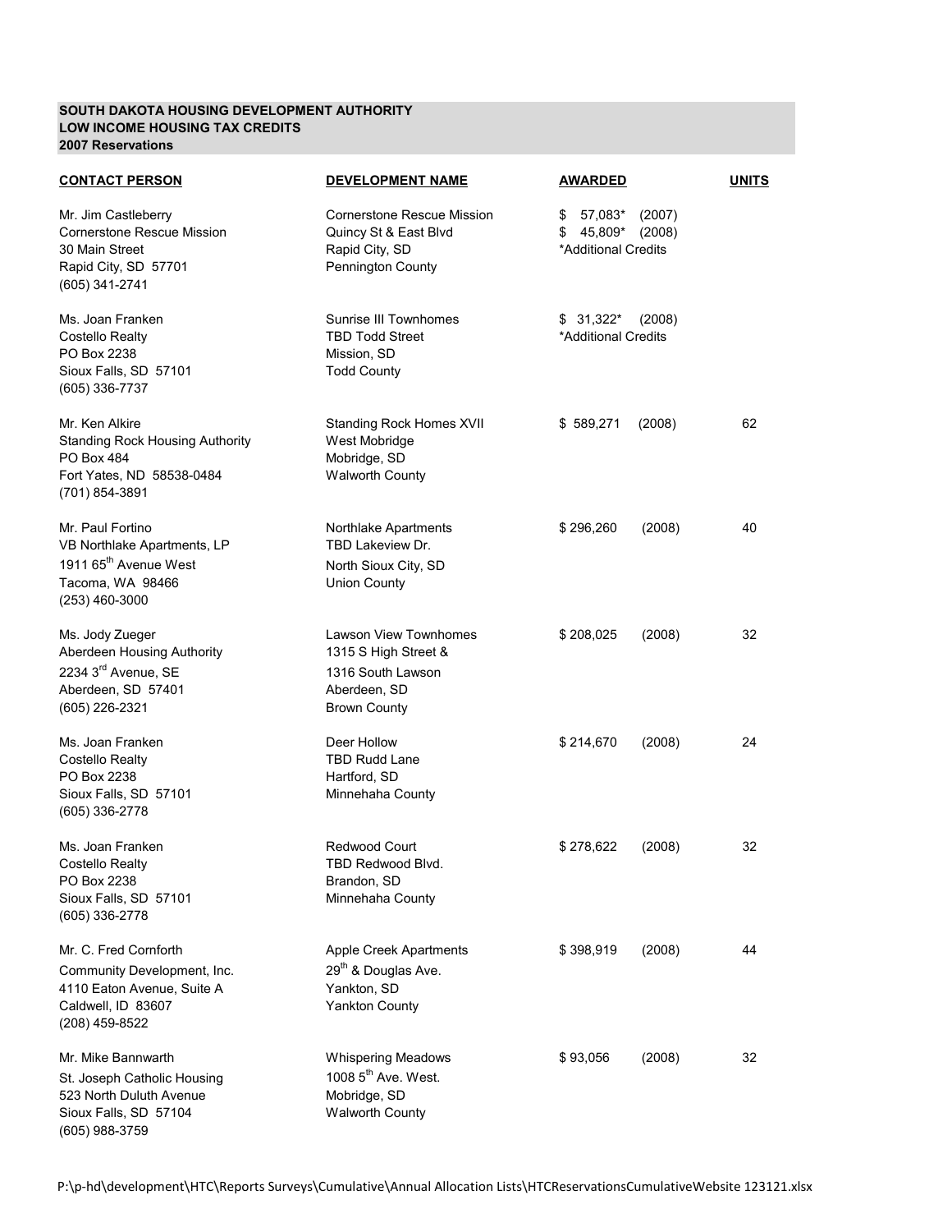**SOUTH DAKOTA HOUSING DEVELOPMENT AUTHORITY**
**LOW INCOME HOUSING TAX CREDITS**
**2007 Reservations**

| CONTACT PERSON | DEVELOPMENT NAME | AWARDED | UNITS |
|---|---|---|---|
| Mr. Jim Castleberry<br>Cornerstone Rescue Mission<br>30 Main Street<br>Rapid City, SD 57701<br>(605) 341-2741 | Cornerstone Rescue Mission<br>Quincy St & East Blvd<br>Rapid City, SD<br>Pennington County | \$ 57,083* (2007)<br>\$ 45,809* (2008)<br>*Additional Credits | |
| Ms. Joan Franken<br>Costello Realty<br>PO Box 2238<br>Sioux Falls, SD 57101<br>(605) 336-7737 | Sunrise III Townhomes<br>TBD Todd Street<br>Mission, SD<br>Todd County | \$ 31,322* (2008)<br>*Additional Credits | |
| Mr. Ken Alkire<br>Standing Rock Housing Authority<br>PO Box 484<br>Fort Yates, ND 58538-0484<br>(701) 854-3891 | Standing Rock Homes XVII<br>West Mobridge<br>Mobridge, SD<br>Walworth County | \$ 589,271 (2008) | 62 |
| Mr. Paul Fortino<br>VB Northlake Apartments, LP<br>1911 65th Avenue West<br>Tacoma, WA 98466<br>(253) 460-3000 | Northlake Apartments<br>TBD Lakeview Dr.<br>North Sioux City, SD<br>Union County | \$ 296,260 (2008) | 40 |
| Ms. Jody Zueger<br>Aberdeen Housing Authority<br>2234 3rd Avenue, SE<br>Aberdeen, SD 57401<br>(605) 226-2321 | Lawson View Townhomes<br>1315 S High Street &<br>1316 South Lawson<br>Aberdeen, SD<br>Brown County | \$ 208,025 (2008) | 32 |
| Ms. Joan Franken<br>Costello Realty<br>PO Box 2238<br>Sioux Falls, SD 57101<br>(605) 336-2778 | Deer Hollow<br>TBD Rudd Lane<br>Hartford, SD<br>Minnehaha County | \$ 214,670 (2008) | 24 |
| Ms. Joan Franken<br>Costello Realty<br>PO Box 2238<br>Sioux Falls, SD 57101<br>(605) 336-2778 | Redwood Court<br>TBD Redwood Blvd.<br>Brandon, SD<br>Minnehaha County | \$ 278,622 (2008) | 32 |
| Mr. C. Fred Cornforth<br>Community Development, Inc.<br>4110 Eaton Avenue, Suite A<br>Caldwell, ID 83607<br>(208) 459-8522 | Apple Creek Apartments<br>29th & Douglas Ave.<br>Yankton, SD<br>Yankton County | \$ 398,919 (2008) | 44 |
| Mr. Mike Bannwarth<br>St. Joseph Catholic Housing<br>523 North Duluth Avenue<br>Sioux Falls, SD 57104<br>(605) 988-3759 | Whispering Meadows<br>1008 5th Ave. West.<br>Mobridge, SD<br>Walworth County | \$ 93,056 (2008) | 32 |

P:\p-hd\development\HTC\Reports Surveys\Cumulative\Annual Allocation Lists\HTCReservationsCumulativeWebsite 123121.xlsx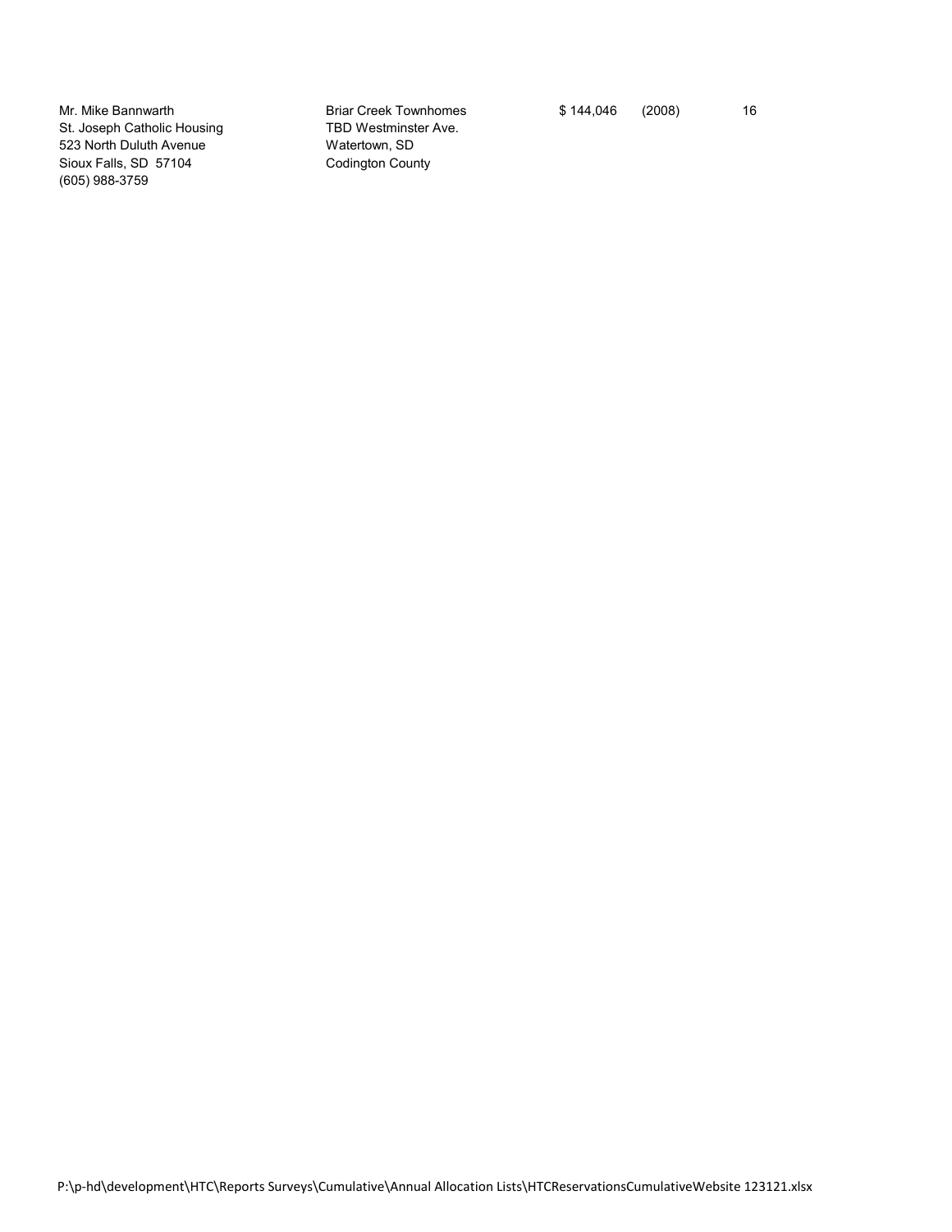| | | | | |
|---|---|---|---|---|
| Mr. Mike Bannwarth<br>St. Joseph Catholic Housing<br>523 North Duluth Avenue<br>Sioux Falls, SD 57104<br>(605) 988-3759 | Briar Creek Townhomes<br>TBD Westminster Ave.<br>Watertown, SD<br>Codington County | $ 144,046 | (2008) | 16 |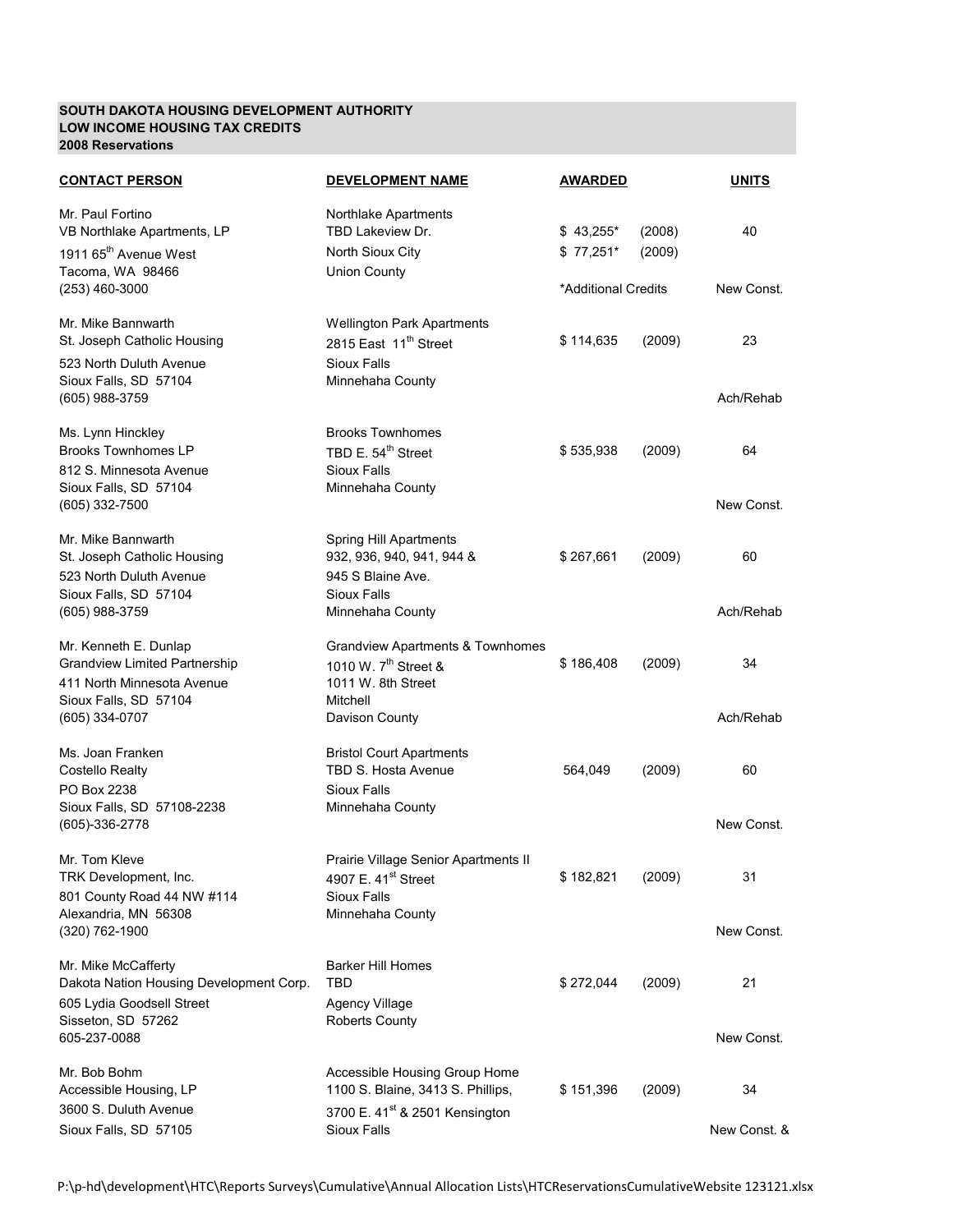**SOUTH DAKOTA HOUSING DEVELOPMENT AUTHORITY**
**LOW INCOME HOUSING TAX CREDITS**
**2008 Reservations**

| CONTACT PERSON | DEVELOPMENT NAME | AWARDED | | UNITS |
|---|---|---|---|---|
| Mr. Paul Fortino<br>VB Northlake Apartments, LP<br>1911 65th Avenue West<br>Tacoma, WA 98466<br>(253) 460-3000 | Northlake Apartments<br>TBD Lakeview Dr.<br>North Sioux City<br>Union County | $ 43,255*<br>$ 77,251*<br>*Additional Credits | (2008)<br>(2009) | 40<br>New Const. |
| Mr. Mike Bannwarth<br>St. Joseph Catholic Housing<br>523 North Duluth Avenue<br>Sioux Falls, SD 57104<br>(605) 988-3759 | Wellington Park Apartments<br>2815 East 11th Street<br>Sioux Falls<br>Minnehaha County | $ 114,635 | (2009) | 23<br>Ach/Rehab |
| Ms. Lynn Hinckley<br>Brooks Townhomes LP<br>812 S. Minnesota Avenue<br>Sioux Falls, SD 57104<br>(605) 332-7500 | Brooks Townhomes<br>TBD E. 54th Street<br>Sioux Falls<br>Minnehaha County | $ 535,938 | (2009) | 64<br>New Const. |
| Mr. Mike Bannwarth<br>St. Joseph Catholic Housing<br>523 North Duluth Avenue<br>Sioux Falls, SD 57104<br>(605) 988-3759 | Spring Hill Apartments<br>932, 936, 940, 941, 944 &<br>945 S Blaine Ave.<br>Sioux Falls<br>Minnehaha County | $ 267,661 | (2009) | 60<br>Ach/Rehab |
| Mr. Kenneth E. Dunlap<br>Grandview Limited Partnership<br>411 North Minnesota Avenue<br>Sioux Falls, SD 57104<br>(605) 334-0707 | Grandview Apartments & Townhomes<br>1010 W. 7th Street &<br>1011 W. 8th Street<br>Mitchell<br>Davison County | $ 186,408 | (2009) | 34<br>Ach/Rehab |
| Ms. Joan Franken<br>Costello Realty<br>PO Box 2238<br>Sioux Falls, SD 57108-2238<br>(605)-336-2778 | Bristol Court Apartments<br>TBD S. Hosta Avenue<br>Sioux Falls<br>Minnehaha County | 564,049 | (2009) | 60<br>New Const. |
| Mr. Tom Kleve<br>TRK Development, Inc.<br>801 County Road 44 NW #114<br>Alexandria, MN 56308<br>(320) 762-1900 | Prairie Village Senior Apartments II<br>4907 E. 41st Street<br>Sioux Falls<br>Minnehaha County | $ 182,821 | (2009) | 31<br>New Const. |
| Mr. Mike McCafferty<br>Dakota Nation Housing Development Corp.<br>605 Lydia Goodsell Street<br>Sisseton, SD 57262<br>605-237-0088 | Barker Hill Homes<br>TBD<br>Agency Village<br>Roberts County | $ 272,044 | (2009) | 21<br>New Const. |
| Mr. Bob Bohm<br>Accessible Housing, LP<br>3600 S. Duluth Avenue<br>Sioux Falls, SD 57105 | Accessible Housing Group Home<br>1100 S. Blaine, 3413 S. Phillips,<br>3700 E. 41st & 2501 Kensington<br>Sioux Falls | $ 151,396 | (2009) | 34<br>New Const. & |

P:\p-hd\development\HTC\Reports Surveys\Cumulative\Annual Allocation Lists\HTCReservationsCumulativeWebsite 123121.xlsx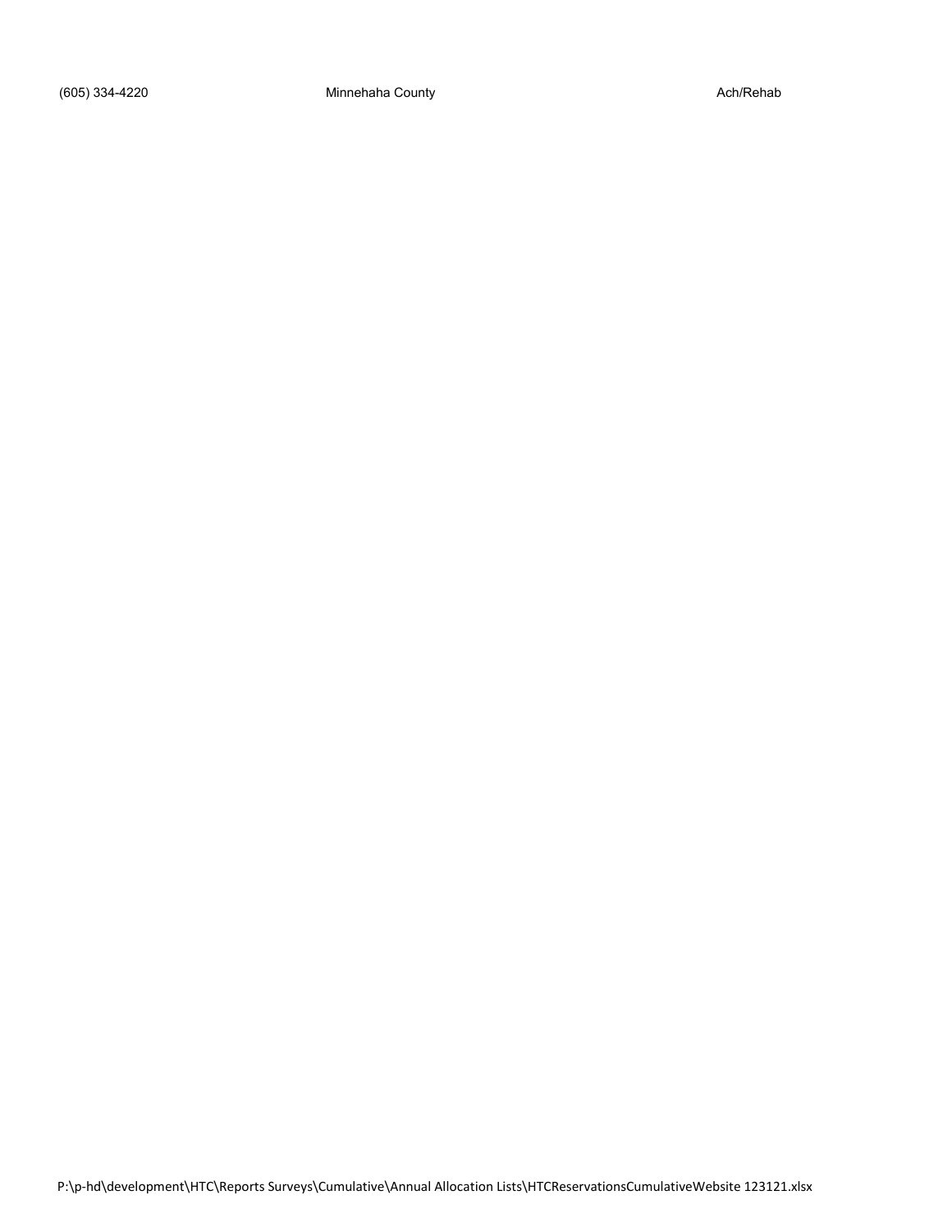| (605) 334-4220 | Minnehaha County | Ach/Rehab |
| --- | --- | --- |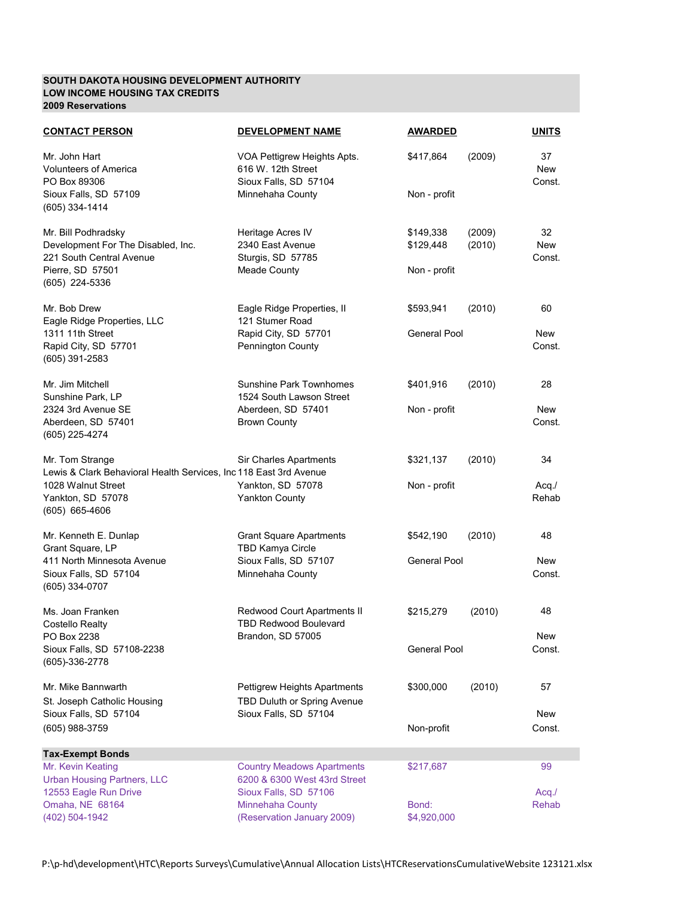**SOUTH DAKOTA HOUSING DEVELOPMENT AUTHORITY**
**LOW INCOME HOUSING TAX CREDITS**
**2009 Reservations**

| CONTACT PERSON | DEVELOPMENT NAME | AWARDED | | UNITS |
|---|---|---|---|---|
| Mr. John Hart<br>Volunteers of America<br>PO Box 89306<br>Sioux Falls, SD 57109<br>(605) 334-1414 | VOA Pettigrew Heights Apts.<br>616 W. 12th Street<br>Sioux Falls, SD 57104<br>Minnehaha County | $417,864<br><br><br>Non - profit | (2009) | 37<br>New<br>Const. |
| Mr. Bill Podhradsky<br>Development For The Disabled, Inc.<br>221 South Central Avenue<br>Pierre, SD 57501<br>(605) 224-5336 | Heritage Acres IV<br>2340 East Avenue<br>Sturgis, SD 57785<br>Meade County | $149,338<br>$129,448<br><br>Non - profit | (2009)<br>(2010) | 32<br>New<br>Const. |
| Mr. Bob Drew<br>Eagle Ridge Properties, LLC<br>1311 11th Street<br>Rapid City, SD 57701<br>(605) 391-2583 | Eagle Ridge Properties, II<br>121 Stumer Road<br>Rapid City, SD 57701<br>Pennington County | $593,941<br><br>General Pool | (2010) | 60<br><br>New<br>Const. |
| Mr. Jim Mitchell<br>Sunshine Park, LP<br>2324 3rd Avenue SE<br>Aberdeen, SD 57401<br>(605) 225-4274 | Sunshine Park Townhomes<br>1524 South Lawson Street<br>Aberdeen, SD 57401<br>Brown County | $401,916<br><br>Non - profit | (2010) | 28<br><br>New<br>Const. |
| Mr. Tom Strange<br>Lewis & Clark Behavioral Health Services, Inc<br>1028 Walnut Street<br>Yankton, SD 57078<br>(605) 665-4606 | Sir Charles Apartments<br>118 East 3rd Avenue<br>Yankton, SD 57078<br>Yankton County | $321,137<br><br>Non - profit | (2010) | 34<br><br>Acq./<br>Rehab |
| Mr. Kenneth E. Dunlap<br>Grant Square, LP<br>411 North Minnesota Avenue<br>Sioux Falls, SD 57104<br>(605) 334-0707 | Grant Square Apartments<br>TBD Kamya Circle<br>Sioux Falls, SD 57107<br>Minnehaha County | $542,190<br><br>General Pool | (2010) | 48<br><br>New<br>Const. |
| Ms. Joan Franken<br>Costello Realty<br>PO Box 2238<br>Sioux Falls, SD 57108-2238<br>(605)-336-2778 | Redwood Court Apartments II<br>TBD Redwood Boulevard<br>Brandon, SD 57005 | $215,279<br><br><br>General Pool | (2010) | 48<br><br>New<br>Const. |
| Mr. Mike Bannwarth<br>St. Joseph Catholic Housing<br>Sioux Falls, SD 57104<br>(605) 988-3759 | Pettigrew Heights Apartments<br>TBD Duluth or Spring Avenue<br>Sioux Falls, SD 57104 | $300,000<br><br><br>Non-profit | (2010) | 57<br><br>New<br>Const. |
| **Tax-Exempt Bonds** | | | | |
| Mr. Kevin Keating<br>Urban Housing Partners, LLC<br>12553 Eagle Run Drive<br>Omaha, NE 68164<br>(402) 504-1942 | Country Meadows Apartments<br>6200 & 6300 West 43rd Street<br>Sioux Falls, SD 57106<br>Minnehaha County<br>(Reservation January 2009) | $217,687<br><br><br>Bond:<br>$4,920,000 | | 99<br><br>Acq./<br>Rehab |

P:\p-hd\development\HTC\Reports Surveys\Cumulative\Annual Allocation Lists\HTCReservationsCumulativeWebsite 123121.xlsx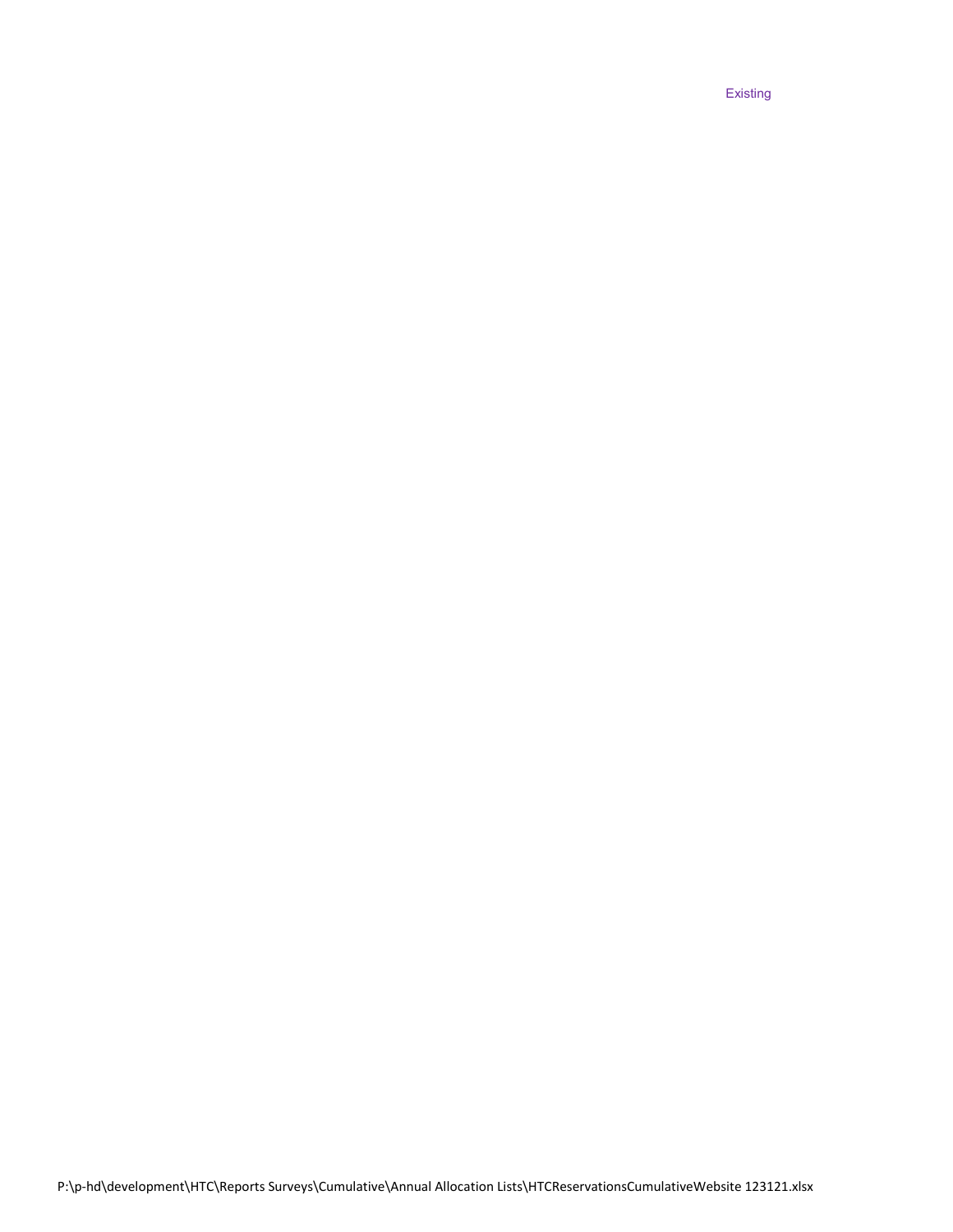Existing

P:\p-hd\development\HTC\Reports Surveys\Cumulative\Annual Allocation Lists\HTCReservationsCumulativeWebsite 123121.xlsx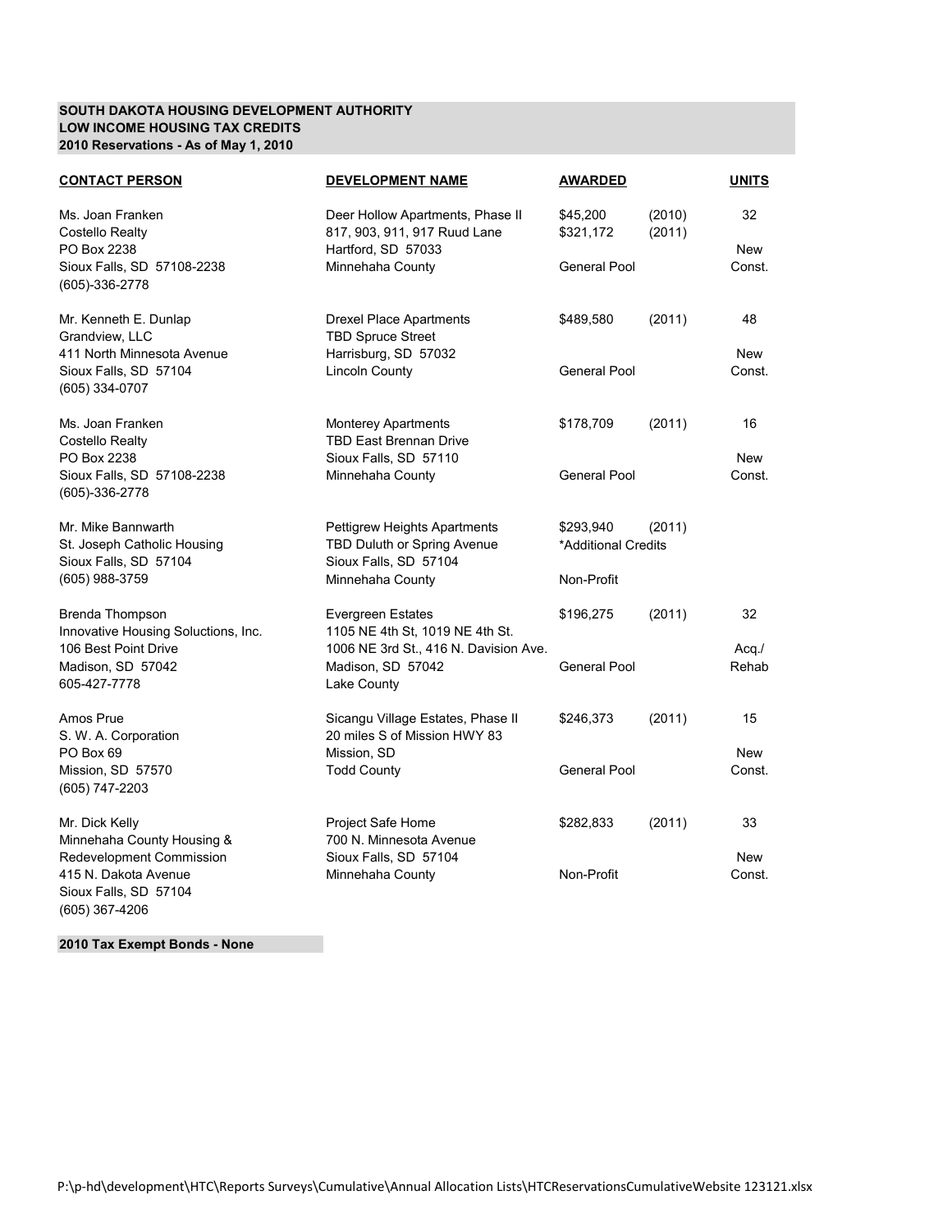**SOUTH DAKOTA HOUSING DEVELOPMENT AUTHORITY**
**LOW INCOME HOUSING TAX CREDITS**
**2010 Reservations - As of May 1, 2010**

| CONTACT PERSON | DEVELOPMENT NAME | AWARDED | | UNITS |
|---|---|---|---|---|
| Ms. Joan Franken<br>Costello Realty<br>PO Box 2238<br>Sioux Falls, SD 57108-2238<br>(605)-336-2778 | Deer Hollow Apartments, Phase II<br>817, 903, 911, 917 Ruud Lane<br>Hartford, SD 57033<br>Minnehaha County | \$45,200<br>\$321,172<br><br>General Pool | (2010)<br>(2011) | 32<br><br>New<br>Const. |
| Mr. Kenneth E. Dunlap<br>Grandview, LLC<br>411 North Minnesota Avenue<br>Sioux Falls, SD 57104<br>(605) 334-0707 | Drexel Place Apartments<br>TBD Spruce Street<br>Harrisburg, SD 57032<br>Lincoln County | \$489,580<br><br><br>General Pool | (2011) | 48<br><br>New<br>Const. |
| Ms. Joan Franken<br>Costello Realty<br>PO Box 2238<br>Sioux Falls, SD 57108-2238<br>(605)-336-2778 | Monterey Apartments<br>TBD East Brennan Drive<br>Sioux Falls, SD 57110<br>Minnehaha County | \$178,709<br><br><br>General Pool | (2011) | 16<br><br>New<br>Const. |
| Mr. Mike Bannwarth<br>St. Joseph Catholic Housing<br>Sioux Falls, SD 57104<br>(605) 988-3759 | Pettigrew Heights Apartments<br>TBD Duluth or Spring Avenue<br>Sioux Falls, SD 57104<br>Minnehaha County | \$293,940<br>*Additional Credits<br><br>Non-Profit | (2011) | |
| Brenda Thompson<br>Innovative Housing Soluctions, Inc.<br>106 Best Point Drive<br>Madison, SD 57042<br>605-427-7778 | Evergreen Estates<br>1105 NE 4th St, 1019 NE 4th St.<br>1006 NE 3rd St., 416 N. Davision Ave.<br>Madison, SD 57042<br>Lake County | \$196,275<br><br><br>General Pool | (2011) | 32<br><br>Acq./<br>Rehab |
| Amos Prue<br>S. W. A. Corporation<br>PO Box 69<br>Mission, SD 57570<br>(605) 747-2203 | Sicangu Village Estates, Phase II<br>20 miles S of Mission HWY 83<br>Mission, SD<br>Todd County | \$246,373<br><br><br>General Pool | (2011) | 15<br><br>New<br>Const. |
| Mr. Dick Kelly<br>Minnehaha County Housing &<br>Redevelopment Commission<br>415 N. Dakota Avenue<br>Sioux Falls, SD 57104<br>(605) 367-4206 | Project Safe Home<br>700 N. Minnesota Avenue<br>Sioux Falls, SD 57104<br>Minnehaha County | \$282,833<br><br><br>Non-Profit | (2011) | 33<br><br>New<br>Const. |

**2010 Tax Exempt Bonds - None**

P:\p-hd\development\HTC\Reports Surveys\Cumulative\Annual Allocation Lists\HTCReservationsCumulativeWebsite 123121.xlsx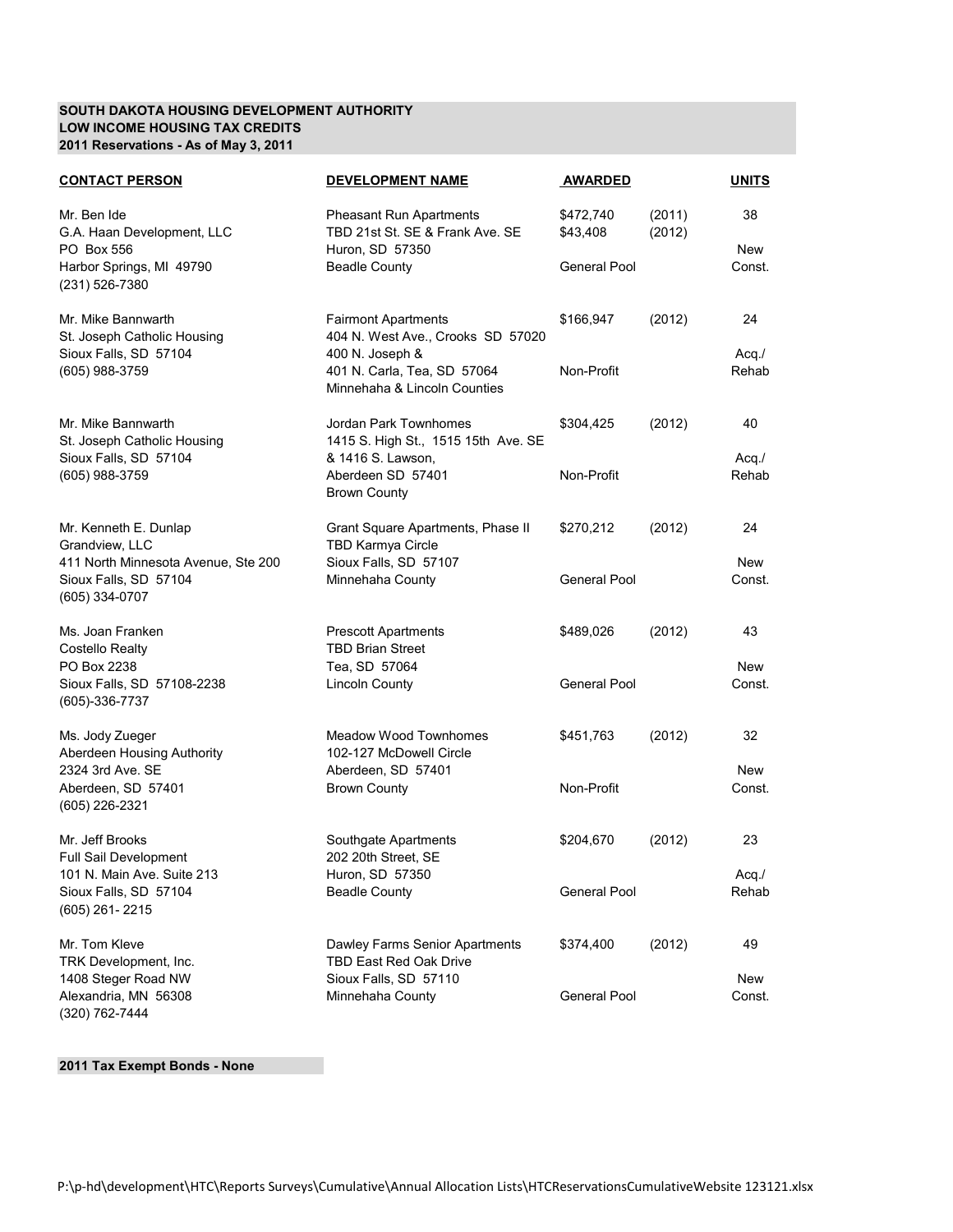**SOUTH DAKOTA HOUSING DEVELOPMENT AUTHORITY**
**LOW INCOME HOUSING TAX CREDITS**
**2011 Reservations - As of May 3, 2011**

| CONTACT PERSON | DEVELOPMENT NAME | AWARDED | | UNITS |
|---|---|---|---|---|
| Mr. Ben Ide<br>G.A. Haan Development, LLC<br>PO Box 556<br>Harbor Springs, MI 49790<br>(231) 526-7380 | Pheasant Run Apartments<br>TBD 21st St. SE & Frank Ave. SE<br>Huron, SD 57350<br>Beadle County | \$472,740<br>\$43,408<br><br>General Pool | (2011)<br>(2012) | 38<br><br>New<br>Const. |
| Mr. Mike Bannwarth<br>St. Joseph Catholic Housing<br>Sioux Falls, SD 57104<br>(605) 988-3759 | Fairmont Apartments<br>404 N. West Ave., Crooks SD 57020<br>400 N. Joseph &<br>401 N. Carla, Tea, SD 57064<br>Minnehaha & Lincoln Counties | \$166,947<br><br>Non-Profit | (2012) | 24<br><br>Acq./<br>Rehab |
| Mr. Mike Bannwarth<br>St. Joseph Catholic Housing<br>Sioux Falls, SD 57104<br>(605) 988-3759 | Jordan Park Townhomes<br>1415 S. High St., 1515 15th Ave. SE<br>& 1416 S. Lawson,<br>Aberdeen SD 57401<br>Brown County | \$304,425<br><br>Non-Profit | (2012) | 40<br><br>Acq./<br>Rehab |
| Mr. Kenneth E. Dunlap<br>Grandview, LLC<br>411 North Minnesota Avenue, Ste 200<br>Sioux Falls, SD 57104<br>(605) 334-0707 | Grant Square Apartments, Phase II<br>TBD Karmya Circle<br>Sioux Falls, SD 57107<br>Minnehaha County | \$270,212<br><br>General Pool | (2012) | 24<br><br>New<br>Const. |
| Ms. Joan Franken<br>Costello Realty<br>PO Box 2238<br>Sioux Falls, SD 57108-2238<br>(605)-336-7737 | Prescott Apartments<br>TBD Brian Street<br>Tea, SD 57064<br>Lincoln County | \$489,026<br><br>General Pool | (2012) | 43<br><br>New<br>Const. |
| Ms. Jody Zueger<br>Aberdeen Housing Authority<br>2324 3rd Ave. SE<br>Aberdeen, SD 57401<br>(605) 226-2321 | Meadow Wood Townhomes<br>102-127 McDowell Circle<br>Aberdeen, SD 57401<br>Brown County | \$451,763<br><br>Non-Profit | (2012) | 32<br><br>New<br>Const. |
| Mr. Jeff Brooks<br>Full Sail Development<br>101 N. Main Ave. Suite 213<br>Sioux Falls, SD 57104<br>(605) 261- 2215 | Southgate Apartments<br>202 20th Street, SE<br>Huron, SD 57350<br>Beadle County | \$204,670<br><br>General Pool | (2012) | 23<br><br>Acq./<br>Rehab |
| Mr. Tom Kleve<br>TRK Development, Inc.<br>1408 Steger Road NW<br>Alexandria, MN 56308<br>(320) 762-7444 | Dawley Farms Senior Apartments<br>TBD East Red Oak Drive<br>Sioux Falls, SD 57110<br>Minnehaha County | \$374,400<br><br>General Pool | (2012) | 49<br><br>New<br>Const. |

**2011 Tax Exempt Bonds - None**

P:\p-hd\development\HTC\Reports Surveys\Cumulative\Annual Allocation Lists\HTCReservationsCumulativeWebsite 123121.xlsx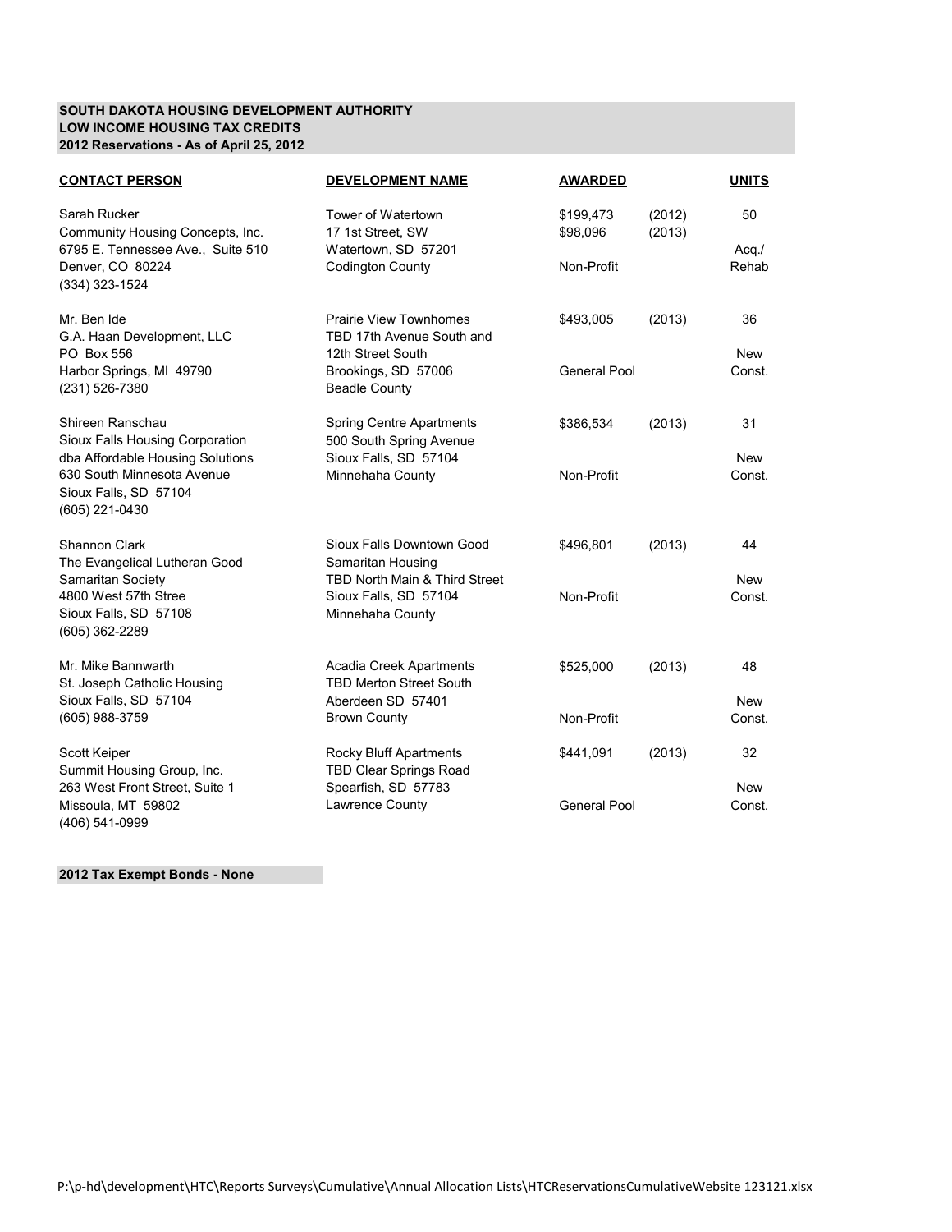**SOUTH DAKOTA HOUSING DEVELOPMENT AUTHORITY**
**LOW INCOME HOUSING TAX CREDITS**
**2012 Reservations - As of April 25, 2012**

| CONTACT PERSON | DEVELOPMENT NAME | AWARDED | | UNITS |
|---|---|---|---|---|
| Sarah Rucker<br>Community Housing Concepts, Inc.<br>6795 E. Tennessee Ave., Suite 510<br>Denver, CO 80224<br>(334) 323-1524 | Tower of Watertown<br>17 1st Street, SW<br>Watertown, SD 57201<br>Codington County | \$199,473<br>\$98,096<br><br>Non-Profit | (2012)<br>(2013) | 50<br><br>Acq./<br>Rehab |
| Mr. Ben Ide<br>G.A. Haan Development, LLC<br>PO Box 556<br>Harbor Springs, MI 49790<br>(231) 526-7380 | Prairie View Townhomes<br>TBD 17th Avenue South and<br>12th Street South<br>Brookings, SD 57006<br>Beadle County | \$493,005<br><br>General Pool | (2013) | 36<br><br>New<br>Const. |
| Shireen Ranschau<br>Sioux Falls Housing Corporation<br>dba Affordable Housing Solutions<br>630 South Minnesota Avenue<br>Sioux Falls, SD 57104<br>(605) 221-0430 | Spring Centre Apartments<br>500 South Spring Avenue<br>Sioux Falls, SD 57104<br>Minnehaha County | \$386,534<br><br>Non-Profit | (2013) | 31<br><br>New<br>Const. |
| Shannon Clark<br>The Evangelical Lutheran Good<br>Samaritan Society<br>4800 West 57th Stree<br>Sioux Falls, SD 57108<br>(605) 362-2289 | Sioux Falls Downtown Good<br>Samaritan Housing<br>TBD North Main & Third Street<br>Sioux Falls, SD 57104<br>Minnehaha County | \$496,801<br><br>Non-Profit | (2013) | 44<br><br>New<br>Const. |
| Mr. Mike Bannwarth<br>St. Joseph Catholic Housing<br>Sioux Falls, SD 57104<br>(605) 988-3759 | Acadia Creek Apartments<br>TBD Merton Street South<br>Aberdeen SD 57401<br>Brown County | \$525,000<br><br>Non-Profit | (2013) | 48<br><br>New<br>Const. |
| Scott Keiper<br>Summit Housing Group, Inc.<br>263 West Front Street, Suite 1<br>Missoula, MT 59802<br>(406) 541-0999 | Rocky Bluff Apartments<br>TBD Clear Springs Road<br>Spearfish, SD 57783<br>Lawrence County | \$441,091<br><br>General Pool | (2013) | 32<br><br>New<br>Const. |

**2012 Tax Exempt Bonds - None**

P:\p-hd\development\HTC\Reports Surveys\Cumulative\Annual Allocation Lists\HTCReservationsCumulativeWebsite 123121.xlsx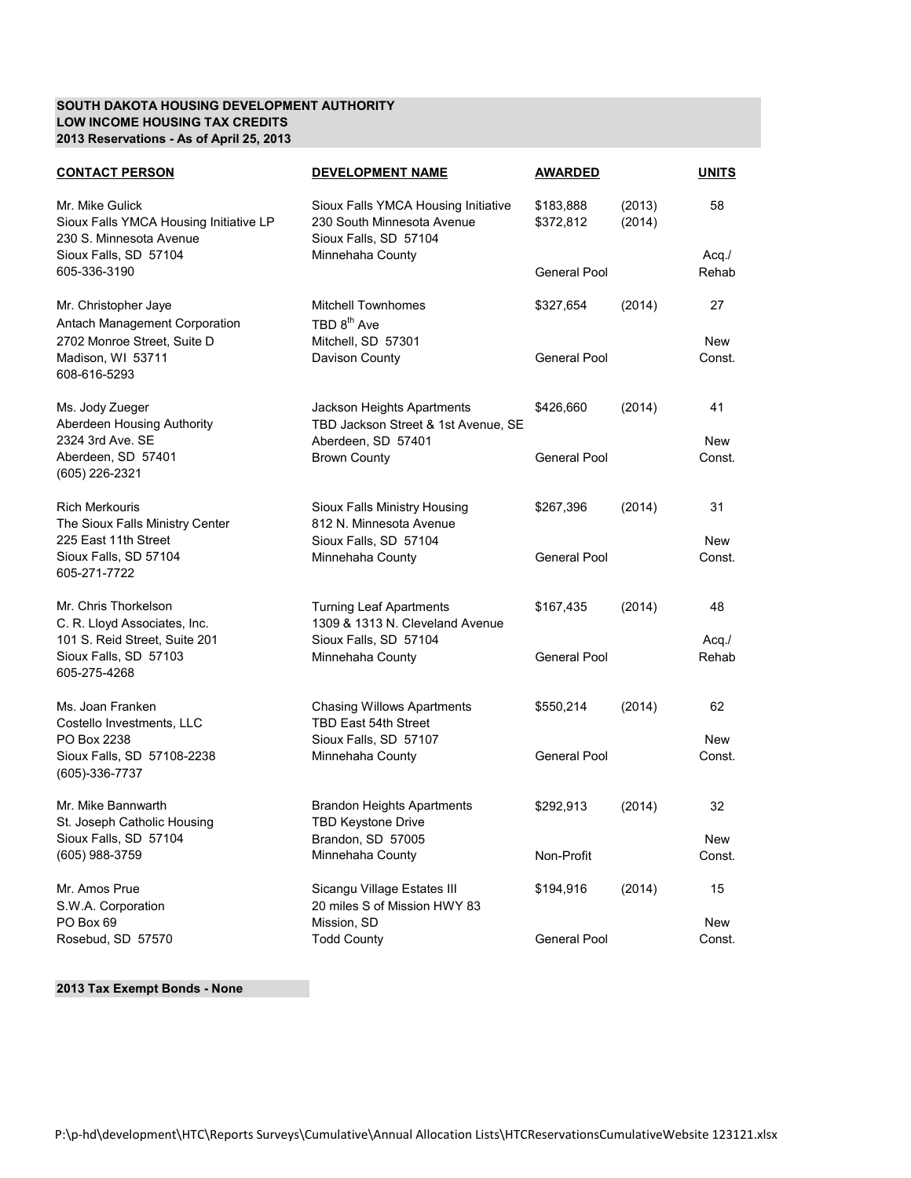**SOUTH DAKOTA HOUSING DEVELOPMENT AUTHORITY**
**LOW INCOME HOUSING TAX CREDITS**
**2013 Reservations - As of April 25, 2013**

| CONTACT PERSON | DEVELOPMENT NAME | AWARDED | | UNITS |
|---|---|---|---|---|
| Mr. Mike Gulick<br>Sioux Falls YMCA Housing Initiative LP<br>230 S. Minnesota Avenue<br>Sioux Falls, SD 57104<br>605-336-3190 | Sioux Falls YMCA Housing Initiative<br>230 South Minnesota Avenue<br>Sioux Falls, SD 57104<br>Minnehaha County | \$183,888<br>\$372,812<br><br>General Pool | (2013)<br>(2014) | 58<br><br>Acq./<br>Rehab |
| Mr. Christopher Jaye<br>Antach Management Corporation<br>2702 Monroe Street, Suite D<br>Madison, WI 53711<br>608-616-5293 | Mitchell Townhomes<br>TBD 8th Ave<br>Mitchell, SD 57301<br>Davison County | \$327,654<br><br>General Pool | (2014) | 27<br><br>New<br>Const. |
| Ms. Jody Zueger<br>Aberdeen Housing Authority<br>2324 3rd Ave. SE<br>Aberdeen, SD 57401<br>(605) 226-2321 | Jackson Heights Apartments<br>TBD Jackson Street & 1st Avenue, SE<br>Aberdeen, SD 57401<br>Brown County | \$426,660<br><br>General Pool | (2014) | 41<br><br>New<br>Const. |
| Rich Merkouris<br>The Sioux Falls Ministry Center<br>225 East 11th Street<br>Sioux Falls, SD 57104<br>605-271-7722 | Sioux Falls Ministry Housing<br>812 N. Minnesota Avenue<br>Sioux Falls, SD 57104<br>Minnehaha County | \$267,396<br><br>General Pool | (2014) | 31<br><br>New<br>Const. |
| Mr. Chris Thorkelson<br>C. R. Lloyd Associates, Inc.<br>101 S. Reid Street, Suite 201<br>Sioux Falls, SD 57103<br>605-275-4268 | Turning Leaf Apartments<br>1309 & 1313 N. Cleveland Avenue<br>Sioux Falls, SD 57104<br>Minnehaha County | \$167,435<br><br>General Pool | (2014) | 48<br><br>Acq./<br>Rehab |
| Ms. Joan Franken<br>Costello Investments, LLC<br>PO Box 2238<br>Sioux Falls, SD 57108-2238<br>(605)-336-7737 | Chasing Willows Apartments<br>TBD East 54th Street<br>Sioux Falls, SD 57107<br>Minnehaha County | \$550,214<br><br>General Pool | (2014) | 62<br><br>New<br>Const. |
| Mr. Mike Bannwarth<br>St. Joseph Catholic Housing<br>Sioux Falls, SD 57104<br>(605) 988-3759 | Brandon Heights Apartments<br>TBD Keystone Drive<br>Brandon, SD 57005<br>Minnehaha County | \$292,913<br><br>Non-Profit | (2014) | 32<br><br>New<br>Const. |
| Mr. Amos Prue<br>S.W.A. Corporation<br>PO Box 69<br>Rosebud, SD 57570 | Sicangu Village Estates III<br>20 miles S of Mission HWY 83<br>Mission, SD<br>Todd County | \$194,916<br><br>General Pool | (2014) | 15<br><br>New<br>Const. |

**2013 Tax Exempt Bonds - None**

P:\p-hd\development\HTC\Reports Surveys\Cumulative\Annual Allocation Lists\HTCReservationsCumulativeWebsite 123121.xlsx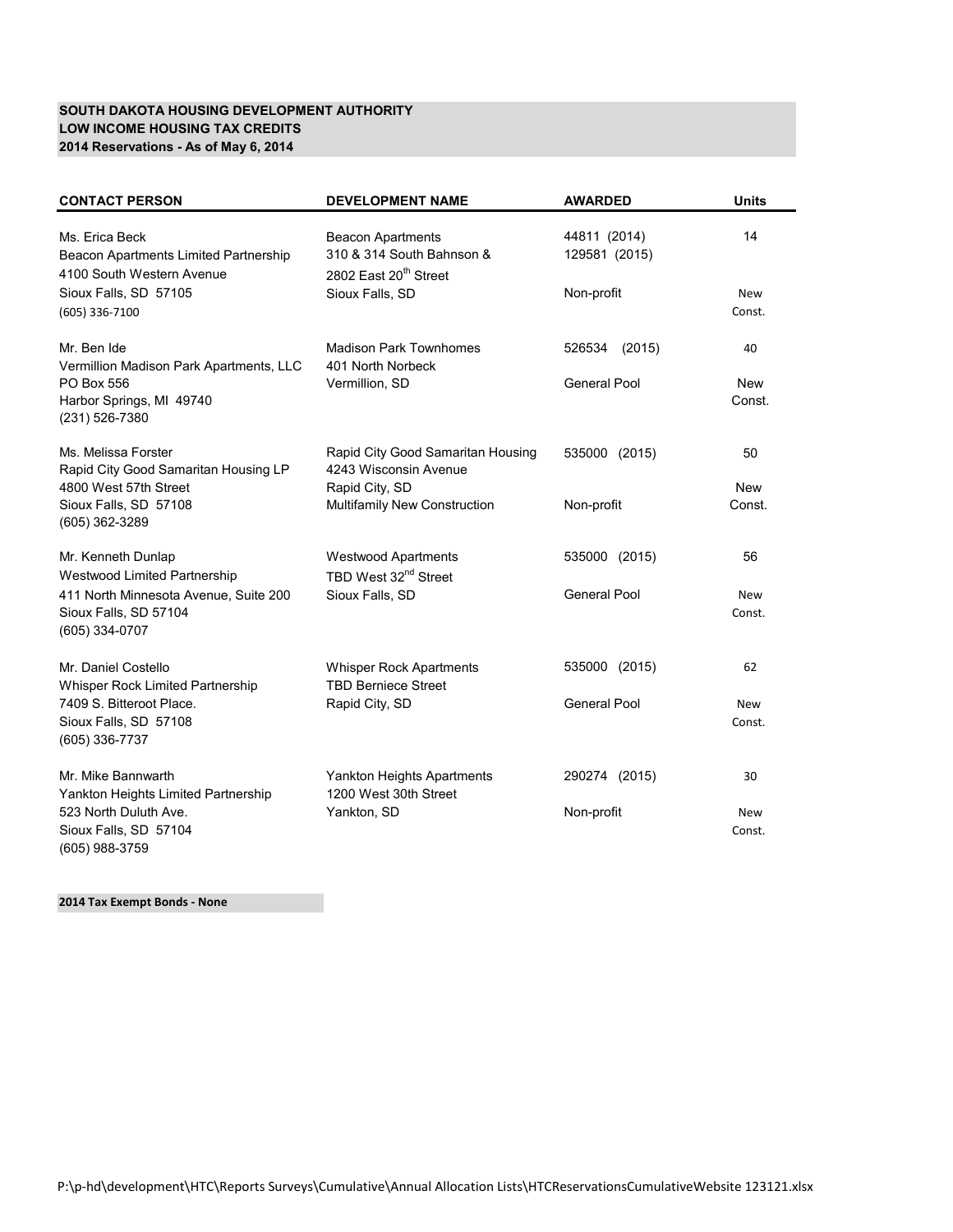**SOUTH DAKOTA HOUSING DEVELOPMENT AUTHORITY**
**LOW INCOME HOUSING TAX CREDITS**
**2014 Reservations - As of May 6, 2014**

| CONTACT PERSON | DEVELOPMENT NAME | AWARDED | Units |
|---|---|---|---|
| Ms. Erica Beck<br>Beacon Apartments Limited Partnership<br>4100 South Western Avenue<br>Sioux Falls, SD 57105<br>(605) 336-7100 | Beacon Apartments<br>310 & 314 South Bahnson &<br>2802 East 20th Street<br>Sioux Falls, SD | 44811 (2014)<br>129581 (2015)<br><br>Non-profit | 14<br><br><br>New Const. |
| Mr. Ben Ide<br>Vermillion Madison Park Apartments, LLC<br>PO Box 556<br>Harbor Springs, MI 49740<br>(231) 526-7380 | Madison Park Townhomes<br>401 North Norbeck<br>Vermillion, SD | 526534 (2015)<br><br>General Pool | 40<br><br>New Const. |
| Ms. Melissa Forster<br>Rapid City Good Samaritan Housing LP<br>4800 West 57th Street<br>Sioux Falls, SD 57108<br>(605) 362-3289 | Rapid City Good Samaritan Housing<br>4243 Wisconsin Avenue<br>Rapid City, SD<br>Multifamily New Construction | 535000 (2015)<br><br><br>Non-profit | 50<br><br>New Const. |
| Mr. Kenneth Dunlap<br>Westwood Limited Partnership<br>411 North Minnesota Avenue, Suite 200<br>Sioux Falls, SD 57104<br>(605) 334-0707 | Westwood Apartments<br>TBD West 32nd Street<br>Sioux Falls, SD | 535000 (2015)<br><br>General Pool | 56<br><br>New Const. |
| Mr. Daniel Costello<br>Whisper Rock Limited Partnership<br>7409 S. Bitteroot Place.<br>Sioux Falls, SD 57108<br>(605) 336-7737 | Whisper Rock Apartments<br>TBD Berniece Street<br>Rapid City, SD | 535000 (2015)<br><br>General Pool | 62<br><br>New Const. |
| Mr. Mike Bannwarth<br>Yankton Heights Limited Partnership<br>523 North Duluth Ave.<br>Sioux Falls, SD 57104<br>(605) 988-3759 | Yankton Heights Apartments<br>1200 West 30th Street<br>Yankton, SD | 290274 (2015)<br><br>Non-profit | 30<br><br>New Const. |

**2014 Tax Exempt Bonds - None**

P:\p-hd\development\HTC\Reports Surveys\Cumulative\Annual Allocation Lists\HTCReservationsCumulativeWebsite 123121.xlsx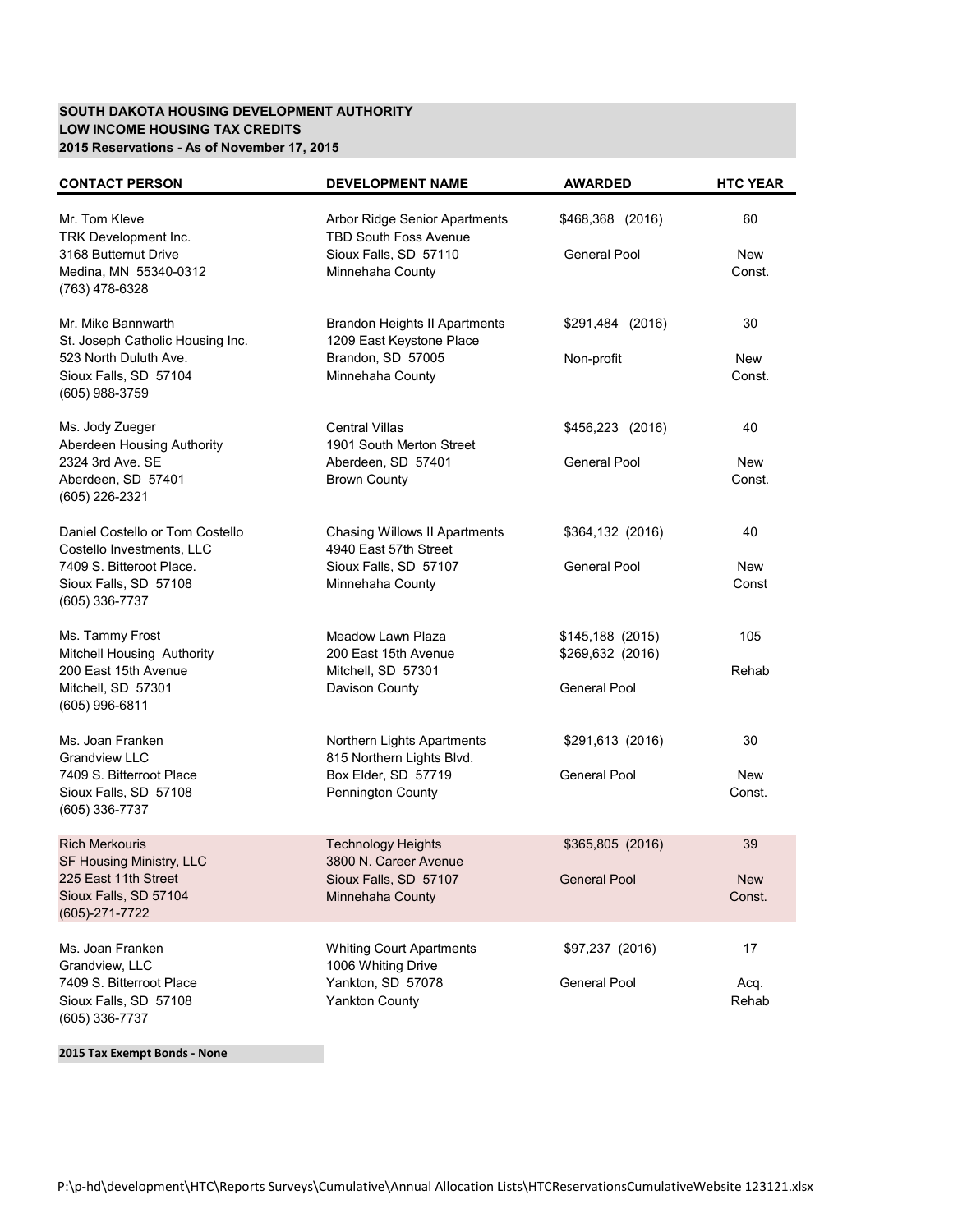**SOUTH DAKOTA HOUSING DEVELOPMENT AUTHORITY**
**LOW INCOME HOUSING TAX CREDITS**
**2015 Reservations - As of November 17, 2015**

| CONTACT PERSON | DEVELOPMENT NAME | AWARDED | HTC YEAR |
|---|---|---|---|
| Mr. Tom Kleve<br>TRK Development Inc.<br>3168 Butternut Drive<br>Medina, MN 55340-0312<br>(763) 478-6328 | Arbor Ridge Senior Apartments<br>TBD South Foss Avenue<br>Sioux Falls, SD 57110<br>Minnehaha County | $468,368 (2016)<br><br>General Pool | 60<br><br>New Const. |
| Mr. Mike Bannwarth<br>St. Joseph Catholic Housing Inc.<br>523 North Duluth Ave.<br>Sioux Falls, SD 57104<br>(605) 988-3759 | Brandon Heights II Apartments<br>1209 East Keystone Place<br>Brandon, SD 57005<br>Minnehaha County | $291,484 (2016)<br><br>Non-profit | 30<br><br>New Const. |
| Ms. Jody Zueger<br>Aberdeen Housing Authority<br>2324 3rd Ave. SE<br>Aberdeen, SD 57401<br>(605) 226-2321 | Central Villas<br>1901 South Merton Street<br>Aberdeen, SD 57401<br>Brown County | $456,223 (2016)<br><br>General Pool | 40<br><br>New Const. |
| Daniel Costello or Tom Costello<br>Costello Investments, LLC<br>7409 S. Bitteroot Place.<br>Sioux Falls, SD 57108<br>(605) 336-7737 | Chasing Willows II Apartments<br>4940 East 57th Street<br>Sioux Falls, SD 57107<br>Minnehaha County | $364,132 (2016)<br><br>General Pool | 40<br><br>New Const |
| Ms. Tammy Frost<br>Mitchell Housing Authority<br>200 East 15th Avenue<br>Mitchell, SD 57301<br>(605) 996-6811 | Meadow Lawn Plaza<br>200 East 15th Avenue<br>Mitchell, SD 57301<br>Davison County | $145,188 (2015)<br>$269,632 (2016)<br><br>General Pool | 105<br><br>Rehab |
| Ms. Joan Franken<br>Grandview LLC<br>7409 S. Bitterroot Place<br>Sioux Falls, SD 57108<br>(605) 336-7737 | Northern Lights Apartments<br>815 Northern Lights Blvd.<br>Box Elder, SD 57719<br>Pennington County | $291,613 (2016)<br><br>General Pool | 30<br><br>New Const. |
| Rich Merkouris<br>SF Housing Ministry, LLC<br>225 East 11th Street<br>Sioux Falls, SD 57104<br>(605)-271-7722 | Technology Heights<br>3800 N. Career Avenue<br>Sioux Falls, SD 57107<br>Minnehaha County | $365,805 (2016)<br><br>General Pool | 39<br><br>New Const. |
| Ms. Joan Franken<br>Grandview, LLC<br>7409 S. Bitterroot Place<br>Sioux Falls, SD 57108<br>(605) 336-7737 | Whiting Court Apartments<br>1006 Whiting Drive<br>Yankton, SD 57078<br>Yankton County | $97,237 (2016)<br><br>General Pool | 17<br><br>Acq. Rehab |

**2015 Tax Exempt Bonds - None**

P:\p-hd\development\HTC\Reports Surveys\Cumulative\Annual Allocation Lists\HTCReservationsCumulativeWebsite 123121.xlsx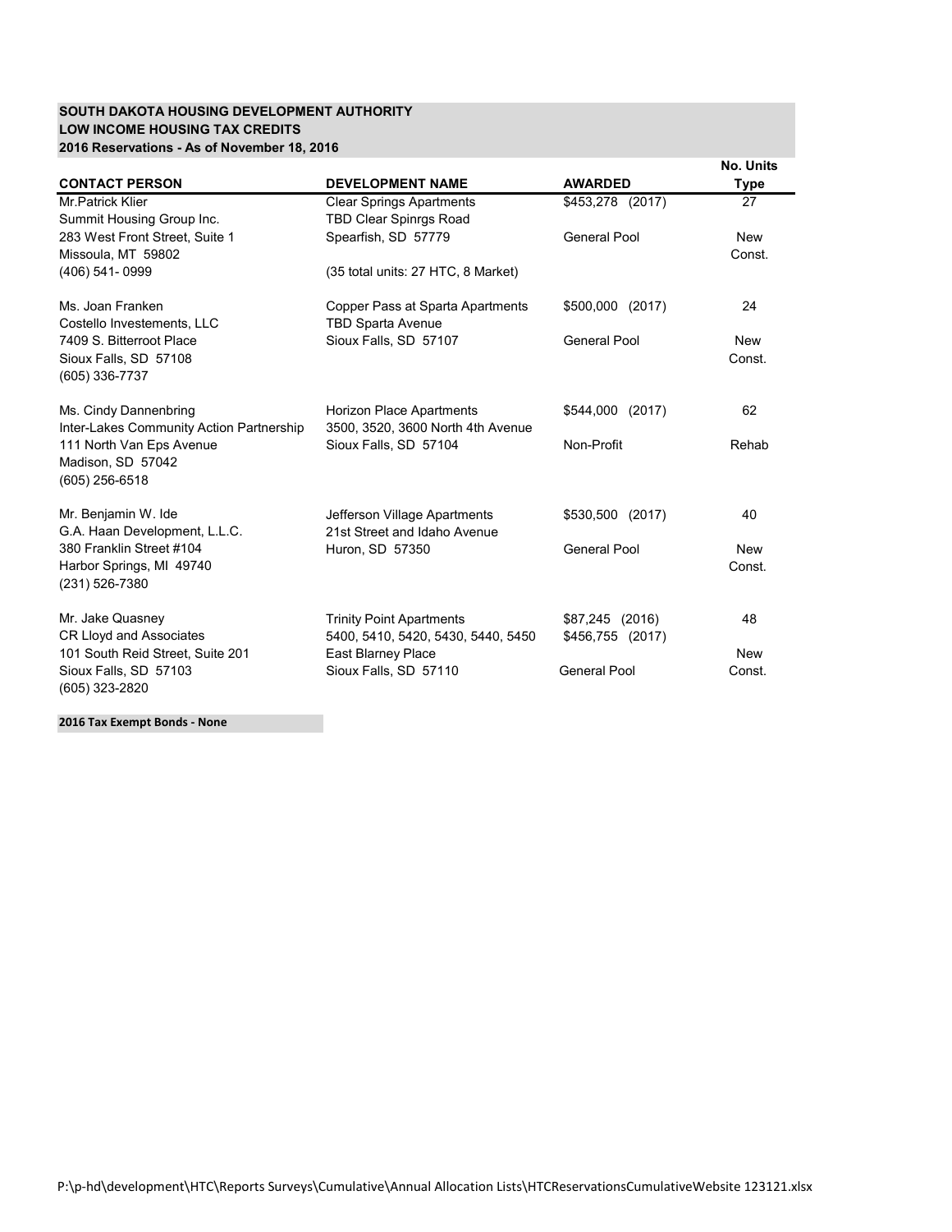**SOUTH DAKOTA HOUSING DEVELOPMENT AUTHORITY**
**LOW INCOME HOUSING TAX CREDITS**
**2016 Reservations - As of November 18, 2016**

| CONTACT PERSON | DEVELOPMENT NAME | AWARDED | No. Units Type |
|---|---|---|---|
| Mr.Patrick Klier<br>Summit Housing Group Inc.<br>283 West Front Street, Suite 1<br>Missoula, MT 59802<br>(406) 541- 0999 | Clear Springs Apartments<br>TBD Clear Spinrgs Road<br>Spearfish, SD 57779<br><br>(35 total units: 27 HTC, 8 Market) | $453,278 (2017)<br><br>General Pool | 27<br><br>New Const. |
| Ms. Joan Franken<br>Costello Investements, LLC<br>7409 S. Bitterroot Place<br>Sioux Falls, SD 57108<br>(605) 336-7737 | Copper Pass at Sparta Apartments<br>TBD Sparta Avenue<br>Sioux Falls, SD 57107 | $500,000 (2017)<br><br>General Pool | 24<br><br>New Const. |
| Ms. Cindy Dannenbring<br>Inter-Lakes Community Action Partnership<br>111 North Van Eps Avenue<br>Madison, SD 57042<br>(605) 256-6518 | Horizon Place Apartments<br>3500, 3520, 3600 North 4th Avenue<br>Sioux Falls, SD 57104 | $544,000 (2017)<br><br>Non-Profit | 62<br><br>Rehab |
| Mr. Benjamin W. Ide<br>G.A. Haan Development, L.L.C.<br>380 Franklin Street #104<br>Harbor Springs, MI 49740<br>(231) 526-7380 | Jefferson Village Apartments<br>21st Street and Idaho Avenue<br>Huron, SD 57350 | $530,500 (2017)<br><br>General Pool | 40<br><br>New Const. |
| Mr. Jake Quasney<br>CR Lloyd and Associates<br>101 South Reid Street, Suite 201<br>Sioux Falls, SD 57103<br>(605) 323-2820 | Trinity Point Apartments<br>5400, 5410, 5420, 5430, 5440, 5450<br>East Blarney Place<br>Sioux Falls, SD 57110 | $87,245 (2016)<br>$456,755 (2017)<br><br>General Pool | 48<br><br>New Const. |

**2016 Tax Exempt Bonds - None**

P:\p-hd\development\HTC\Reports Surveys\Cumulative\Annual Allocation Lists\HTCReservationsCumulativeWebsite 123121.xlsx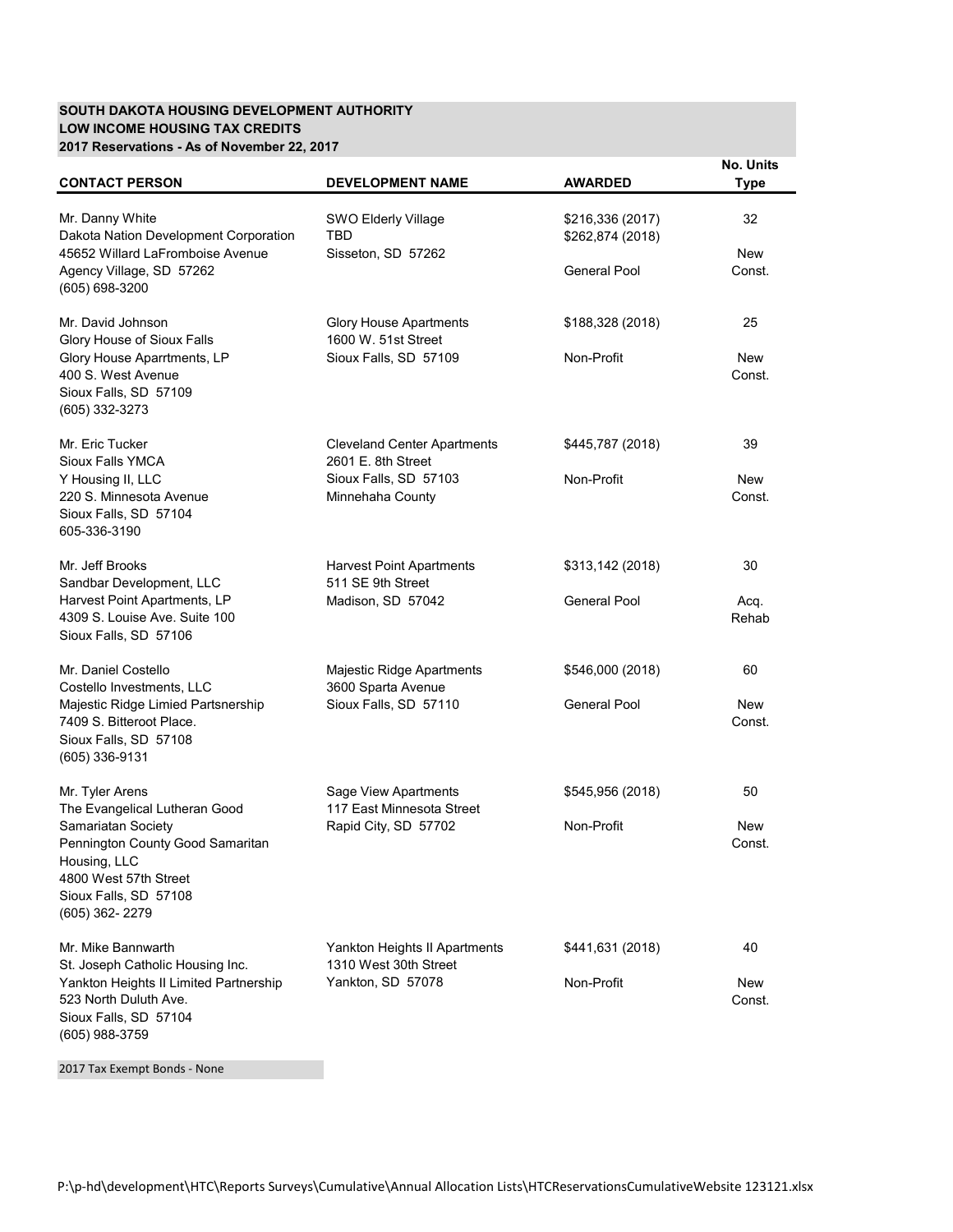**SOUTH DAKOTA HOUSING DEVELOPMENT AUTHORITY**
**LOW INCOME HOUSING TAX CREDITS**
**2017 Reservations - As of November 22, 2017**

| CONTACT PERSON | DEVELOPMENT NAME | AWARDED | No. Units Type |
|---|---|---|---|
| Mr. Danny White<br>Dakota Nation Development Corporation<br>45652 Willard LaFromboise Avenue<br>Agency Village, SD 57262<br>(605) 698-3200 | SWO Elderly Village<br>TBD<br>Sisseton, SD 57262 | \$216,336 (2017)<br>\$262,874 (2018)<br><br>General Pool | 32<br><br>New Const. |
| Mr. David Johnson<br>Glory House of Sioux Falls<br>Glory House Aparrtments, LP<br>400 S. West Avenue<br>Sioux Falls, SD 57109<br>(605) 332-3273 | Glory House Apartments<br>1600 W. 51st Street<br>Sioux Falls, SD 57109 | \$188,328 (2018)<br><br>Non-Profit | 25<br><br>New Const. |
| Mr. Eric Tucker<br>Sioux Falls YMCA<br>Y Housing II, LLC<br>220 S. Minnesota Avenue<br>Sioux Falls, SD 57104<br>605-336-3190 | Cleveland Center Apartments<br>2601 E. 8th Street<br>Sioux Falls, SD 57103<br>Minnehaha County | \$445,787 (2018)<br><br>Non-Profit | 39<br><br>New Const. |
| Mr. Jeff Brooks<br>Sandbar Development, LLC<br>Harvest Point Apartments, LP<br>4309 S. Louise Ave. Suite 100<br>Sioux Falls, SD 57106 | Harvest Point Apartments<br>511 SE 9th Street<br>Madison, SD 57042 | \$313,142 (2018)<br><br>General Pool | 30<br><br>Acq. Rehab |
| Mr. Daniel Costello<br>Costello Investments, LLC<br>Majestic Ridge Limied Partsnership<br>7409 S. Bitteroot Place.<br>Sioux Falls, SD 57108<br>(605) 336-9131 | Majestic Ridge Apartments<br>3600 Sparta Avenue<br>Sioux Falls, SD 57110 | \$546,000 (2018)<br><br>General Pool | 60<br><br>New Const. |
| Mr. Tyler Arens<br>The Evangelical Lutheran Good Samariatan Society<br>Pennington County Good Samaritan Housing, LLC<br>4800 West 57th Street<br>Sioux Falls, SD 57108<br>(605) 362- 2279 | Sage View Apartments<br>117 East Minnesota Street<br>Rapid City, SD 57702 | \$545,956 (2018)<br><br>Non-Profit | 50<br><br>New Const. |
| Mr. Mike Bannwarth<br>St. Joseph Catholic Housing Inc.<br>Yankton Heights II Limited Partnership<br>523 North Duluth Ave.<br>Sioux Falls, SD 57104<br>(605) 988-3759 | Yankton Heights II Apartments<br>1310 West 30th Street<br>Yankton, SD 57078 | \$441,631 (2018)<br><br>Non-Profit | 40<br><br>New Const. |

2017 Tax Exempt Bonds - None

P:\p-hd\development\HTC\Reports Surveys\Cumulative\Annual Allocation Lists\HTCReservationsCumulativeWebsite 123121.xlsx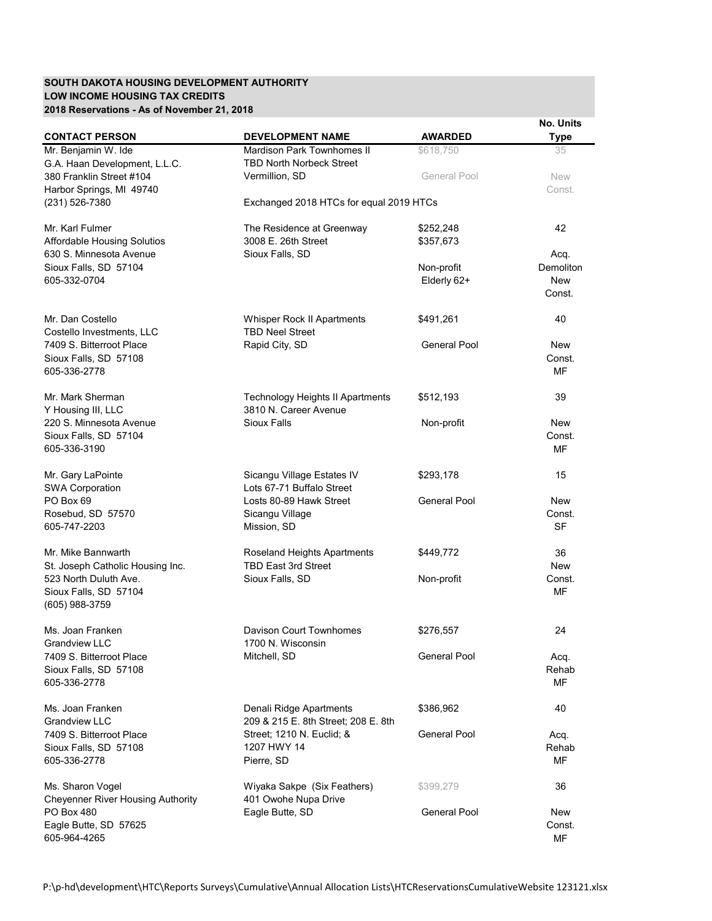**SOUTH DAKOTA HOUSING DEVELOPMENT AUTHORITY**
**LOW INCOME HOUSING TAX CREDITS**
**2018 Reservations - As of November 21, 2018**

| CONTACT PERSON | DEVELOPMENT NAME | AWARDED | No. Units Type |
|---|---|---|---|
| Mr. Benjamin W. Ide<br>G.A. Haan Development, L.L.C.<br>380 Franklin Street #104<br>Harbor Springs, MI 49740<br>(231) 526-7380 | Mardison Park Townhomes II<br>TBD North Norbeck Street<br>Vermillion, SD<br>Exchanged 2018 HTCs for equal 2019 HTCs | \$618,750<br>General Pool | 35<br>New<br>Const. |
| Mr. Karl Fulmer<br>Affordable Housing Solutios<br>630 S. Minnesota Avenue<br>Sioux Falls, SD 57104<br>605-332-0704 | The Residence at Greenway<br>3008 E. 26th Street<br>Sioux Falls, SD | \$252,248<br>\$357,673<br>Non-profit<br>Elderly 62+ | 42<br>Acq.<br>Demoliton<br>New<br>Const. |
| Mr. Dan Costello<br>Costello Investments, LLC<br>7409 S. Bitterroot Place<br>Sioux Falls, SD 57108<br>605-336-2778 | Whisper Rock II Apartments<br>TBD Neel Street<br>Rapid City, SD | \$491,261<br>General Pool | 40<br>New<br>Const.<br>MF |
| Mr. Mark Sherman<br>Y Housing III, LLC<br>220 S. Minnesota Avenue<br>Sioux Falls, SD 57104<br>605-336-3190 | Technology Heights II Apartments<br>3810 N. Career Avenue<br>Sioux Falls | \$512,193<br>Non-profit | 39<br>New<br>Const.<br>MF |
| Mr. Gary LaPointe<br>SWA Corporation<br>PO Box 69<br>Rosebud, SD 57570<br>605-747-2203 | Sicangu Village Estates IV<br>Lots 67-71 Buffalo Street<br>Losts 80-89 Hawk Street<br>Sicangu Village<br>Mission, SD | \$293,178<br>General Pool | 15<br>New<br>Const.<br>SF |
| Mr. Mike Bannwarth<br>St. Joseph Catholic Housing Inc.<br>523 North Duluth Ave.<br>Sioux Falls, SD 57104<br>(605) 988-3759 | Roseland Heights Apartments<br>TBD East 3rd Street<br>Sioux Falls, SD | \$449,772<br>Non-profit | 36<br>New<br>Const.<br>MF |
| Ms. Joan Franken<br>Grandview LLC<br>7409 S. Bitterroot Place<br>Sioux Falls, SD 57108<br>605-336-2778 | Davison Court Townhomes<br>1700 N. Wisconsin<br>Mitchell, SD | \$276,557<br>General Pool | 24<br>Acq.<br>Rehab<br>MF |
| Ms. Joan Franken<br>Grandview LLC<br>7409 S. Bitterroot Place<br>Sioux Falls, SD 57108<br>605-336-2778 | Denali Ridge Apartments<br>209 & 215 E. 8th Street; 208 E. 8th Street; 1210 N. Euclid; &<br>1207 HWY 14<br>Pierre, SD | \$386,962<br>General Pool | 40<br>Acq.<br>Rehab<br>MF |
| Ms. Sharon Vogel<br>Cheyenner River Housing Authority<br>PO Box 480<br>Eagle Butte, SD 57625<br>605-964-4265 | Wiyaka Sakpe (Six Feathers)<br>401 Owohe Nupa Drive<br>Eagle Butte, SD | \$399,279<br>General Pool | 36<br>New<br>Const.<br>MF |

P:\p-hd\development\HTC\Reports Surveys\Cumulative\Annual Allocation Lists\HTCReservationsCumulativeWebsite 123121.xlsx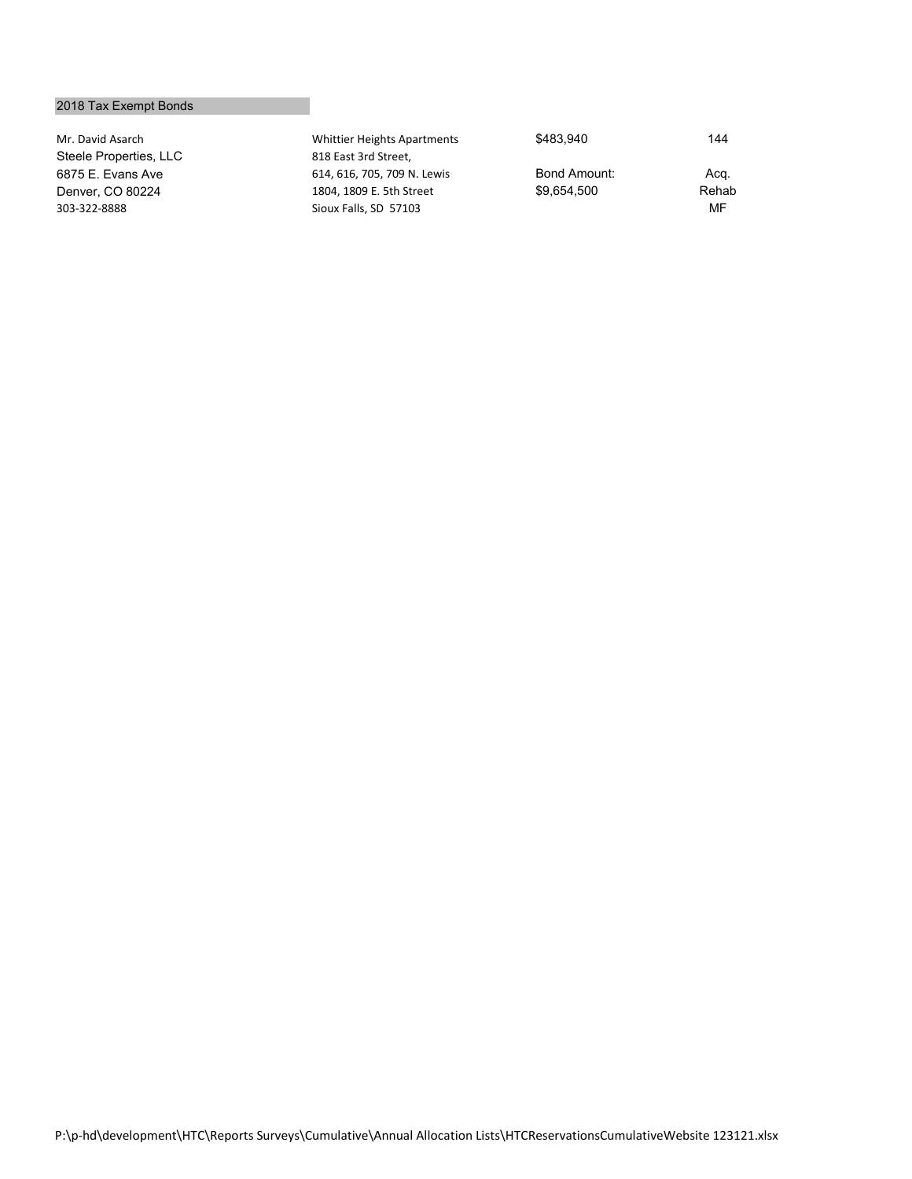## 2018 Tax Exempt Bonds

| | | | |
|---|---|---|---|
| Mr. David Asarch | Whittier Heights Apartments | $483,940 | 144 |
| Steele Properties, LLC | 818 East 3rd Street, | | |
| 6875 E. Evans Ave | 614, 616, 705, 709 N. Lewis | Bond Amount: | Acq. |
| Denver, CO 80224 | 1804, 1809 E. 5th Street | $9,654,500 | Rehab |
| 303-322-8888 | Sioux Falls, SD 57103 | | MF |

P:\p-hd\development\HTC\Reports Surveys\Cumulative\Annual Allocation Lists\HTCReservationsCumulativeWebsite 123121.xlsx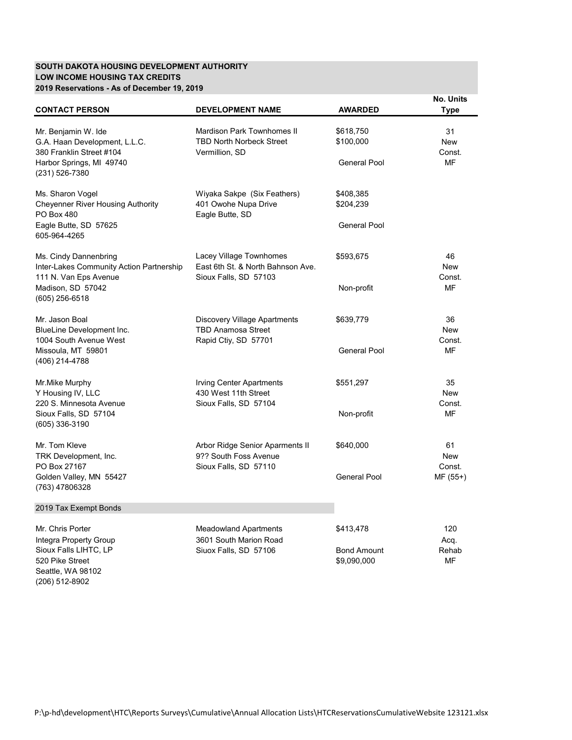**SOUTH DAKOTA HOUSING DEVELOPMENT AUTHORITY**
**LOW INCOME HOUSING TAX CREDITS**
**2019 Reservations - As of December 19, 2019**

| CONTACT PERSON | DEVELOPMENT NAME | AWARDED | No. Units Type |
|---|---|---|---|
| Mr. Benjamin W. Ide<br>G.A. Haan Development, L.L.C.<br>380 Franklin Street #104<br>Harbor Springs, MI 49740<br>(231) 526-7380 | Mardison Park Townhomes II<br>TBD North Norbeck Street<br>Vermillion, SD | $618,750<br>$100,000<br><br>General Pool | 31<br>New<br>Const.<br>MF |
| Ms. Sharon Vogel<br>Cheyenner River Housing Authority<br>PO Box 480<br>Eagle Butte, SD 57625<br>605-964-4265 | Wiyaka Sakpe (Six Feathers)<br>401 Owohe Nupa Drive<br>Eagle Butte, SD | $408,385<br>$204,239<br><br>General Pool | |
| Ms. Cindy Dannenbring<br>Inter-Lakes Community Action Partnership<br>111 N. Van Eps Avenue<br>Madison, SD 57042<br>(605) 256-6518 | Lacey Village Townhomes<br>East 6th St. & North Bahnson Ave.<br>Sioux Falls, SD 57103 | $593,675<br><br><br>Non-profit | 46<br>New<br>Const.<br>MF |
| Mr. Jason Boal<br>BlueLine Development Inc.<br>1004 South Avenue West<br>Missoula, MT 59801<br>(406) 214-4788 | Discovery Village Apartments<br>TBD Anamosa Street<br>Rapid Ctiy, SD 57701 | $639,779<br><br><br>General Pool | 36<br>New<br>Const.<br>MF |
| Mr.Mike Murphy<br>Y Housing IV, LLC<br>220 S. Minnesota Avenue<br>Sioux Falls, SD 57104<br>(605) 336-3190 | Irving Center Apartments<br>430 West 11th Street<br>Sioux Falls, SD 57104 | $551,297<br><br><br>Non-profit | 35<br>New<br>Const.<br>MF |
| Mr. Tom Kleve<br>TRK Development, Inc.<br>PO Box 27167<br>Golden Valley, MN 55427<br>(763) 47806328 | Arbor Ridge Senior Aparments II<br>9?? South Foss Avenue<br>Sioux Falls, SD 57110 | $640,000<br><br><br>General Pool | 61<br>New<br>Const.<br>MF (55+) |
| **2019 Tax Exempt Bonds** | | | |
| Mr. Chris Porter<br>Integra Property Group<br>Sioux Falls LIHTC, LP<br>520 Pike Street<br>Seattle, WA 98102<br>(206) 512-8902 | Meadowland Apartments<br>3601 South Marion Road<br>Siuox Falls, SD 57106 | $413,478<br><br>Bond Amount<br>$9,090,000 | 120<br>Acq.<br>Rehab<br>MF |

P:\p-hd\development\HTC\Reports Surveys\Cumulative\Annual Allocation Lists\HTCReservationsCumulativeWebsite 123121.xlsx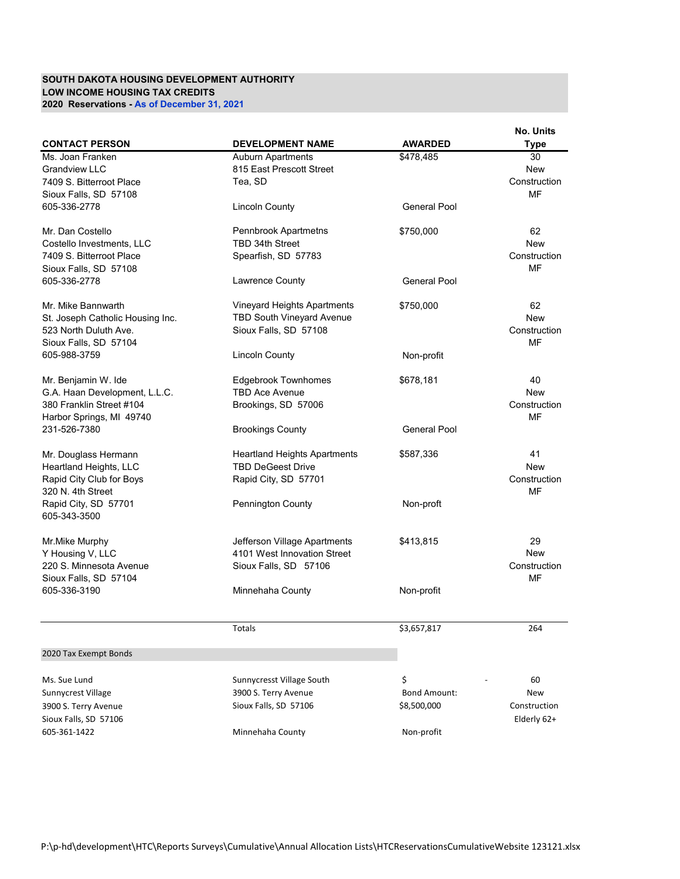**SOUTH DAKOTA HOUSING DEVELOPMENT AUTHORITY**
**LOW INCOME HOUSING TAX CREDITS**
**2020 Reservations - As of December 31, 2021**

| CONTACT PERSON | DEVELOPMENT NAME | AWARDED | No. Units Type |
|---|---|---|---|
| Ms. Joan Franken<br>Grandview LLC<br>7409 S. Bitterroot Place<br>Sioux Falls, SD 57108<br>605-336-2778 | Auburn Apartments<br>815 East Prescott Street<br>Tea, SD<br><br>Lincoln County | $478,485<br><br><br><br>General Pool | 30<br>New<br>Construction<br>MF |
| Mr. Dan Costello<br>Costello Investments, LLC<br>7409 S. Bitterroot Place<br>Sioux Falls, SD 57108<br>605-336-2778 | Pennbrook Apartmetns<br>TBD 34th Street<br>Spearfish, SD 57783<br><br>Lawrence County | $750,000<br><br><br><br>General Pool | 62<br>New<br>Construction<br>MF |
| Mr. Mike Bannwarth<br>St. Joseph Catholic Housing Inc.<br>523 North Duluth Ave.<br>Sioux Falls, SD 57104<br>605-988-3759 | Vineyard Heights Apartments<br>TBD South Vineyard Avenue<br>Sioux Falls, SD 57108<br><br>Lincoln County | $750,000<br><br><br><br>Non-profit | 62<br>New<br>Construction<br>MF |
| Mr. Benjamin W. Ide<br>G.A. Haan Development, L.L.C.<br>380 Franklin Street #104<br>Harbor Springs, MI 49740<br>231-526-7380 | Edgebrook Townhomes<br>TBD Ace Avenue<br>Brookings, SD 57006<br><br>Brookings County | $678,181<br><br><br><br>General Pool | 40<br>New<br>Construction<br>MF |
| Mr. Douglass Hermann<br>Heartland Heights, LLC<br>Rapid City Club for Boys<br>320 N. 4th Street<br>Rapid City, SD 57701<br>605-343-3500 | Heartland Heights Apartments<br>TBD DeGeest Drive<br>Rapid City, SD 57701<br><br>Pennington County | $587,336<br><br><br><br>Non-proft | 41<br>New<br>Construction<br>MF |
| Mr.Mike Murphy<br>Y Housing V, LLC<br>220 S. Minnesota Avenue<br>Sioux Falls, SD 57104<br>605-336-3190 | Jefferson Village Apartments<br>4101 West Innovation Street<br>Sioux Falls, SD 57106<br><br>Minnehaha County | $413,815<br><br><br><br>Non-profit | 29<br>New<br>Construction<br>MF |
| | Totals | $3,657,817 | 264 |

2020 Tax Exempt Bonds

| | | | |
|---|---|---|---|
| Ms. Sue Lund<br>Sunnycrest Village<br>3900 S. Terry Avenue<br>Sioux Falls, SD 57106<br>605-361-1422 | Sunnycrest Village South<br>3900 S. Terry Avenue<br>Sioux Falls, SD 57106<br><br>Minnehaha County | $ -<br>Bond Amount:<br>$8,500,000<br><br>Non-profit | 60<br>New<br>Construction<br>Elderly 62+ |

P:\p-hd\development\HTC\Reports Surveys\Cumulative\Annual Allocation Lists\HTCReservationsCumulativeWebsite 123121.xlsx